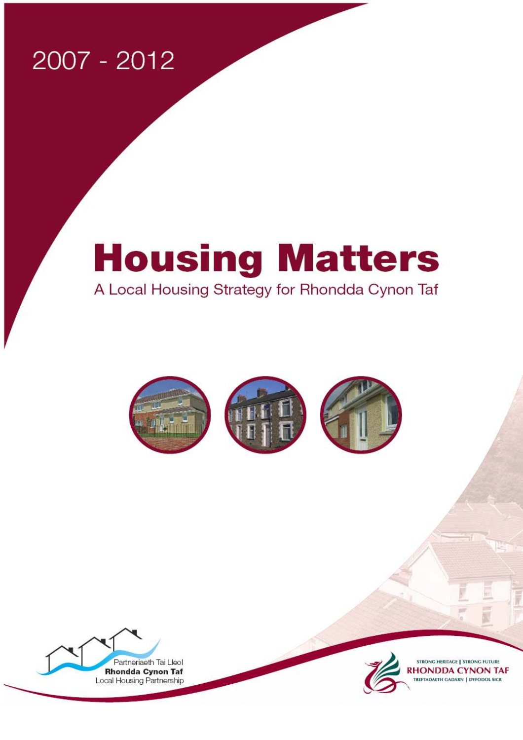2007 - 2012

# Housing Matters

A Local Housing Strategy for Rhondda Cynon Taf

Partneriaeth Tai Lleol
**Rhondda Cynon Taf**
Local Housing Partnership

STRONG HERITAGE | STRONG FUTURE
RHONDDA CYNON TAF
TREFTADAETH GADARN | DYFODOL SICR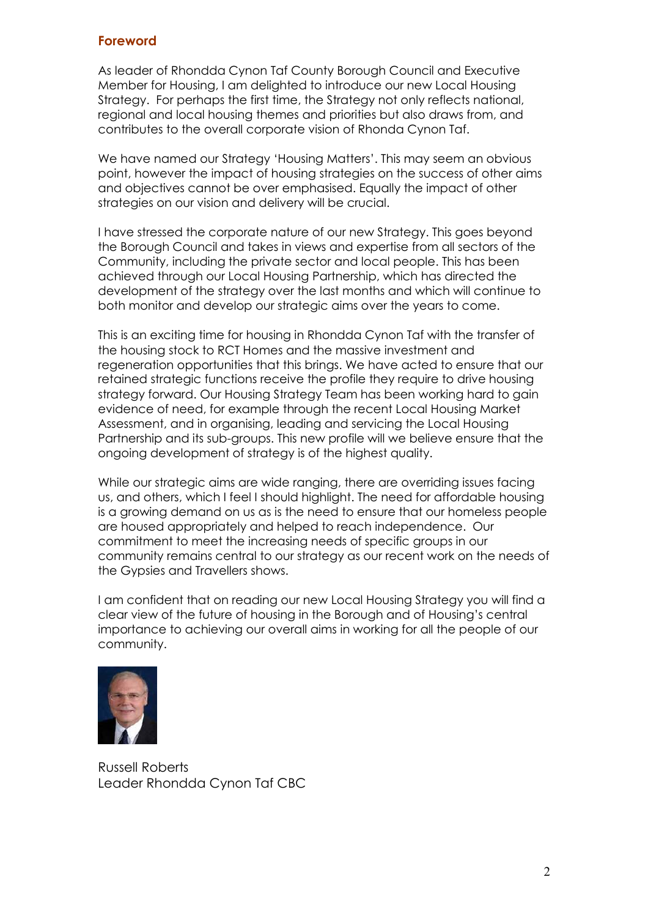## Foreword

As leader of Rhondda Cynon Taf County Borough Council and Executive Member for Housing, I am delighted to introduce our new Local Housing Strategy. For perhaps the first time, the Strategy not only reflects national, regional and local housing themes and priorities but also draws from, and contributes to the overall corporate vision of Rhonda Cynon Taf.

We have named our Strategy 'Housing Matters'. This may seem an obvious point, however the impact of housing strategies on the success of other aims and objectives cannot be over emphasised. Equally the impact of other strategies on our vision and delivery will be crucial.

I have stressed the corporate nature of our new Strategy. This goes beyond the Borough Council and takes in views and expertise from all sectors of the Community, including the private sector and local people. This has been achieved through our Local Housing Partnership, which has directed the development of the strategy over the last months and which will continue to both monitor and develop our strategic aims over the years to come.

This is an exciting time for housing in Rhondda Cynon Taf with the transfer of the housing stock to RCT Homes and the massive investment and regeneration opportunities that this brings. We have acted to ensure that our retained strategic functions receive the profile they require to drive housing strategy forward. Our Housing Strategy Team has been working hard to gain evidence of need, for example through the recent Local Housing Market Assessment, and in organising, leading and servicing the Local Housing Partnership and its sub-groups. This new profile will we believe ensure that the ongoing development of strategy is of the highest quality.

While our strategic aims are wide ranging, there are overriding issues facing us, and others, which I feel I should highlight. The need for affordable housing is a growing demand on us as is the need to ensure that our homeless people are housed appropriately and helped to reach independence. Our commitment to meet the increasing needs of specific groups in our community remains central to our strategy as our recent work on the needs of the Gypsies and Travellers shows.

I am confident that on reading our new Local Housing Strategy you will find a clear view of the future of housing in the Borough and of Housing's central importance to achieving our overall aims in working for all the people of our community.

Russell Roberts
Leader Rhondda Cynon Taf CBC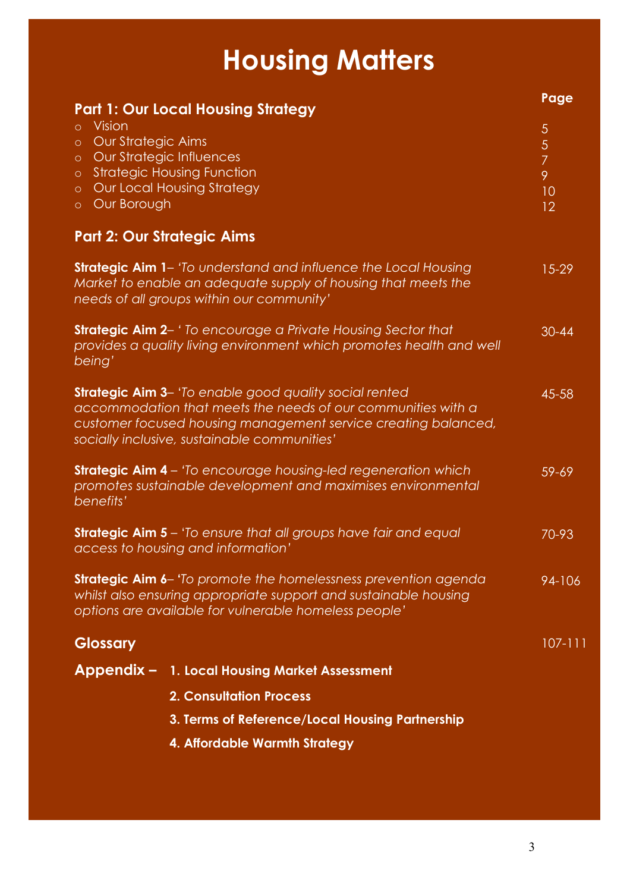# Housing Matters

| | Page |
|---|---|
| **Part 1: Our Local Housing Strategy** | |
| ○ Vision | 5 |
| ○ Our Strategic Aims | 5 |
| ○ Our Strategic Influences | 7 |
| ○ Strategic Housing Function | 9 |
| ○ Our Local Housing Strategy | 10 |
| ○ Our Borough | 12 |
| **Part 2: Our Strategic Aims** | |
| **Strategic Aim 1**– *'To understand and influence the Local Housing Market to enable an adequate supply of housing that meets the needs of all groups within our community'* | 15-29 |
| **Strategic Aim 2**– *' To encourage a Private Housing Sector that provides a quality living environment which promotes health and well being'* | 30-44 |
| **Strategic Aim 3**– *'To enable good quality social rented accommodation that meets the needs of our communities with a customer focused housing management service creating balanced, socially inclusive, sustainable communities'* | 45-58 |
| **Strategic Aim 4** – *'To encourage housing-led regeneration which promotes sustainable development and maximises environmental benefits'* | 59-69 |
| **Strategic Aim 5** – *'To ensure that all groups have fair and equal access to housing and information'* | 70-93 |
| **Strategic Aim 6**– **'***To promote the homelessness prevention agenda whilst also ensuring appropriate support and sustainable housing options are available for vulnerable homeless people'* | 94-106 |
| **Glossary** | 107-111 |

**Appendix –**
1. **Local Housing Market Assessment**
2. **Consultation Process**
3. **Terms of Reference/Local Housing Partnership**
4. **Affordable Warmth Strategy**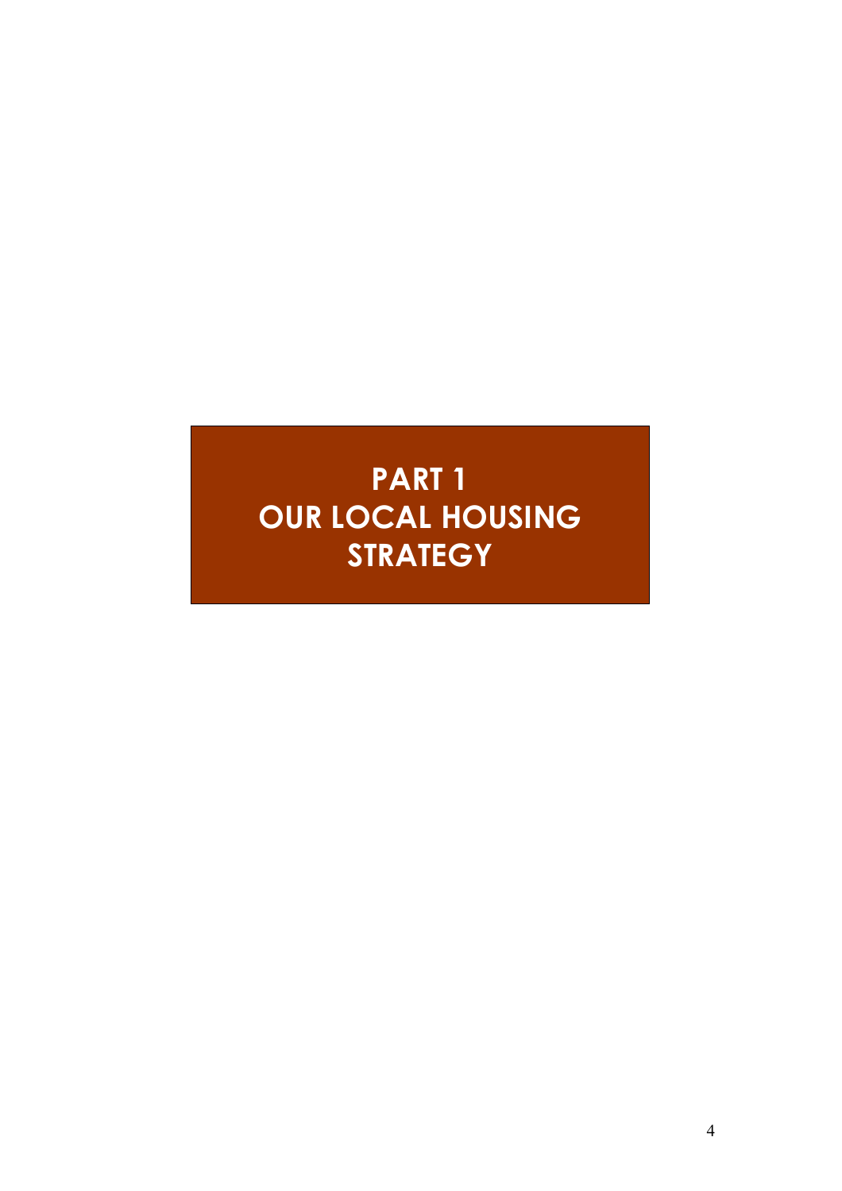# PART 1
# OUR LOCAL HOUSING STRATEGY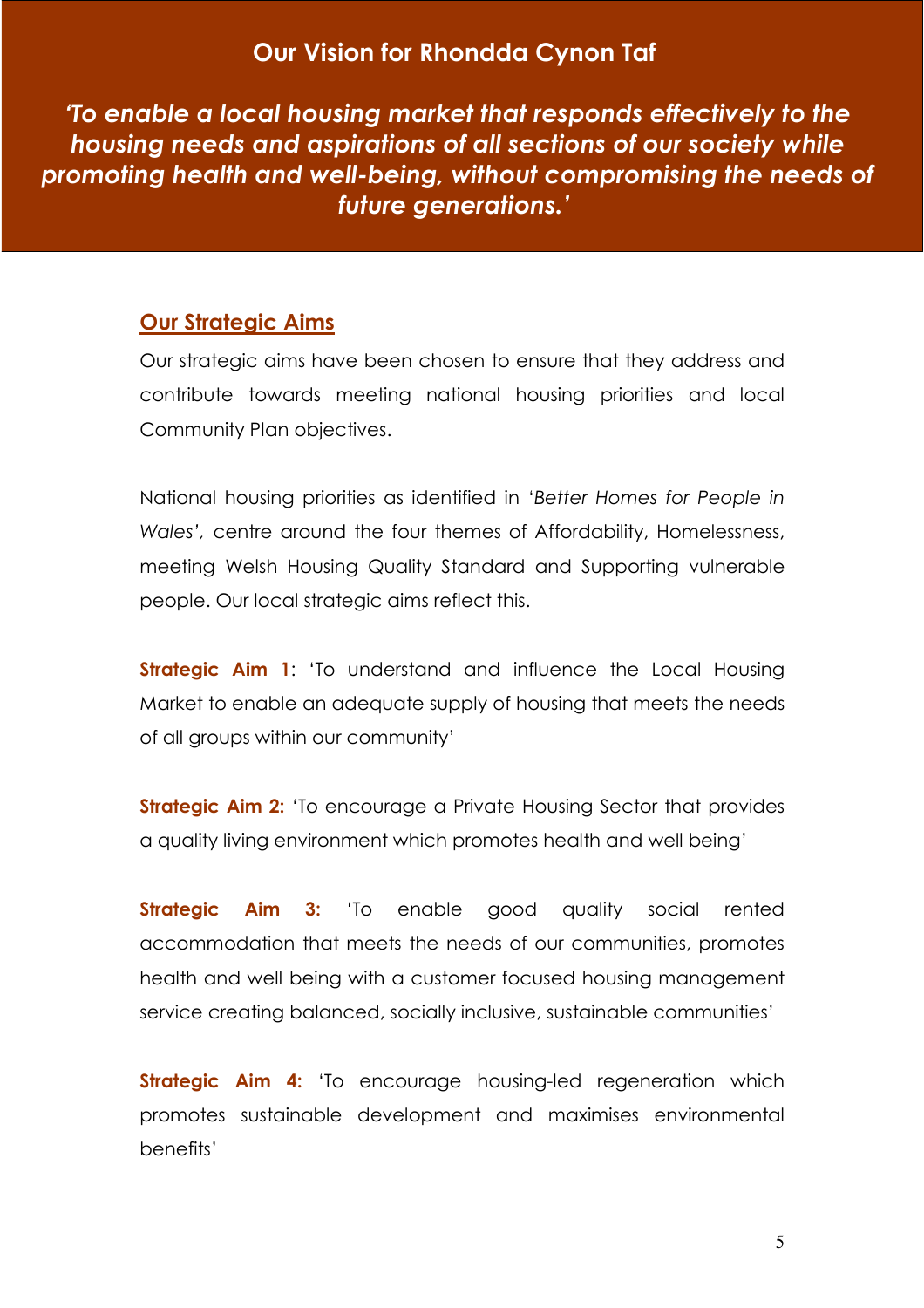## Our Vision for Rhondda Cynon Taf

***'To enable a local housing market that responds effectively to the housing needs and aspirations of all sections of our society while promoting health and well-being, without compromising the needs of future generations.'***

### Our Strategic Aims

Our strategic aims have been chosen to ensure that they address and contribute towards meeting national housing priorities and local Community Plan objectives.

National housing priorities as identified in '*Better Homes for People in Wales'*, centre around the four themes of Affordability, Homelessness, meeting Welsh Housing Quality Standard and Supporting vulnerable people. Our local strategic aims reflect this.

**Strategic Aim 1**: 'To understand and influence the Local Housing Market to enable an adequate supply of housing that meets the needs of all groups within our community'

**Strategic Aim 2:** 'To encourage a Private Housing Sector that provides a quality living environment which promotes health and well being'

**Strategic Aim 3:** 'To enable good quality social rented accommodation that meets the needs of our communities, promotes health and well being with a customer focused housing management service creating balanced, socially inclusive, sustainable communities'

**Strategic Aim 4:** 'To encourage housing-led regeneration which promotes sustainable development and maximises environmental benefits'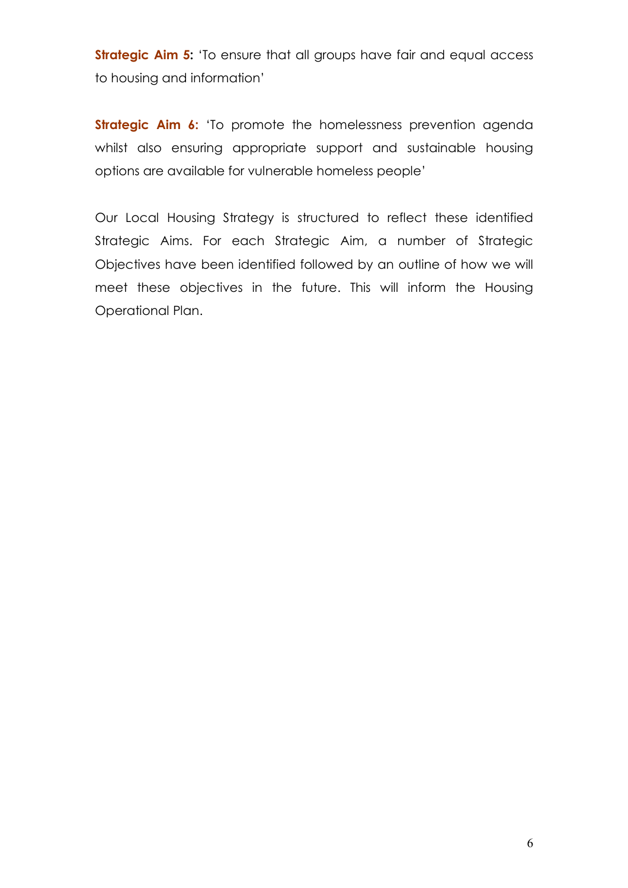**Strategic Aim 5:** 'To ensure that all groups have fair and equal access to housing and information'

**Strategic Aim 6:** 'To promote the homelessness prevention agenda whilst also ensuring appropriate support and sustainable housing options are available for vulnerable homeless people'

Our Local Housing Strategy is structured to reflect these identified Strategic Aims. For each Strategic Aim, a number of Strategic Objectives have been identified followed by an outline of how we will meet these objectives in the future. This will inform the Housing Operational Plan.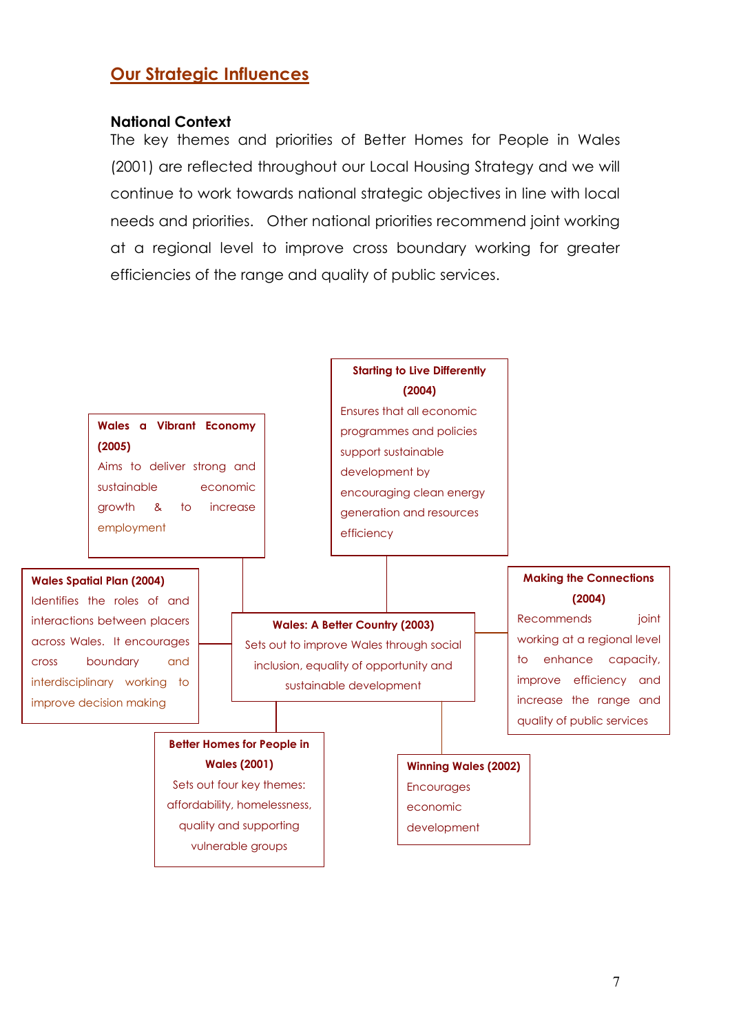## Our Strategic Influences

**National Context**

The key themes and priorities of Better Homes for People in Wales (2001) are reflected throughout our Local Housing Strategy and we will continue to work towards national strategic objectives in line with local needs and priorities. Other national priorities recommend joint working at a regional level to improve cross boundary working for greater efficiencies of the range and quality of public services.

**Starting to Live Differently (2004)**
Ensures that all economic programmes and policies support sustainable development by encouraging clean energy generation and resources efficiency

**Wales a Vibrant Economy (2005)**
Aims to deliver strong and sustainable economic growth & to increase employment

**Wales Spatial Plan (2004)**
Identifies the roles of and interactions between placers across Wales. It encourages cross boundary and interdisciplinary working to improve decision making

**Wales: A Better Country (2003)**
Sets out to improve Wales through social inclusion, equality of opportunity and sustainable development

**Making the Connections (2004)**
Recommends joint working at a regional level to enhance capacity, improve efficiency and increase the range and quality of public services

**Better Homes for People in Wales (2001)**
Sets out four key themes: affordability, homelessness, quality and supporting vulnerable groups

**Winning Wales (2002)**
Encourages economic development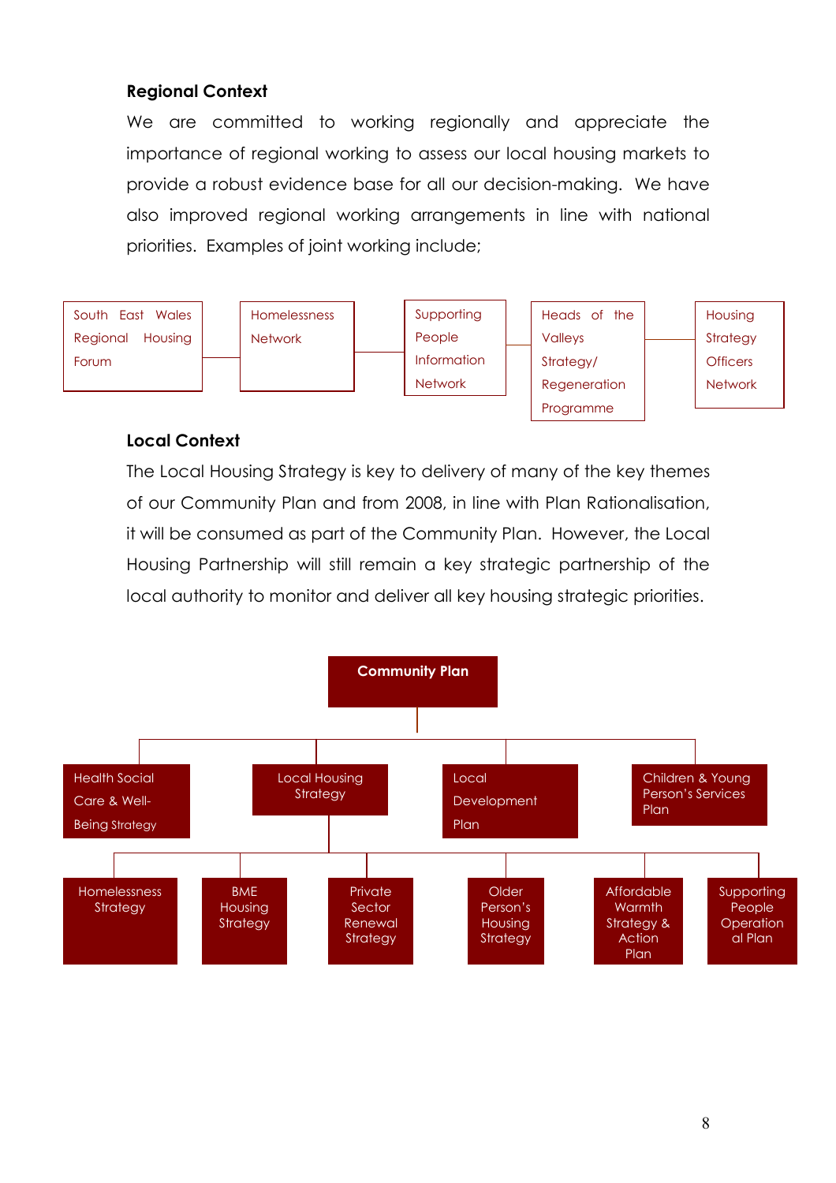**Regional Context**

We are committed to working regionally and appreciate the importance of regional working to assess our local housing markets to provide a robust evidence base for all our decision-making. We have also improved regional working arrangements in line with national priorities. Examples of joint working include;

- South East Wales Regional Housing Forum
- Homelessness Network
- Supporting People Information Network
- Heads of the Valleys Strategy/ Regeneration Programme
- Housing Strategy Officers Network

**Local Context**

The Local Housing Strategy is key to delivery of many of the key themes of our Community Plan and from 2008, in line with Plan Rationalisation, it will be consumed as part of the Community Plan. However, the Local Housing Partnership will still remain a key strategic partnership of the local authority to monitor and deliver all key housing strategic priorities.

- **Community Plan**
  - Health Social Care & Well-Being Strategy
  - Local Housing Strategy
    - Homelessness Strategy
    - BME Housing Strategy
    - Private Sector Renewal Strategy
    - Older Person's Housing Strategy
    - Affordable Warmth Strategy & Action Plan
    - Supporting People Operational Plan
  - Local Development Plan
  - Children & Young Person's Services Plan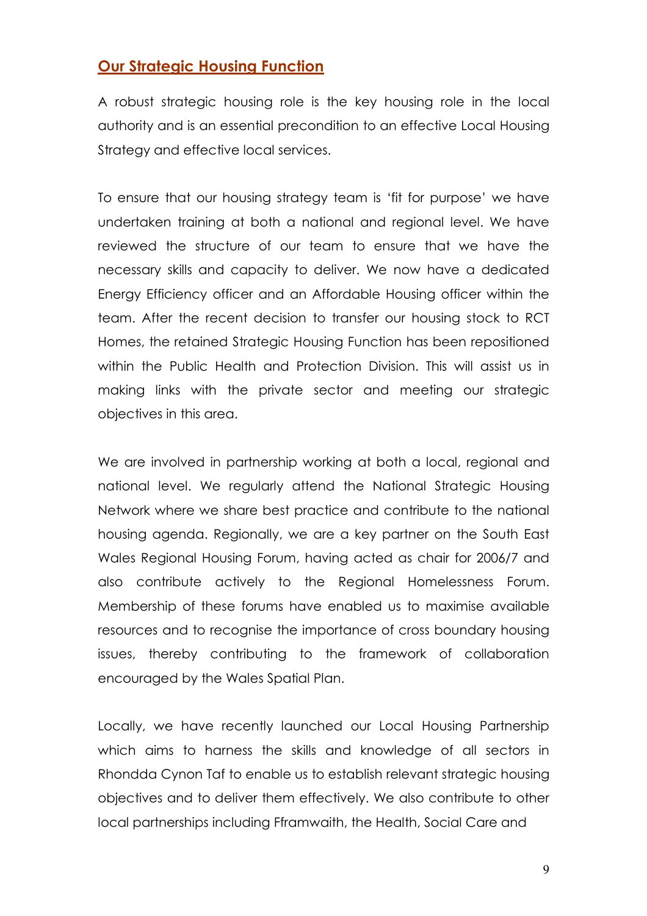## Our Strategic Housing Function

A robust strategic housing role is the key housing role in the local authority and is an essential precondition to an effective Local Housing Strategy and effective local services.

To ensure that our housing strategy team is 'fit for purpose' we have undertaken training at both a national and regional level. We have reviewed the structure of our team to ensure that we have the necessary skills and capacity to deliver. We now have a dedicated Energy Efficiency officer and an Affordable Housing officer within the team. After the recent decision to transfer our housing stock to RCT Homes, the retained Strategic Housing Function has been repositioned within the Public Health and Protection Division. This will assist us in making links with the private sector and meeting our strategic objectives in this area.

We are involved in partnership working at both a local, regional and national level. We regularly attend the National Strategic Housing Network where we share best practice and contribute to the national housing agenda. Regionally, we are a key partner on the South East Wales Regional Housing Forum, having acted as chair for 2006/7 and also contribute actively to the Regional Homelessness Forum. Membership of these forums have enabled us to maximise available resources and to recognise the importance of cross boundary housing issues, thereby contributing to the framework of collaboration encouraged by the Wales Spatial Plan.

Locally, we have recently launched our Local Housing Partnership which aims to harness the skills and knowledge of all sectors in Rhondda Cynon Taf to enable us to establish relevant strategic housing objectives and to deliver them effectively. We also contribute to other local partnerships including Fframwaith, the Health, Social Care and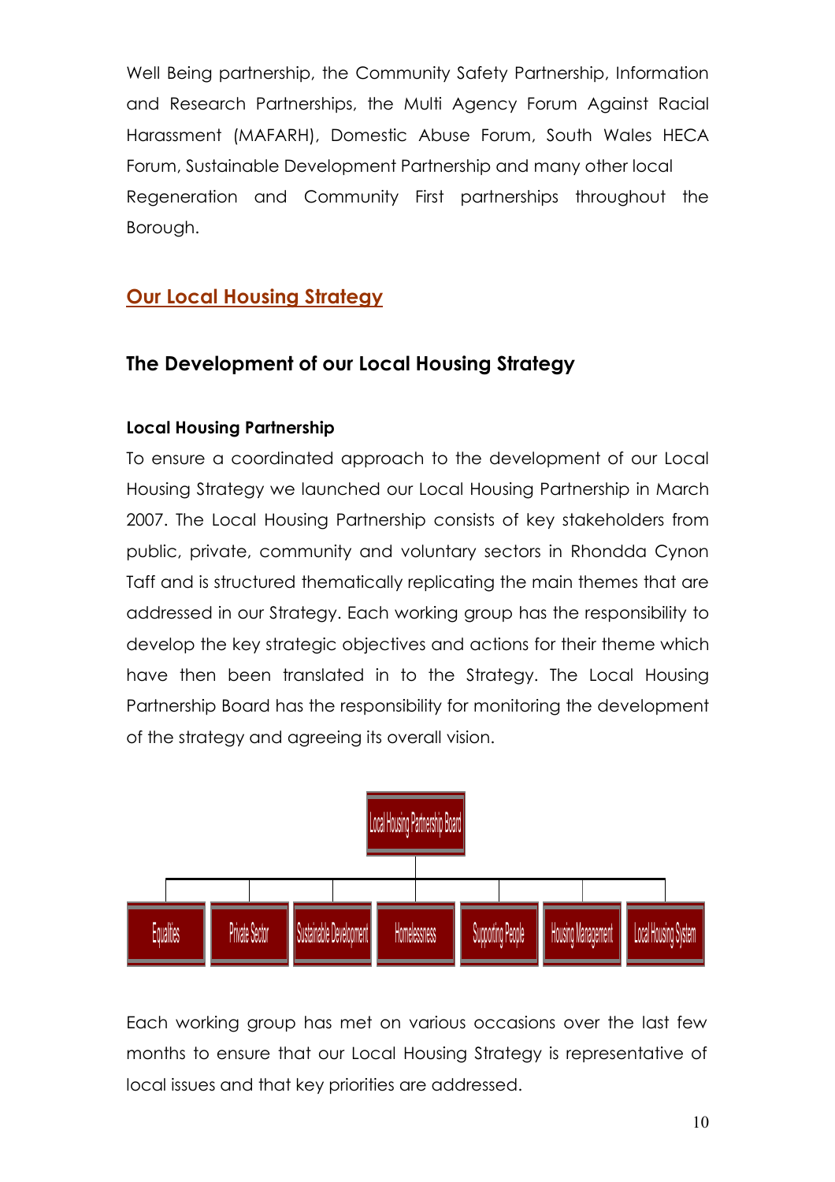Well Being partnership, the Community Safety Partnership, Information and Research Partnerships, the Multi Agency Forum Against Racial Harassment (MAFARH), Domestic Abuse Forum, South Wales HECA Forum, Sustainable Development Partnership and many other local Regeneration and Community First partnerships throughout the Borough.

## Our Local Housing Strategy

### The Development of our Local Housing Strategy

#### Local Housing Partnership

To ensure a coordinated approach to the development of our Local Housing Strategy we launched our Local Housing Partnership in March 2007. The Local Housing Partnership consists of key stakeholders from public, private, community and voluntary sectors in Rhondda Cynon Taff and is structured thematically replicating the main themes that are addressed in our Strategy. Each working group has the responsibility to develop the key strategic objectives and actions for their theme which have then been translated in to the Strategy. The Local Housing Partnership Board has the responsibility for monitoring the development of the strategy and agreeing its overall vision.

Local Housing Partnership Board

- Equalities
- Private Sector
- Sustainable Development
- Homelessness
- Supporting People
- Housing Management
- Local Housing System

Each working group has met on various occasions over the last few months to ensure that our Local Housing Strategy is representative of local issues and that key priorities are addressed.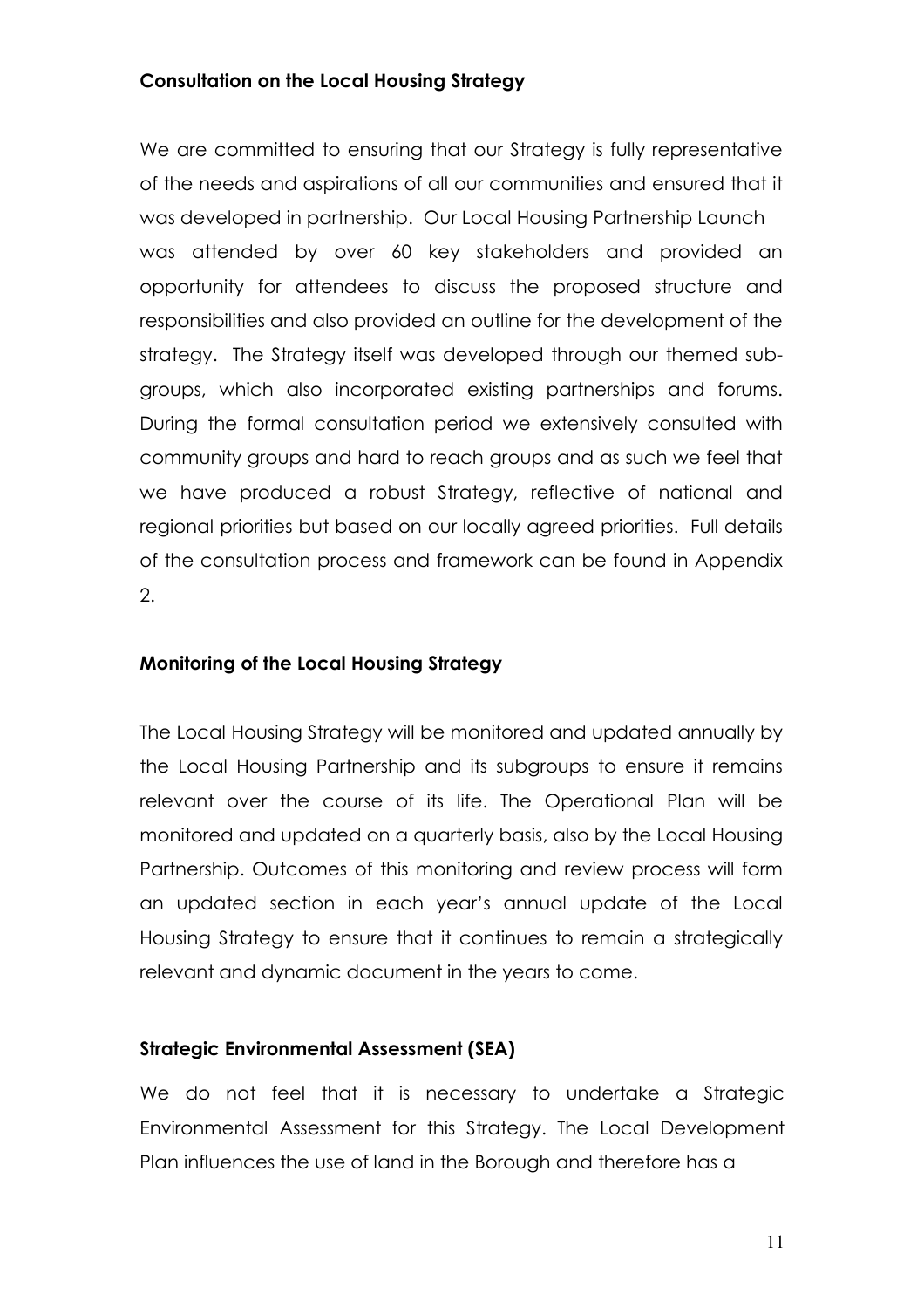**Consultation on the Local Housing Strategy**

We are committed to ensuring that our Strategy is fully representative of the needs and aspirations of all our communities and ensured that it was developed in partnership. Our Local Housing Partnership Launch was attended by over 60 key stakeholders and provided an opportunity for attendees to discuss the proposed structure and responsibilities and also provided an outline for the development of the strategy. The Strategy itself was developed through our themed sub-groups, which also incorporated existing partnerships and forums. During the formal consultation period we extensively consulted with community groups and hard to reach groups and as such we feel that we have produced a robust Strategy, reflective of national and regional priorities but based on our locally agreed priorities. Full details of the consultation process and framework can be found in Appendix 2.

**Monitoring of the Local Housing Strategy**

The Local Housing Strategy will be monitored and updated annually by the Local Housing Partnership and its subgroups to ensure it remains relevant over the course of its life. The Operational Plan will be monitored and updated on a quarterly basis, also by the Local Housing Partnership. Outcomes of this monitoring and review process will form an updated section in each year's annual update of the Local Housing Strategy to ensure that it continues to remain a strategically relevant and dynamic document in the years to come.

**Strategic Environmental Assessment (SEA)**

We do not feel that it is necessary to undertake a Strategic Environmental Assessment for this Strategy. The Local Development Plan influences the use of land in the Borough and therefore has a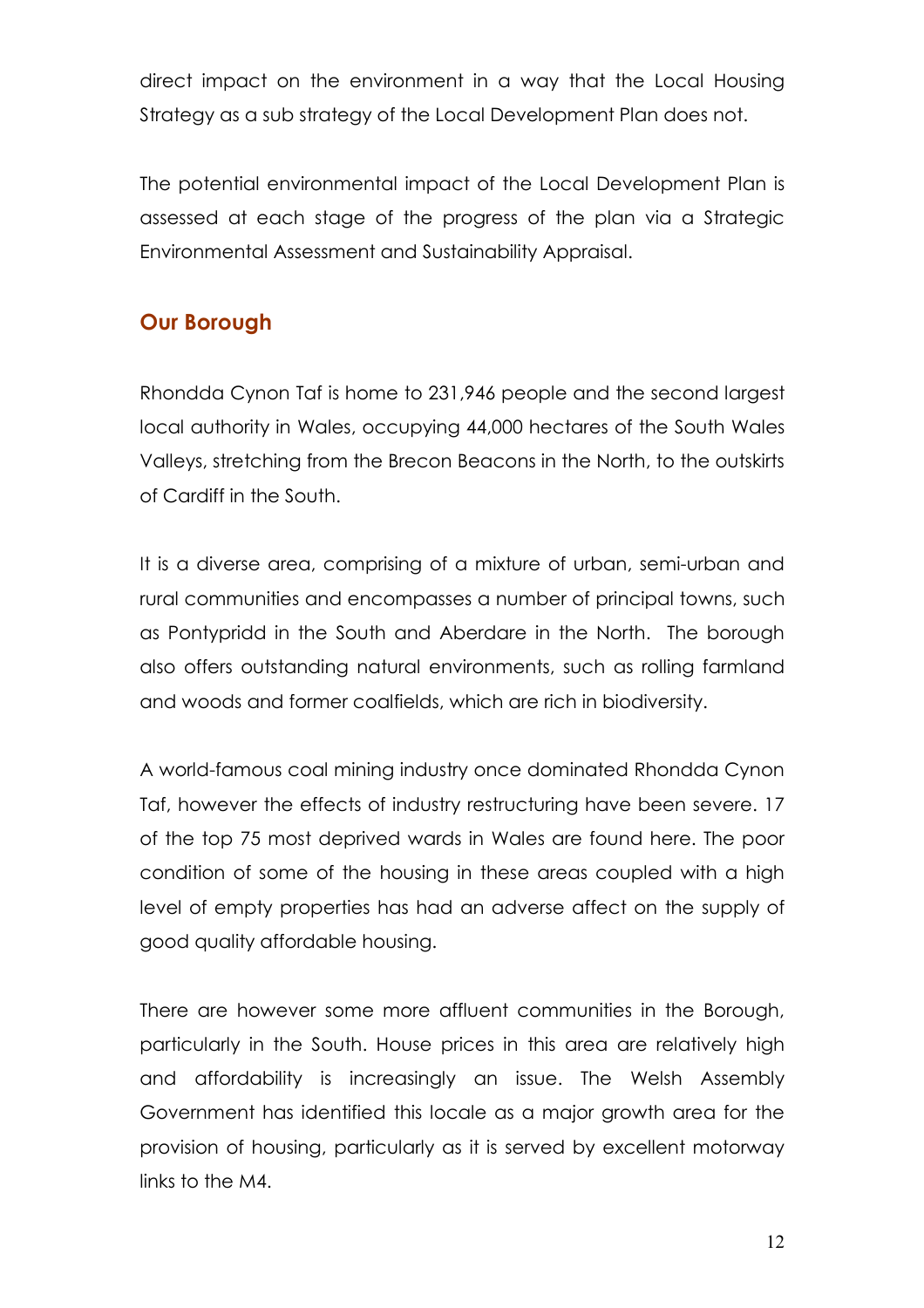direct impact on the environment in a way that the Local Housing Strategy as a sub strategy of the Local Development Plan does not.

The potential environmental impact of the Local Development Plan is assessed at each stage of the progress of the plan via a Strategic Environmental Assessment and Sustainability Appraisal.

## Our Borough

Rhondda Cynon Taf is home to 231,946 people and the second largest local authority in Wales, occupying 44,000 hectares of the South Wales Valleys, stretching from the Brecon Beacons in the North, to the outskirts of Cardiff in the South.

It is a diverse area, comprising of a mixture of urban, semi-urban and rural communities and encompasses a number of principal towns, such as Pontypridd in the South and Aberdare in the North. The borough also offers outstanding natural environments, such as rolling farmland and woods and former coalfields, which are rich in biodiversity.

A world-famous coal mining industry once dominated Rhondda Cynon Taf, however the effects of industry restructuring have been severe. 17 of the top 75 most deprived wards in Wales are found here. The poor condition of some of the housing in these areas coupled with a high level of empty properties has had an adverse affect on the supply of good quality affordable housing.

There are however some more affluent communities in the Borough, particularly in the South. House prices in this area are relatively high and affordability is increasingly an issue. The Welsh Assembly Government has identified this locale as a major growth area for the provision of housing, particularly as it is served by excellent motorway links to the M4.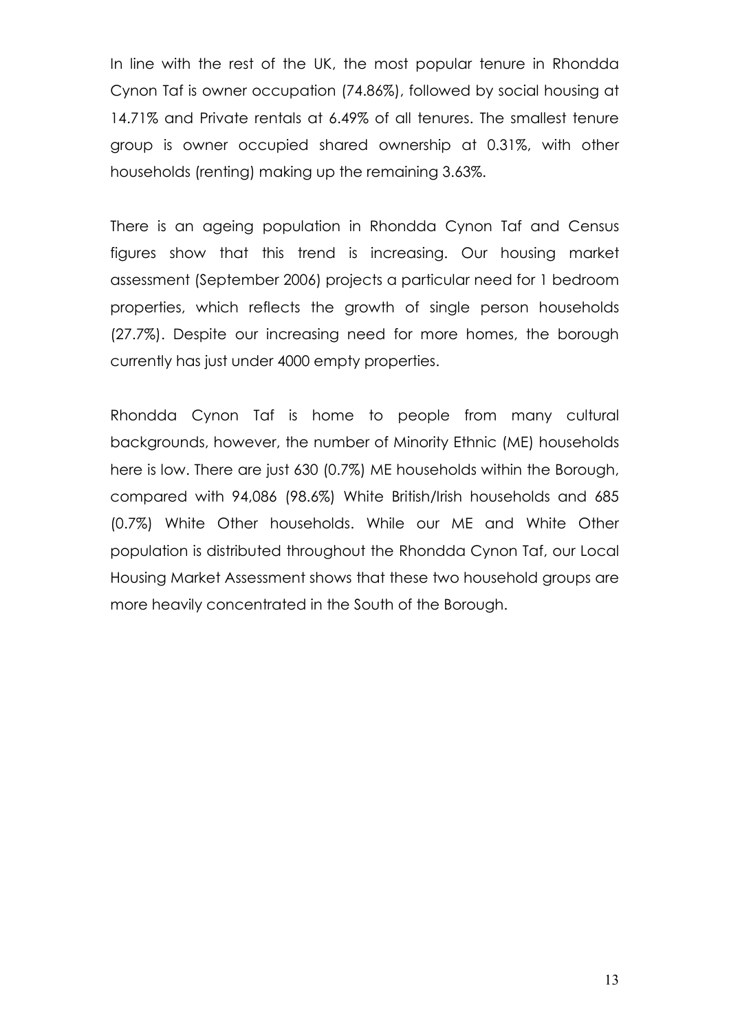In line with the rest of the UK, the most popular tenure in Rhondda Cynon Taf is owner occupation (74.86%), followed by social housing at 14.71% and Private rentals at 6.49% of all tenures. The smallest tenure group is owner occupied shared ownership at 0.31%, with other households (renting) making up the remaining 3.63%.

There is an ageing population in Rhondda Cynon Taf and Census figures show that this trend is increasing. Our housing market assessment (September 2006) projects a particular need for 1 bedroom properties, which reflects the growth of single person households (27.7%). Despite our increasing need for more homes, the borough currently has just under 4000 empty properties.

Rhondda Cynon Taf is home to people from many cultural backgrounds, however, the number of Minority Ethnic (ME) households here is low. There are just 630 (0.7%) ME households within the Borough, compared with 94,086 (98.6%) White British/Irish households and 685 (0.7%) White Other households. While our ME and White Other population is distributed throughout the Rhondda Cynon Taf, our Local Housing Market Assessment shows that these two household groups are more heavily concentrated in the South of the Borough.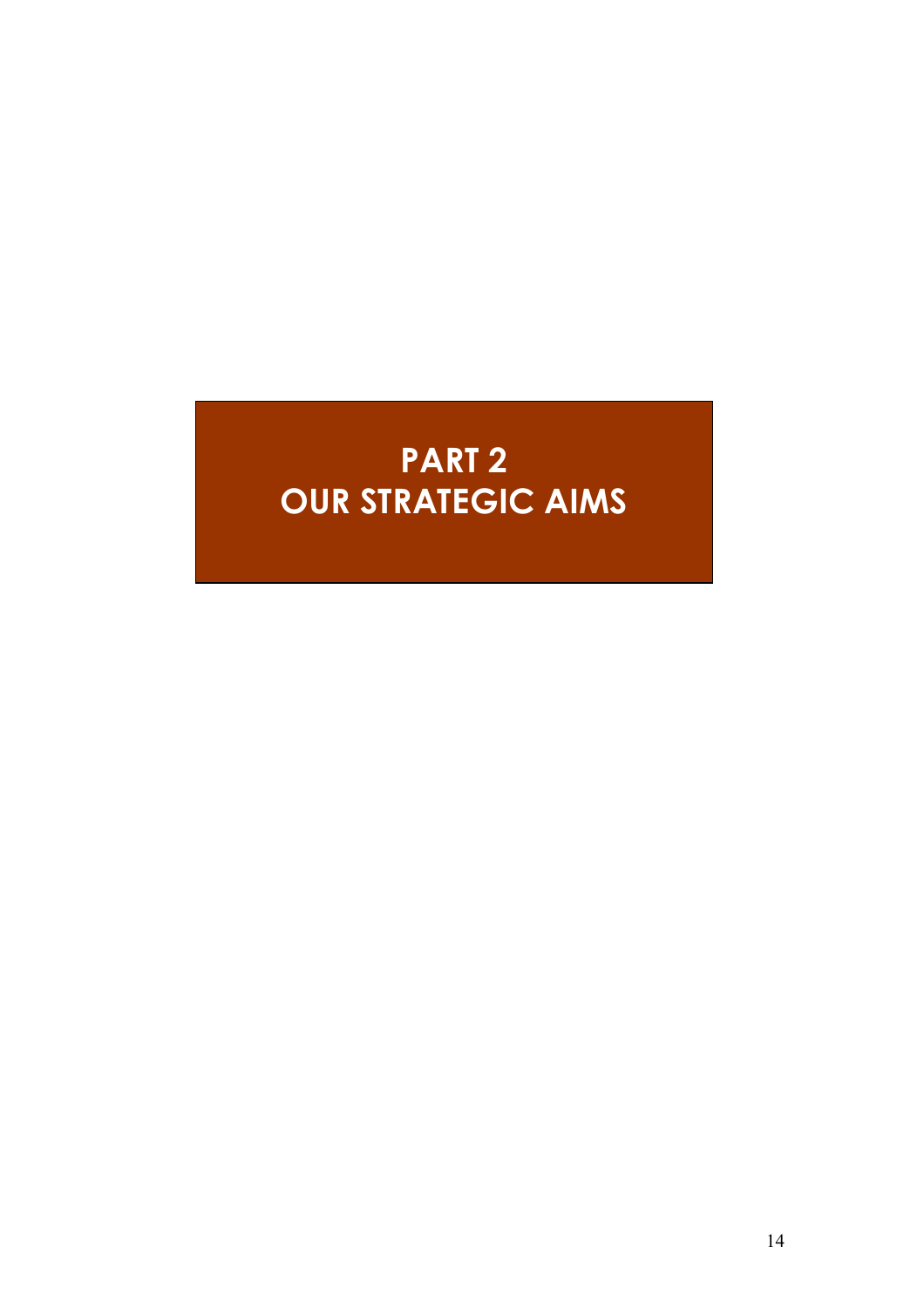# PART 2
# OUR STRATEGIC AIMS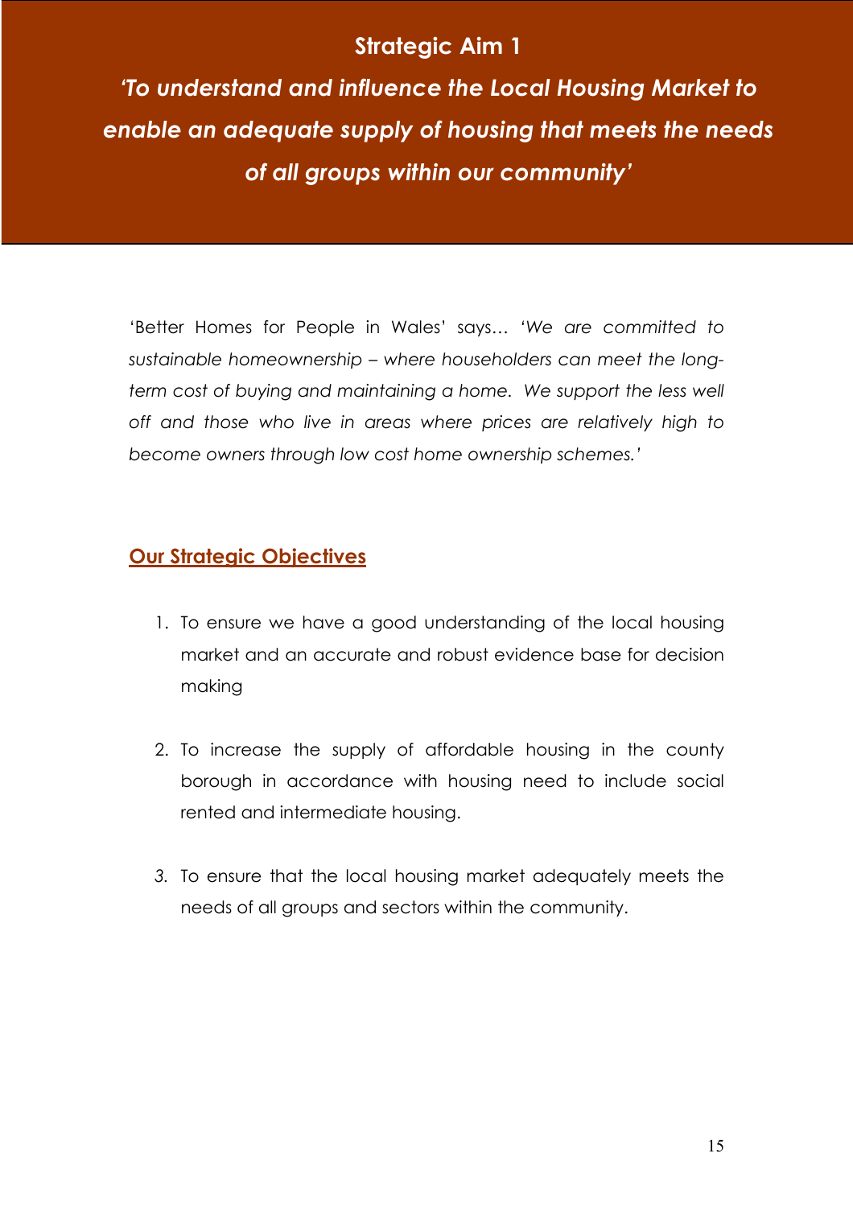# Strategic Aim 1

## *'To understand and influence the Local Housing Market to enable an adequate supply of housing that meets the needs of all groups within our community'*

'Better Homes for People in Wales' says… *'We are committed to sustainable homeownership – where householders can meet the long-term cost of buying and maintaining a home. We support the less well off and those who live in areas where prices are relatively high to become owners through low cost home ownership schemes.'*

### Our Strategic Objectives

1. To ensure we have a good understanding of the local housing market and an accurate and robust evidence base for decision making

2. To increase the supply of affordable housing in the county borough in accordance with housing need to include social rented and intermediate housing.

3. To ensure that the local housing market adequately meets the needs of all groups and sectors within the community.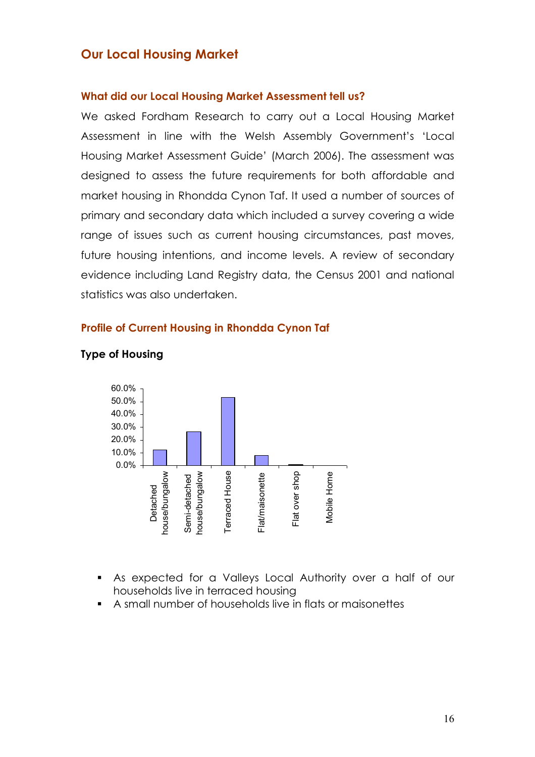## Our Local Housing Market

### What did our Local Housing Market Assessment tell us?

We asked Fordham Research to carry out a Local Housing Market Assessment in line with the Welsh Assembly Government's 'Local Housing Market Assessment Guide' (March 2006). The assessment was designed to assess the future requirements for both affordable and market housing in Rhondda Cynon Taf. It used a number of sources of primary and secondary data which included a survey covering a wide range of issues such as current housing circumstances, past moves, future housing intentions, and income levels. A review of secondary evidence including Land Registry data, the Census 2001 and national statistics was also undertaken.

### Profile of Current Housing in Rhondda Cynon Taf

**Type of Housing**

- As expected for a Valleys Local Authority over a half of our households live in terraced housing
- A small number of households live in flats or maisonettes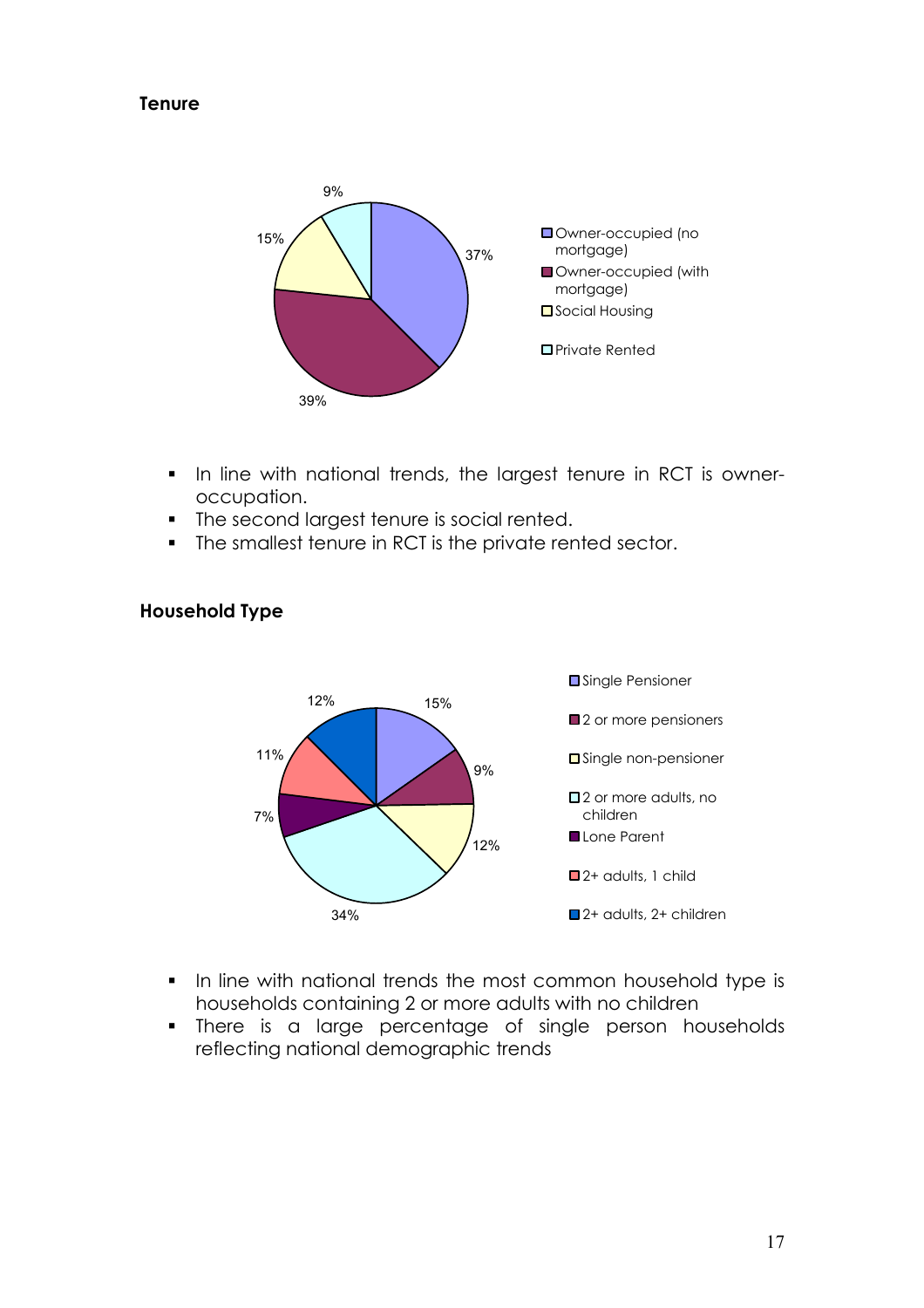## Tenure

- In line with national trends, the largest tenure in RCT is owner-occupation.
- The second largest tenure is social rented.
- The smallest tenure in RCT is the private rented sector.

## Household Type

- In line with national trends the most common household type is households containing 2 or more adults with no children
- There is a large percentage of single person households reflecting national demographic trends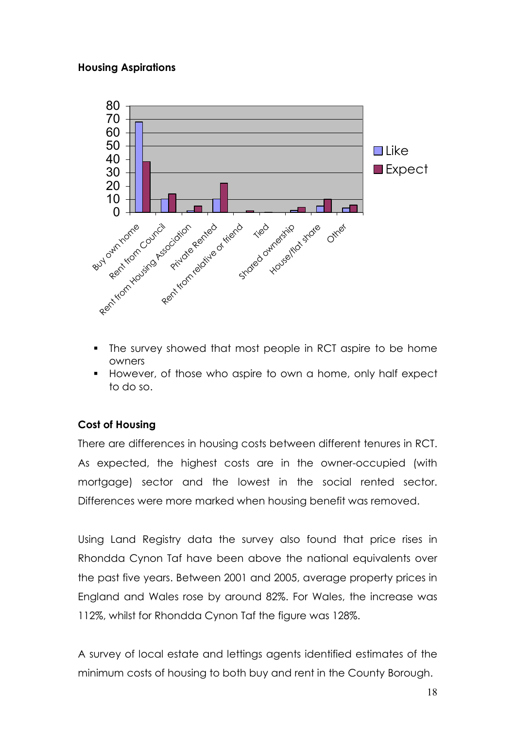**Housing Aspirations**

- The survey showed that most people in RCT aspire to be home owners
- However, of those who aspire to own a home, only half expect to do so.

**Cost of Housing**

There are differences in housing costs between different tenures in RCT. As expected, the highest costs are in the owner-occupied (with mortgage) sector and the lowest in the social rented sector. Differences were more marked when housing benefit was removed.

Using Land Registry data the survey also found that price rises in Rhondda Cynon Taf have been above the national equivalents over the past five years. Between 2001 and 2005, average property prices in England and Wales rose by around 82%. For Wales, the increase was 112%, whilst for Rhondda Cynon Taf the figure was 128%.

A survey of local estate and lettings agents identified estimates of the minimum costs of housing to both buy and rent in the County Borough.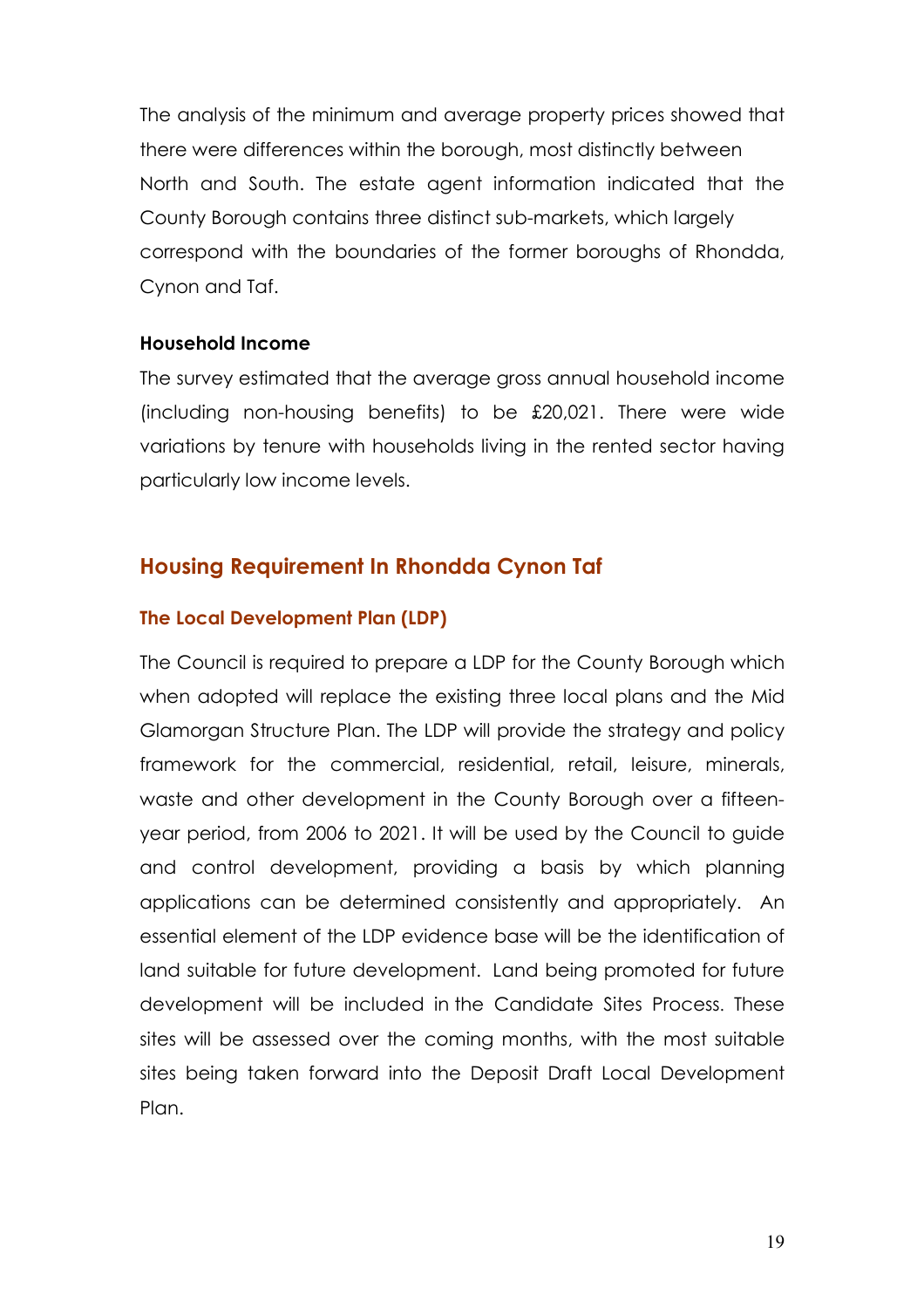The analysis of the minimum and average property prices showed that there were differences within the borough, most distinctly between North and South. The estate agent information indicated that the County Borough contains three distinct sub-markets, which largely correspond with the boundaries of the former boroughs of Rhondda, Cynon and Taf.

**Household Income**

The survey estimated that the average gross annual household income (including non-housing benefits) to be £20,021. There were wide variations by tenure with households living in the rented sector having particularly low income levels.

## Housing Requirement In Rhondda Cynon Taf

### The Local Development Plan (LDP)

The Council is required to prepare a LDP for the County Borough which when adopted will replace the existing three local plans and the Mid Glamorgan Structure Plan. The LDP will provide the strategy and policy framework for the commercial, residential, retail, leisure, minerals, waste and other development in the County Borough over a fifteen-year period, from 2006 to 2021. It will be used by the Council to guide and control development, providing a basis by which planning applications can be determined consistently and appropriately. An essential element of the LDP evidence base will be the identification of land suitable for future development. Land being promoted for future development will be included in the Candidate Sites Process. These sites will be assessed over the coming months, with the most suitable sites being taken forward into the Deposit Draft Local Development Plan.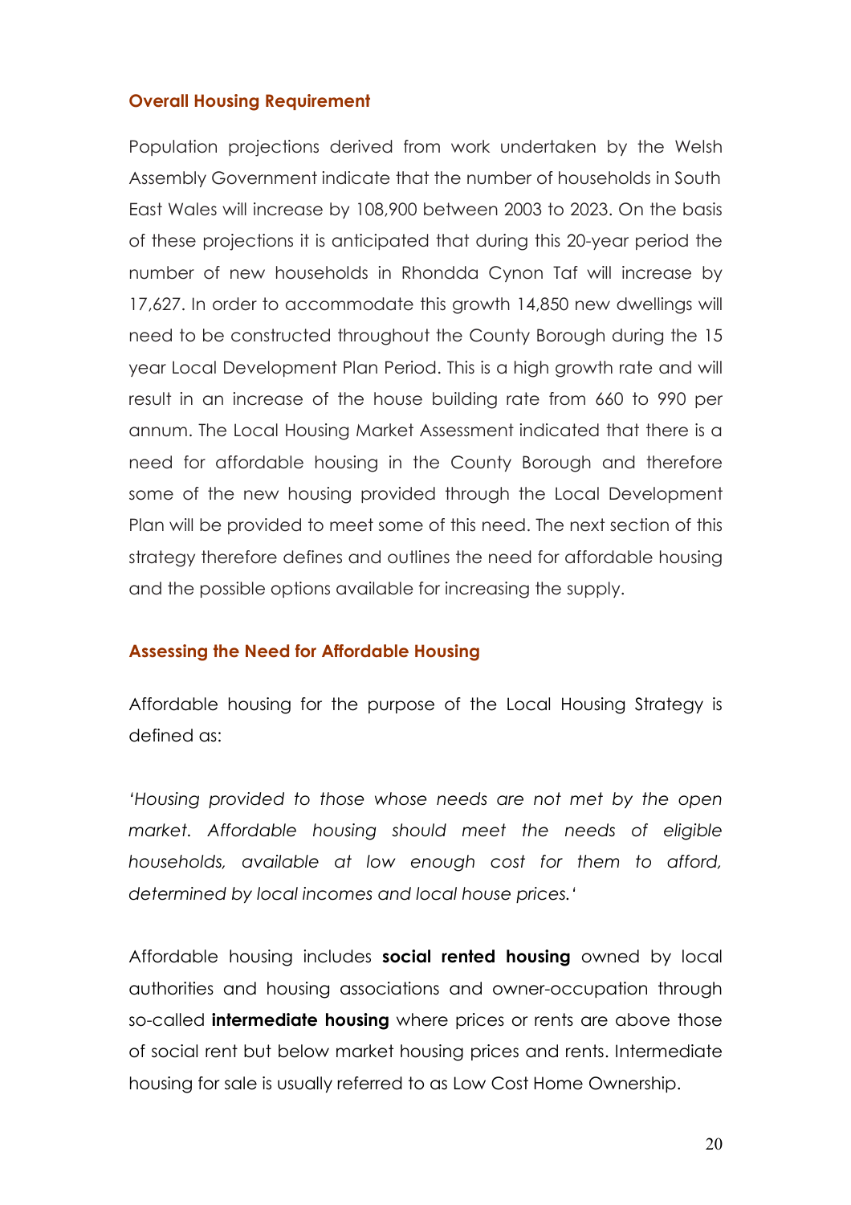## Overall Housing Requirement

Population projections derived from work undertaken by the Welsh Assembly Government indicate that the number of households in South East Wales will increase by 108,900 between 2003 to 2023. On the basis of these projections it is anticipated that during this 20-year period the number of new households in Rhondda Cynon Taf will increase by 17,627. In order to accommodate this growth 14,850 new dwellings will need to be constructed throughout the County Borough during the 15 year Local Development Plan Period. This is a high growth rate and will result in an increase of the house building rate from 660 to 990 per annum. The Local Housing Market Assessment indicated that there is a need for affordable housing in the County Borough and therefore some of the new housing provided through the Local Development Plan will be provided to meet some of this need. The next section of this strategy therefore defines and outlines the need for affordable housing and the possible options available for increasing the supply.

## Assessing the Need for Affordable Housing

Affordable housing for the purpose of the Local Housing Strategy is defined as:

*'Housing provided to those whose needs are not met by the open market. Affordable housing should meet the needs of eligible households, available at low enough cost for them to afford, determined by local incomes and local house prices.'*

Affordable housing includes **social rented housing** owned by local authorities and housing associations and owner-occupation through so-called **intermediate housing** where prices or rents are above those of social rent but below market housing prices and rents. Intermediate housing for sale is usually referred to as Low Cost Home Ownership.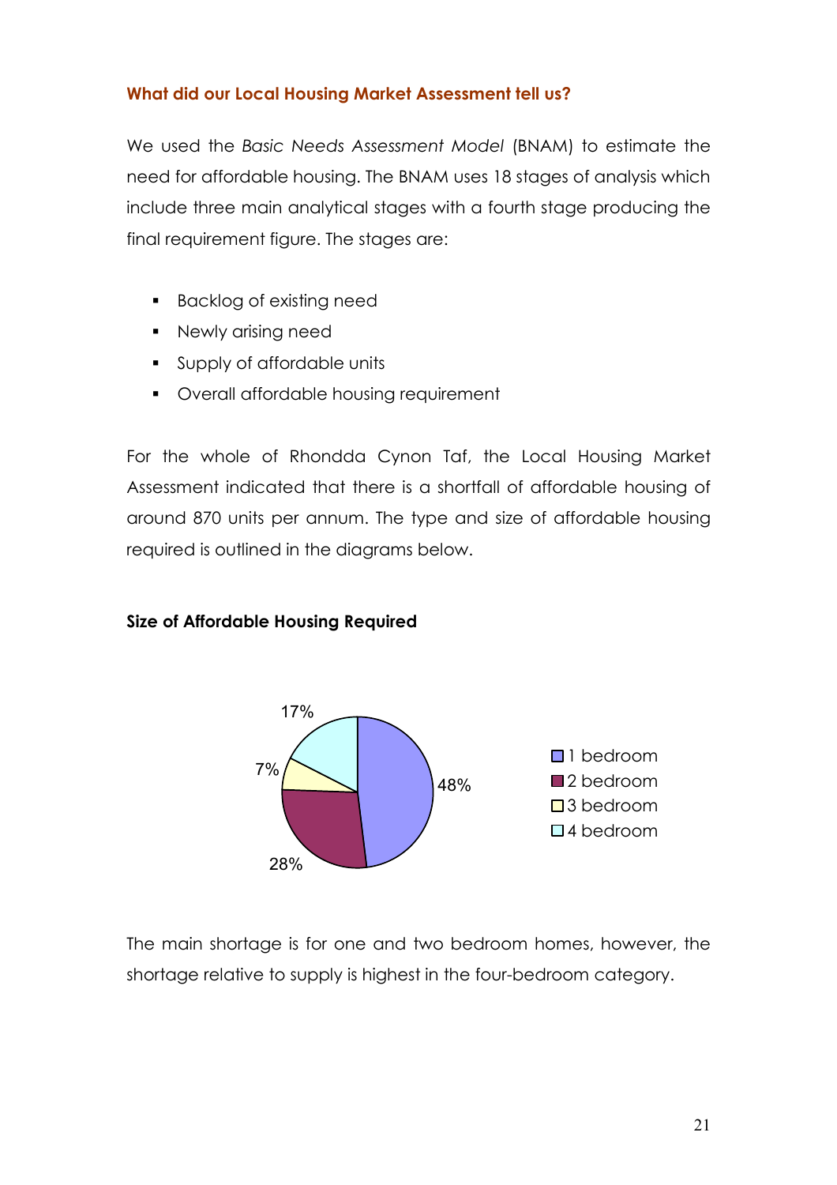### What did our Local Housing Market Assessment tell us?

We used the *Basic Needs Assessment Model* (BNAM) to estimate the need for affordable housing. The BNAM uses 18 stages of analysis which include three main analytical stages with a fourth stage producing the final requirement figure. The stages are:

- Backlog of existing need
- Newly arising need
- Supply of affordable units
- Overall affordable housing requirement

For the whole of Rhondda Cynon Taf, the Local Housing Market Assessment indicated that there is a shortfall of affordable housing of around 870 units per annum. The type and size of affordable housing required is outlined in the diagrams below.

**Size of Affordable Housing Required**

| Size | Percentage |
|---|---|
| 1 bedroom | 48% |
| 2 bedroom | 28% |
| 3 bedroom | 7% |
| 4 bedroom | 17% |

The main shortage is for one and two bedroom homes, however, the shortage relative to supply is highest in the four-bedroom category.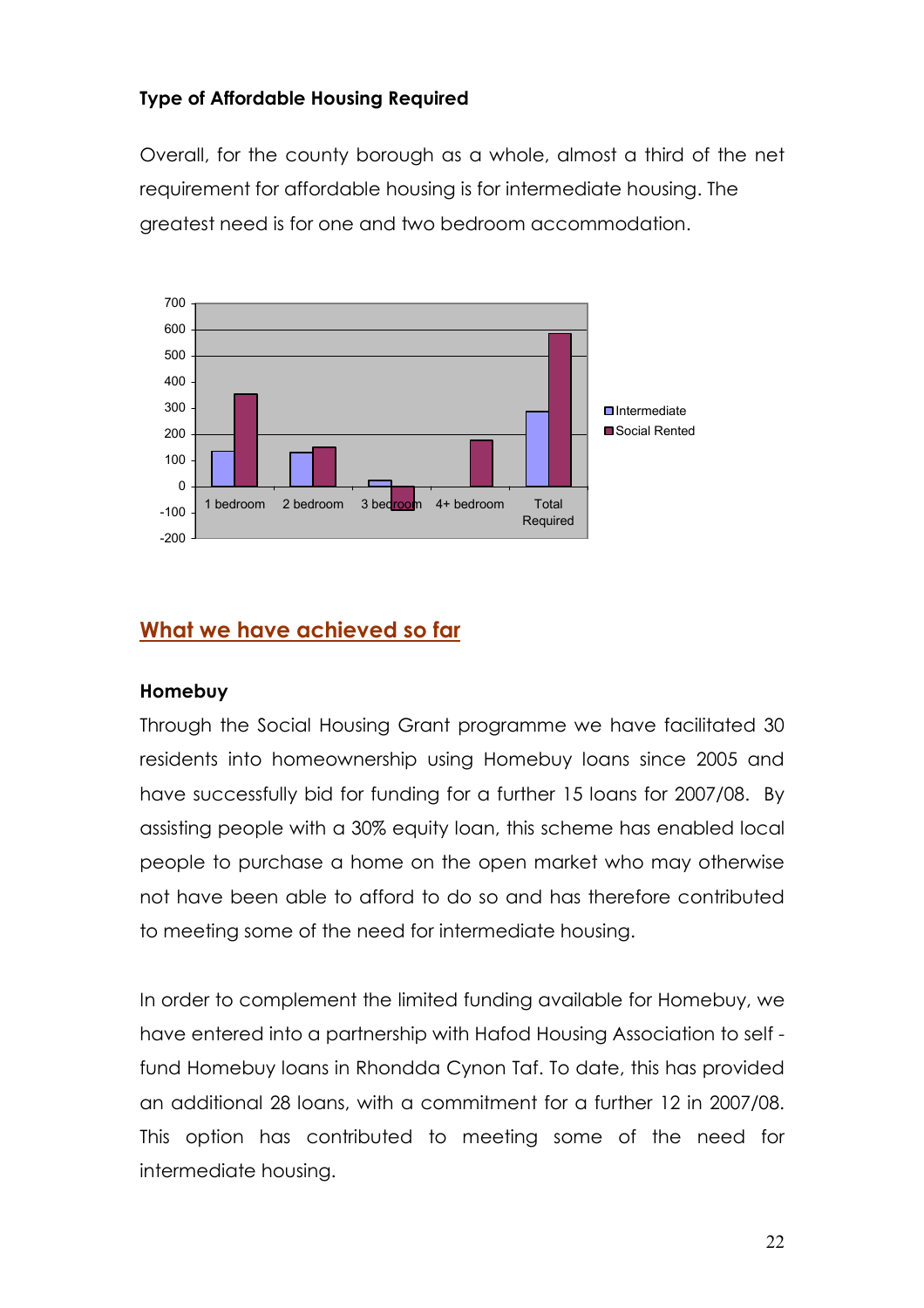**Type of Affordable Housing Required**

Overall, for the county borough as a whole, almost a third of the net requirement for affordable housing is for intermediate housing. The greatest need is for one and two bedroom accommodation.

## What we have achieved so far

**Homebuy**

Through the Social Housing Grant programme we have facilitated 30 residents into homeownership using Homebuy loans since 2005 and have successfully bid for funding for a further 15 loans for 2007/08. By assisting people with a 30% equity loan, this scheme has enabled local people to purchase a home on the open market who may otherwise not have been able to afford to do so and has therefore contributed to meeting some of the need for intermediate housing.

In order to complement the limited funding available for Homebuy, we have entered into a partnership with Hafod Housing Association to self - fund Homebuy loans in Rhondda Cynon Taf. To date, this has provided an additional 28 loans, with a commitment for a further 12 in 2007/08. This option has contributed to meeting some of the need for intermediate housing.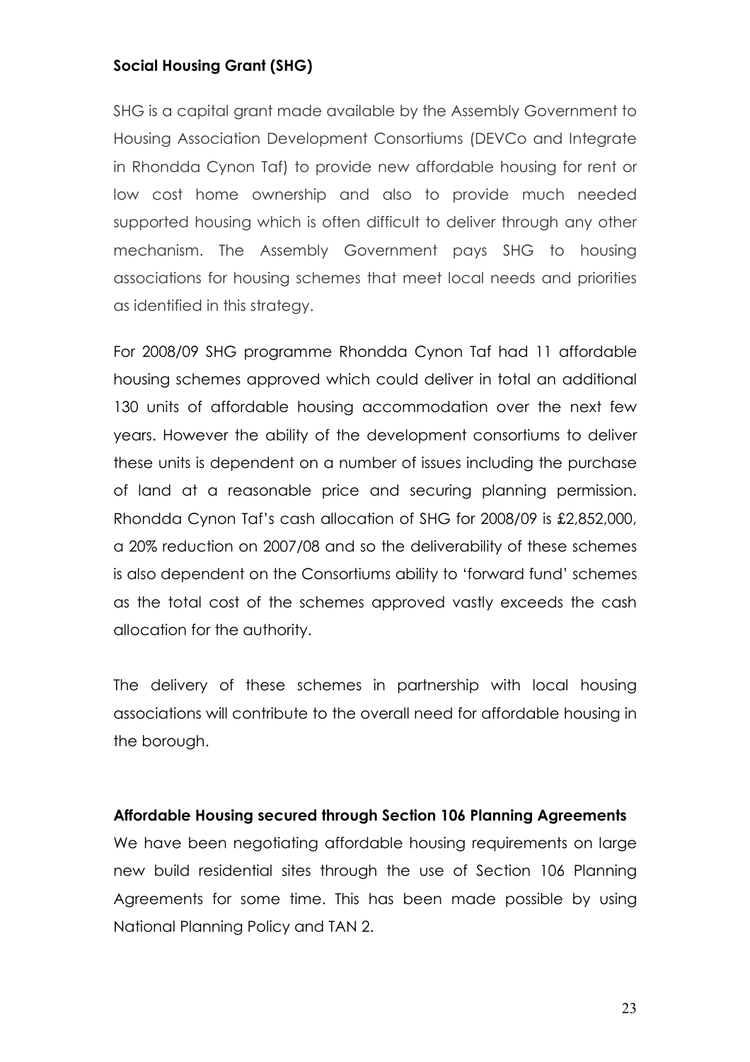**Social Housing Grant (SHG)**

SHG is a capital grant made available by the Assembly Government to Housing Association Development Consortiums (DEVCo and Integrate in Rhondda Cynon Taf) to provide new affordable housing for rent or low cost home ownership and also to provide much needed supported housing which is often difficult to deliver through any other mechanism. The Assembly Government pays SHG to housing associations for housing schemes that meet local needs and priorities as identified in this strategy.

For 2008/09 SHG programme Rhondda Cynon Taf had 11 affordable housing schemes approved which could deliver in total an additional 130 units of affordable housing accommodation over the next few years. However the ability of the development consortiums to deliver these units is dependent on a number of issues including the purchase of land at a reasonable price and securing planning permission. Rhondda Cynon Taf's cash allocation of SHG for 2008/09 is £2,852,000, a 20% reduction on 2007/08 and so the deliverability of these schemes is also dependent on the Consortiums ability to 'forward fund' schemes as the total cost of the schemes approved vastly exceeds the cash allocation for the authority.

The delivery of these schemes in partnership with local housing associations will contribute to the overall need for affordable housing in the borough.

**Affordable Housing secured through Section 106 Planning Agreements**

We have been negotiating affordable housing requirements on large new build residential sites through the use of Section 106 Planning Agreements for some time. This has been made possible by using National Planning Policy and TAN 2.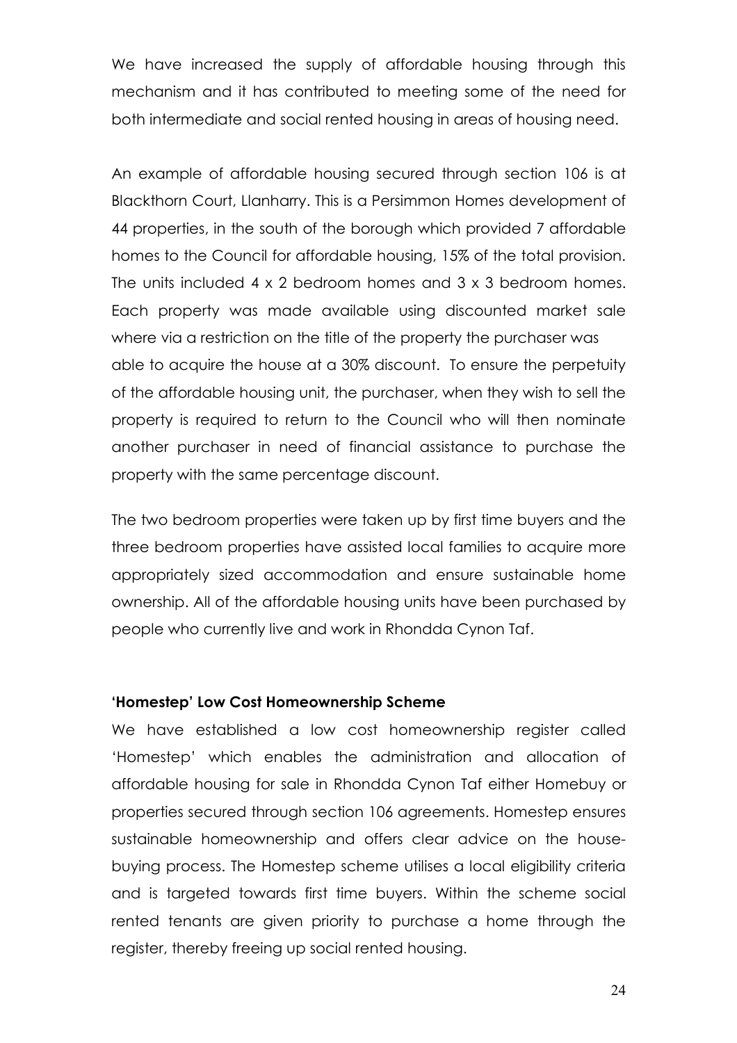We have increased the supply of affordable housing through this mechanism and it has contributed to meeting some of the need for both intermediate and social rented housing in areas of housing need.

An example of affordable housing secured through section 106 is at Blackthorn Court, Llanharry. This is a Persimmon Homes development of 44 properties, in the south of the borough which provided 7 affordable homes to the Council for affordable housing, 15% of the total provision. The units included 4 x 2 bedroom homes and 3 x 3 bedroom homes. Each property was made available using discounted market sale where via a restriction on the title of the property the purchaser was able to acquire the house at a 30% discount. To ensure the perpetuity of the affordable housing unit, the purchaser, when they wish to sell the property is required to return to the Council who will then nominate another purchaser in need of financial assistance to purchase the property with the same percentage discount.

The two bedroom properties were taken up by first time buyers and the three bedroom properties have assisted local families to acquire more appropriately sized accommodation and ensure sustainable home ownership. All of the affordable housing units have been purchased by people who currently live and work in Rhondda Cynon Taf.

**'Homestep' Low Cost Homeownership Scheme**

We have established a low cost homeownership register called 'Homestep' which enables the administration and allocation of affordable housing for sale in Rhondda Cynon Taf either Homebuy or properties secured through section 106 agreements. Homestep ensures sustainable homeownership and offers clear advice on the house-buying process. The Homestep scheme utilises a local eligibility criteria and is targeted towards first time buyers. Within the scheme social rented tenants are given priority to purchase a home through the register, thereby freeing up social rented housing.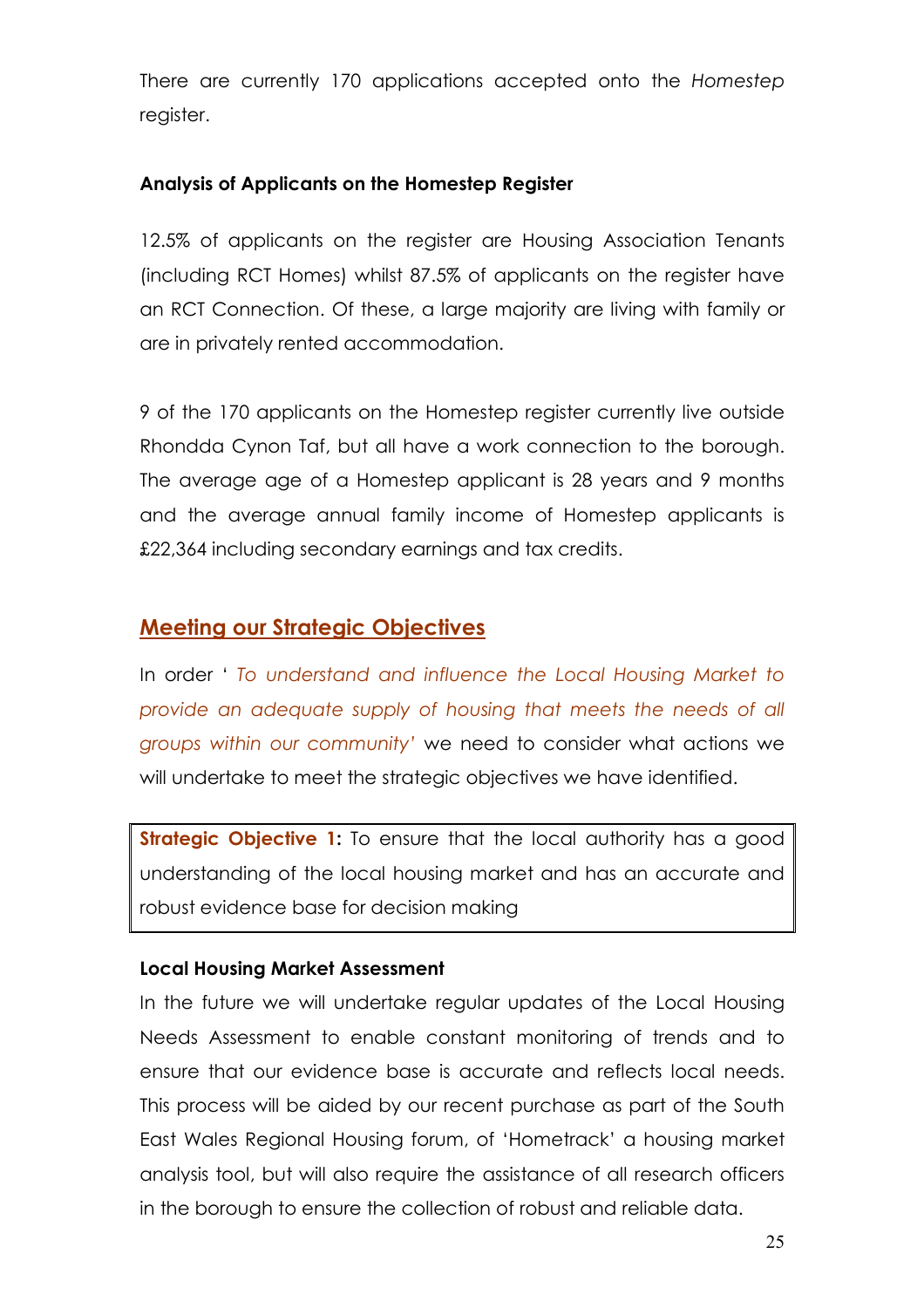There are currently 170 applications accepted onto the *Homestep* register.

**Analysis of Applicants on the Homestep Register**

12.5% of applicants on the register are Housing Association Tenants (including RCT Homes) whilst 87.5% of applicants on the register have an RCT Connection. Of these, a large majority are living with family or are in privately rented accommodation.

9 of the 170 applicants on the Homestep register currently live outside Rhondda Cynon Taf, but all have a work connection to the borough. The average age of a Homestep applicant is 28 years and 9 months and the average annual family income of Homestep applicants is £22,364 including secondary earnings and tax credits.

## Meeting our Strategic Objectives

In order ' *To understand and influence the Local Housing Market to provide an adequate supply of housing that meets the needs of all groups within our community'* we need to consider what actions we will undertake to meet the strategic objectives we have identified.

**Strategic Objective 1:** To ensure that the local authority has a good understanding of the local housing market and has an accurate and robust evidence base for decision making

**Local Housing Market Assessment**

In the future we will undertake regular updates of the Local Housing Needs Assessment to enable constant monitoring of trends and to ensure that our evidence base is accurate and reflects local needs. This process will be aided by our recent purchase as part of the South East Wales Regional Housing forum, of 'Hometrack' a housing market analysis tool, but will also require the assistance of all research officers in the borough to ensure the collection of robust and reliable data.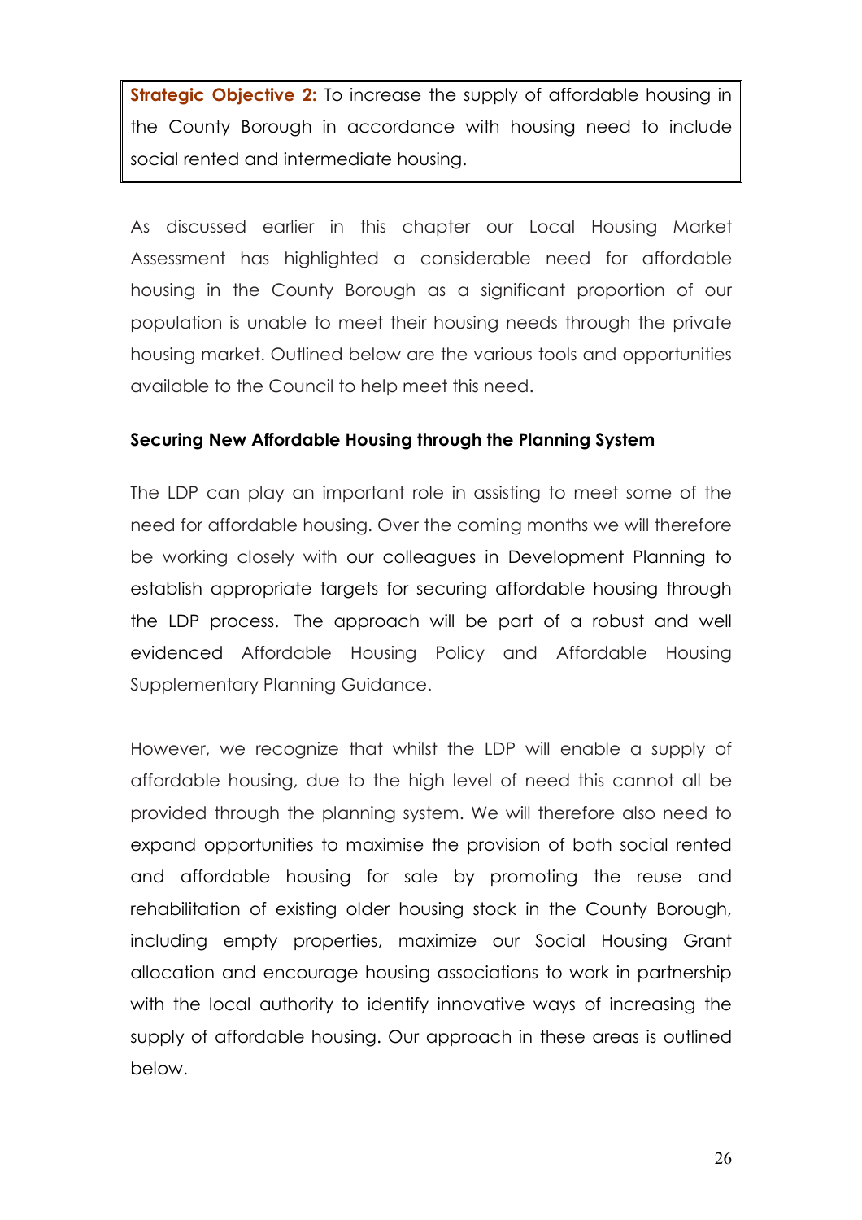**Strategic Objective 2:** To increase the supply of affordable housing in the County Borough in accordance with housing need to include social rented and intermediate housing.

As discussed earlier in this chapter our Local Housing Market Assessment has highlighted a considerable need for affordable housing in the County Borough as a significant proportion of our population is unable to meet their housing needs through the private housing market. Outlined below are the various tools and opportunities available to the Council to help meet this need.

**Securing New Affordable Housing through the Planning System**

The LDP can play an important role in assisting to meet some of the need for affordable housing. Over the coming months we will therefore be working closely with our colleagues in Development Planning to establish appropriate targets for securing affordable housing through the LDP process. The approach will be part of a robust and well evidenced Affordable Housing Policy and Affordable Housing Supplementary Planning Guidance.

However, we recognize that whilst the LDP will enable a supply of affordable housing, due to the high level of need this cannot all be provided through the planning system. We will therefore also need to expand opportunities to maximise the provision of both social rented and affordable housing for sale by promoting the reuse and rehabilitation of existing older housing stock in the County Borough, including empty properties, maximize our Social Housing Grant allocation and encourage housing associations to work in partnership with the local authority to identify innovative ways of increasing the supply of affordable housing. Our approach in these areas is outlined below.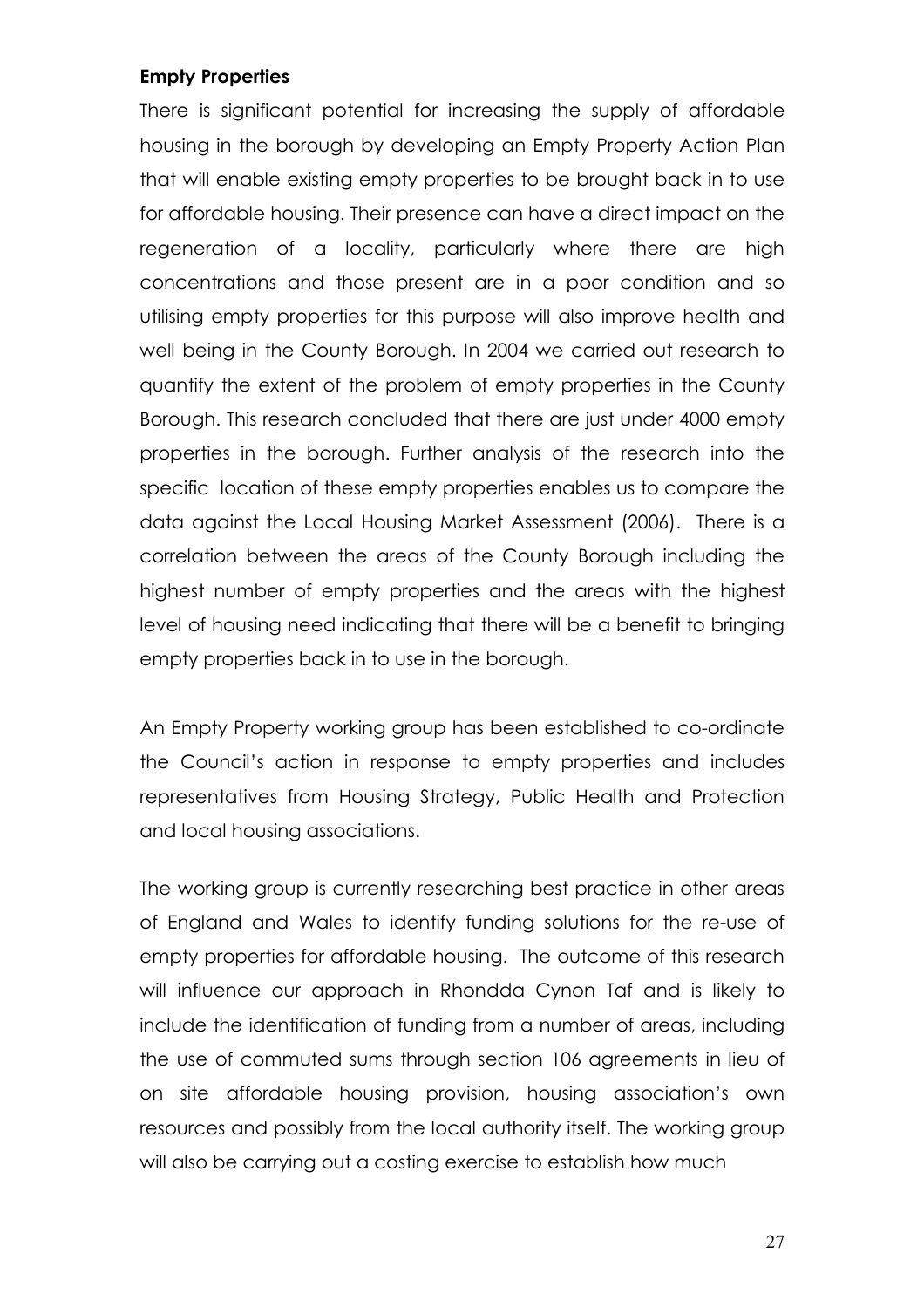**Empty Properties**

There is significant potential for increasing the supply of affordable housing in the borough by developing an Empty Property Action Plan that will enable existing empty properties to be brought back in to use for affordable housing. Their presence can have a direct impact on the regeneration of a locality, particularly where there are high concentrations and those present are in a poor condition and so utilising empty properties for this purpose will also improve health and well being in the County Borough. In 2004 we carried out research to quantify the extent of the problem of empty properties in the County Borough. This research concluded that there are just under 4000 empty properties in the borough. Further analysis of the research into the specific location of these empty properties enables us to compare the data against the Local Housing Market Assessment (2006). There is a correlation between the areas of the County Borough including the highest number of empty properties and the areas with the highest level of housing need indicating that there will be a benefit to bringing empty properties back in to use in the borough.

An Empty Property working group has been established to co-ordinate the Council's action in response to empty properties and includes representatives from Housing Strategy, Public Health and Protection and local housing associations.

The working group is currently researching best practice in other areas of England and Wales to identify funding solutions for the re-use of empty properties for affordable housing. The outcome of this research will influence our approach in Rhondda Cynon Taf and is likely to include the identification of funding from a number of areas, including the use of commuted sums through section 106 agreements in lieu of on site affordable housing provision, housing association's own resources and possibly from the local authority itself. The working group will also be carrying out a costing exercise to establish how much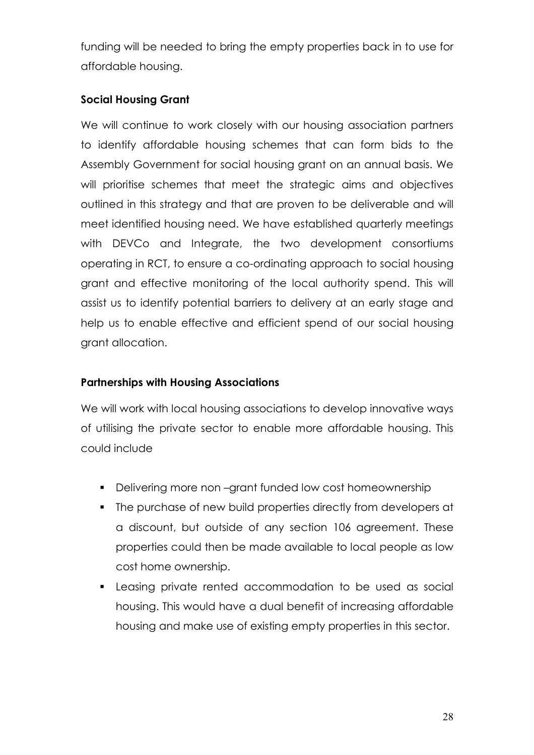funding will be needed to bring the empty properties back in to use for affordable housing.

**Social Housing Grant**

We will continue to work closely with our housing association partners to identify affordable housing schemes that can form bids to the Assembly Government for social housing grant on an annual basis. We will prioritise schemes that meet the strategic aims and objectives outlined in this strategy and that are proven to be deliverable and will meet identified housing need. We have established quarterly meetings with DEVCo and Integrate, the two development consortiums operating in RCT, to ensure a co-ordinating approach to social housing grant and effective monitoring of the local authority spend. This will assist us to identify potential barriers to delivery at an early stage and help us to enable effective and efficient spend of our social housing grant allocation.

**Partnerships with Housing Associations**

We will work with local housing associations to develop innovative ways of utilising the private sector to enable more affordable housing. This could include

- Delivering more non –grant funded low cost homeownership
- The purchase of new build properties directly from developers at a discount, but outside of any section 106 agreement. These properties could then be made available to local people as low cost home ownership.
- Leasing private rented accommodation to be used as social housing. This would have a dual benefit of increasing affordable housing and make use of existing empty properties in this sector.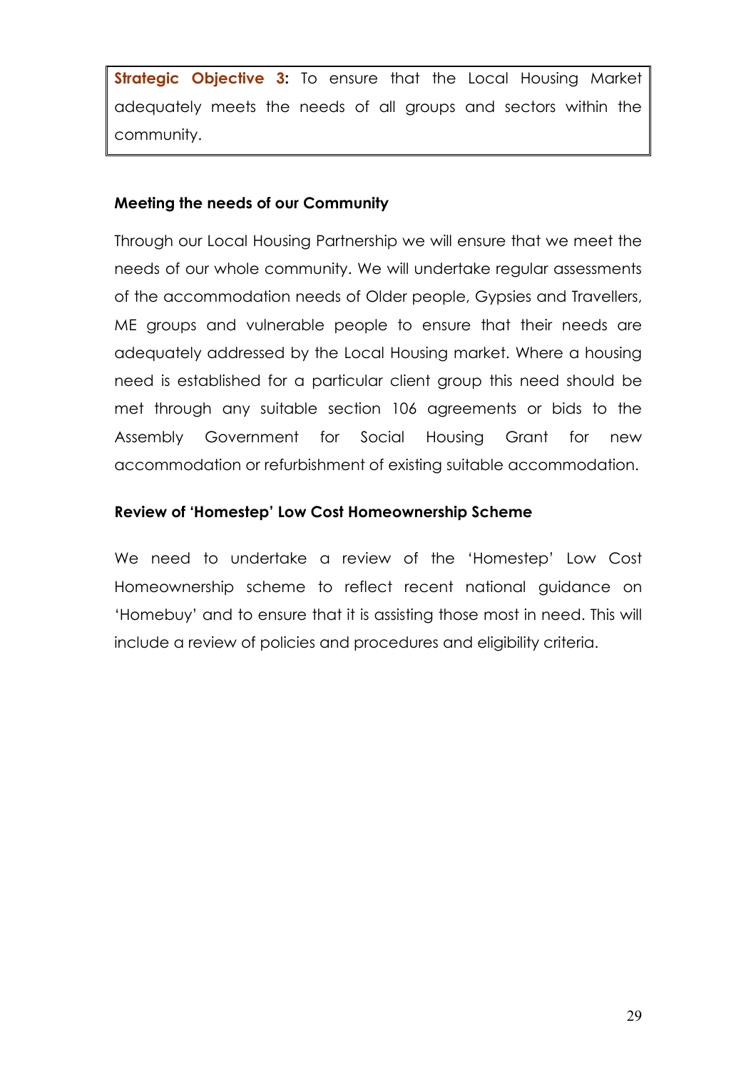**Strategic Objective 3:** To ensure that the Local Housing Market adequately meets the needs of all groups and sectors within the community.

### Meeting the needs of our Community

Through our Local Housing Partnership we will ensure that we meet the needs of our whole community. We will undertake regular assessments of the accommodation needs of Older people, Gypsies and Travellers, ME groups and vulnerable people to ensure that their needs are adequately addressed by the Local Housing market. Where a housing need is established for a particular client group this need should be met through any suitable section 106 agreements or bids to the Assembly Government for Social Housing Grant for new accommodation or refurbishment of existing suitable accommodation.

### Review of 'Homestep' Low Cost Homeownership Scheme

We need to undertake a review of the 'Homestep' Low Cost Homeownership scheme to reflect recent national guidance on 'Homebuy' and to ensure that it is assisting those most in need. This will include a review of policies and procedures and eligibility criteria.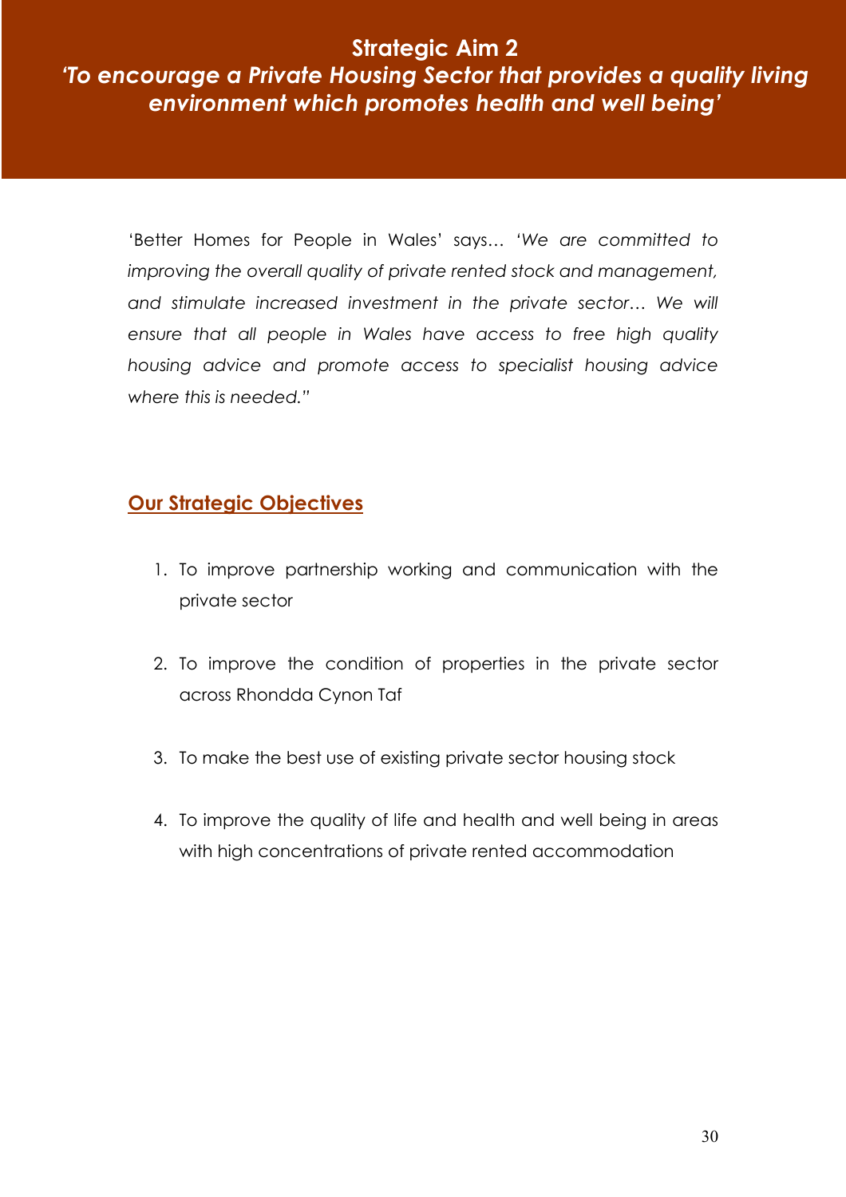## Strategic Aim 2

## *'To encourage a Private Housing Sector that provides a quality living environment which promotes health and well being'*

'Better Homes for People in Wales' says… *'We are committed to improving the overall quality of private rented stock and management, and stimulate increased investment in the private sector… We will ensure that all people in Wales have access to free high quality housing advice and promote access to specialist housing advice where this is needed."*

### Our Strategic Objectives

1. To improve partnership working and communication with the private sector
2. To improve the condition of properties in the private sector across Rhondda Cynon Taf
3. To make the best use of existing private sector housing stock
4. To improve the quality of life and health and well being in areas with high concentrations of private rented accommodation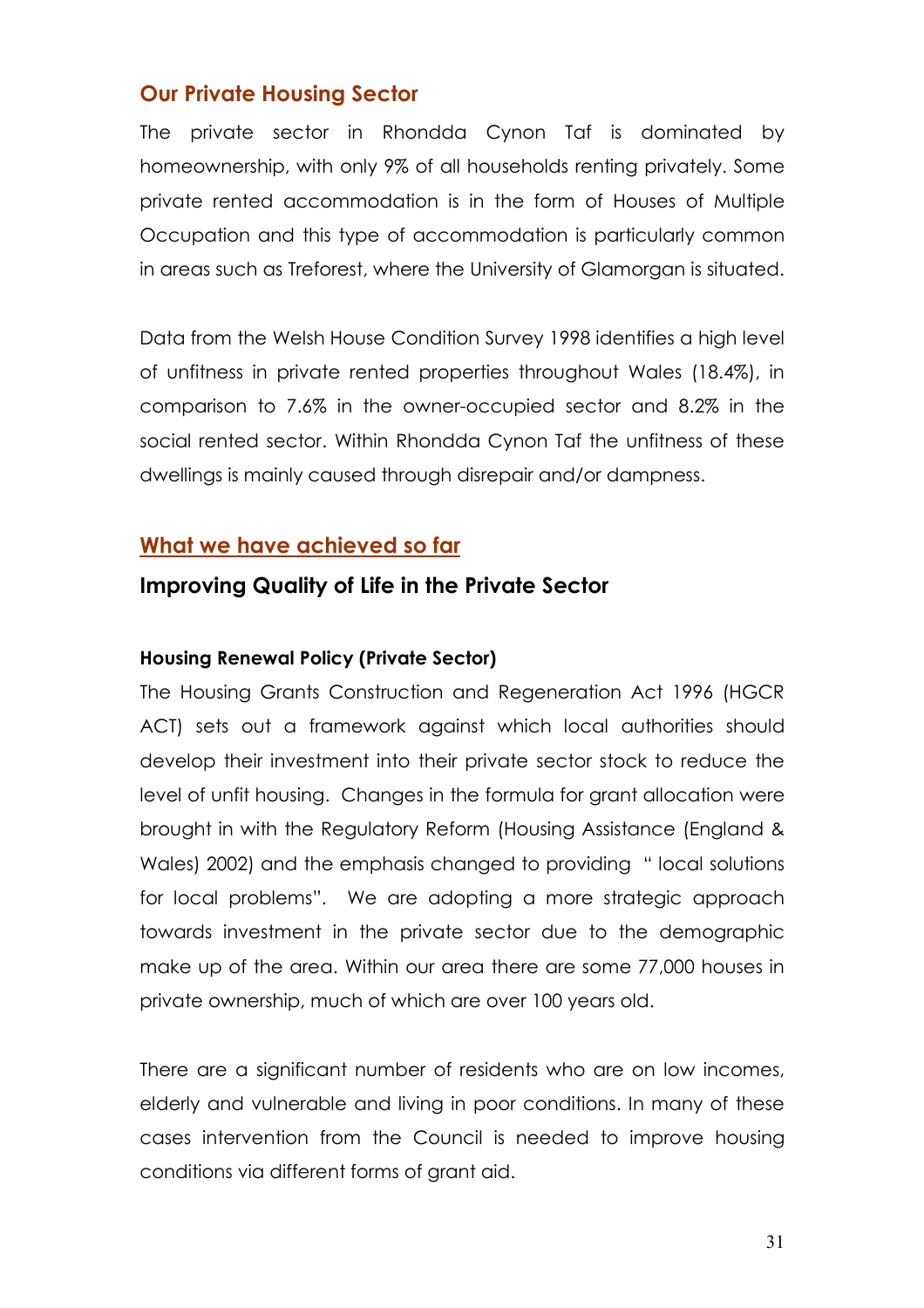## Our Private Housing Sector

The private sector in Rhondda Cynon Taf is dominated by homeownership, with only 9% of all households renting privately. Some private rented accommodation is in the form of Houses of Multiple Occupation and this type of accommodation is particularly common in areas such as Treforest, where the University of Glamorgan is situated.

Data from the Welsh House Condition Survey 1998 identifies a high level of unfitness in private rented properties throughout Wales (18.4%), in comparison to 7.6% in the owner-occupied sector and 8.2% in the social rented sector. Within Rhondda Cynon Taf the unfitness of these dwellings is mainly caused through disrepair and/or dampness.

## What we have achieved so far

### Improving Quality of Life in the Private Sector

#### Housing Renewal Policy (Private Sector)

The Housing Grants Construction and Regeneration Act 1996 (HGCR ACT) sets out a framework against which local authorities should develop their investment into their private sector stock to reduce the level of unfit housing. Changes in the formula for grant allocation were brought in with the Regulatory Reform (Housing Assistance (England & Wales) 2002) and the emphasis changed to providing " local solutions for local problems". We are adopting a more strategic approach towards investment in the private sector due to the demographic make up of the area. Within our area there are some 77,000 houses in private ownership, much of which are over 100 years old.

There are a significant number of residents who are on low incomes, elderly and vulnerable and living in poor conditions. In many of these cases intervention from the Council is needed to improve housing conditions via different forms of grant aid.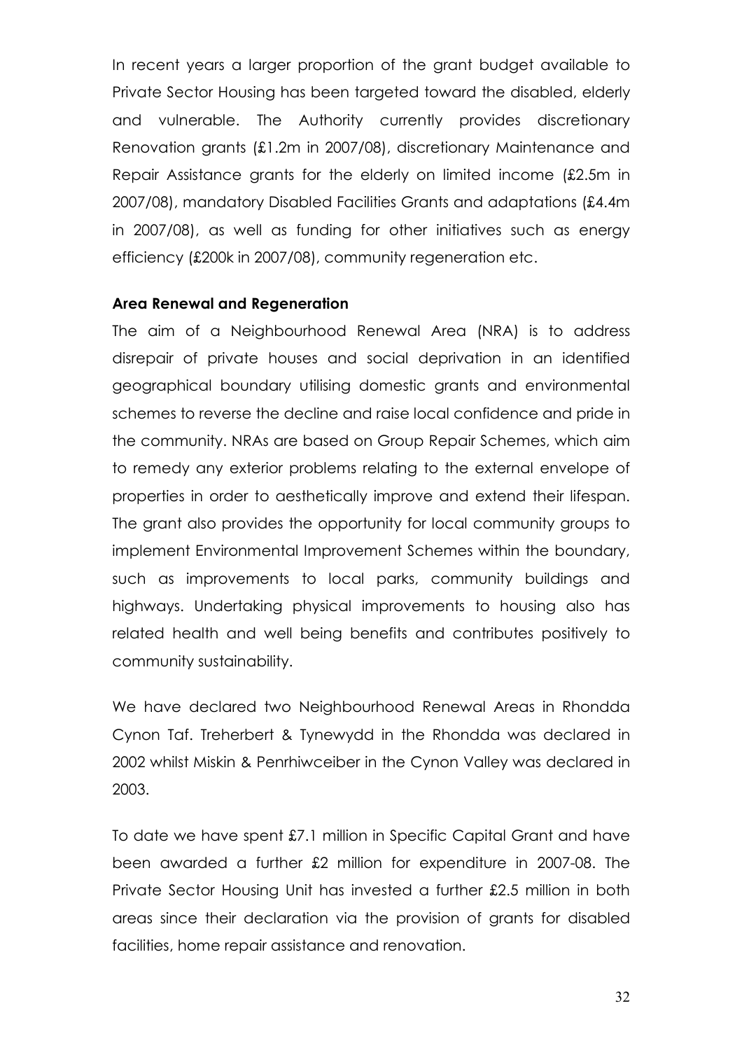In recent years a larger proportion of the grant budget available to Private Sector Housing has been targeted toward the disabled, elderly and vulnerable. The Authority currently provides discretionary Renovation grants (£1.2m in 2007/08), discretionary Maintenance and Repair Assistance grants for the elderly on limited income (£2.5m in 2007/08), mandatory Disabled Facilities Grants and adaptations (£4.4m in 2007/08), as well as funding for other initiatives such as energy efficiency (£200k in 2007/08), community regeneration etc.

**Area Renewal and Regeneration**

The aim of a Neighbourhood Renewal Area (NRA) is to address disrepair of private houses and social deprivation in an identified geographical boundary utilising domestic grants and environmental schemes to reverse the decline and raise local confidence and pride in the community. NRAs are based on Group Repair Schemes, which aim to remedy any exterior problems relating to the external envelope of properties in order to aesthetically improve and extend their lifespan. The grant also provides the opportunity for local community groups to implement Environmental Improvement Schemes within the boundary, such as improvements to local parks, community buildings and highways. Undertaking physical improvements to housing also has related health and well being benefits and contributes positively to community sustainability.

We have declared two Neighbourhood Renewal Areas in Rhondda Cynon Taf. Treherbert & Tynewydd in the Rhondda was declared in 2002 whilst Miskin & Penrhiwceiber in the Cynon Valley was declared in 2003.

To date we have spent £7.1 million in Specific Capital Grant and have been awarded a further £2 million for expenditure in 2007-08. The Private Sector Housing Unit has invested a further £2.5 million in both areas since their declaration via the provision of grants for disabled facilities, home repair assistance and renovation.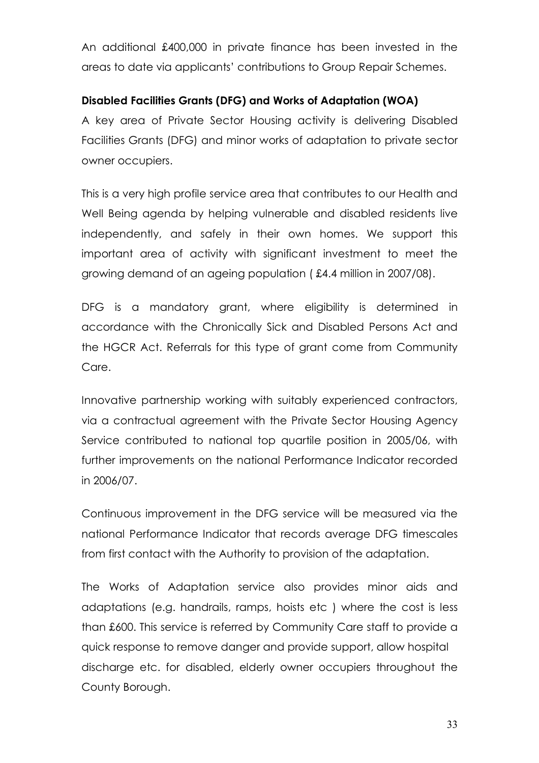An additional £400,000 in private finance has been invested in the areas to date via applicants' contributions to Group Repair Schemes.

**Disabled Facilities Grants (DFG) and Works of Adaptation (WOA)**

A key area of Private Sector Housing activity is delivering Disabled Facilities Grants (DFG) and minor works of adaptation to private sector owner occupiers.

This is a very high profile service area that contributes to our Health and Well Being agenda by helping vulnerable and disabled residents live independently, and safely in their own homes. We support this important area of activity with significant investment to meet the growing demand of an ageing population ( £4.4 million in 2007/08).

DFG is a mandatory grant, where eligibility is determined in accordance with the Chronically Sick and Disabled Persons Act and the HGCR Act. Referrals for this type of grant come from Community Care.

Innovative partnership working with suitably experienced contractors, via a contractual agreement with the Private Sector Housing Agency Service contributed to national top quartile position in 2005/06, with further improvements on the national Performance Indicator recorded in 2006/07.

Continuous improvement in the DFG service will be measured via the national Performance Indicator that records average DFG timescales from first contact with the Authority to provision of the adaptation.

The Works of Adaptation service also provides minor aids and adaptations (e.g. handrails, ramps, hoists etc ) where the cost is less than £600. This service is referred by Community Care staff to provide a quick response to remove danger and provide support, allow hospital discharge etc. for disabled, elderly owner occupiers throughout the County Borough.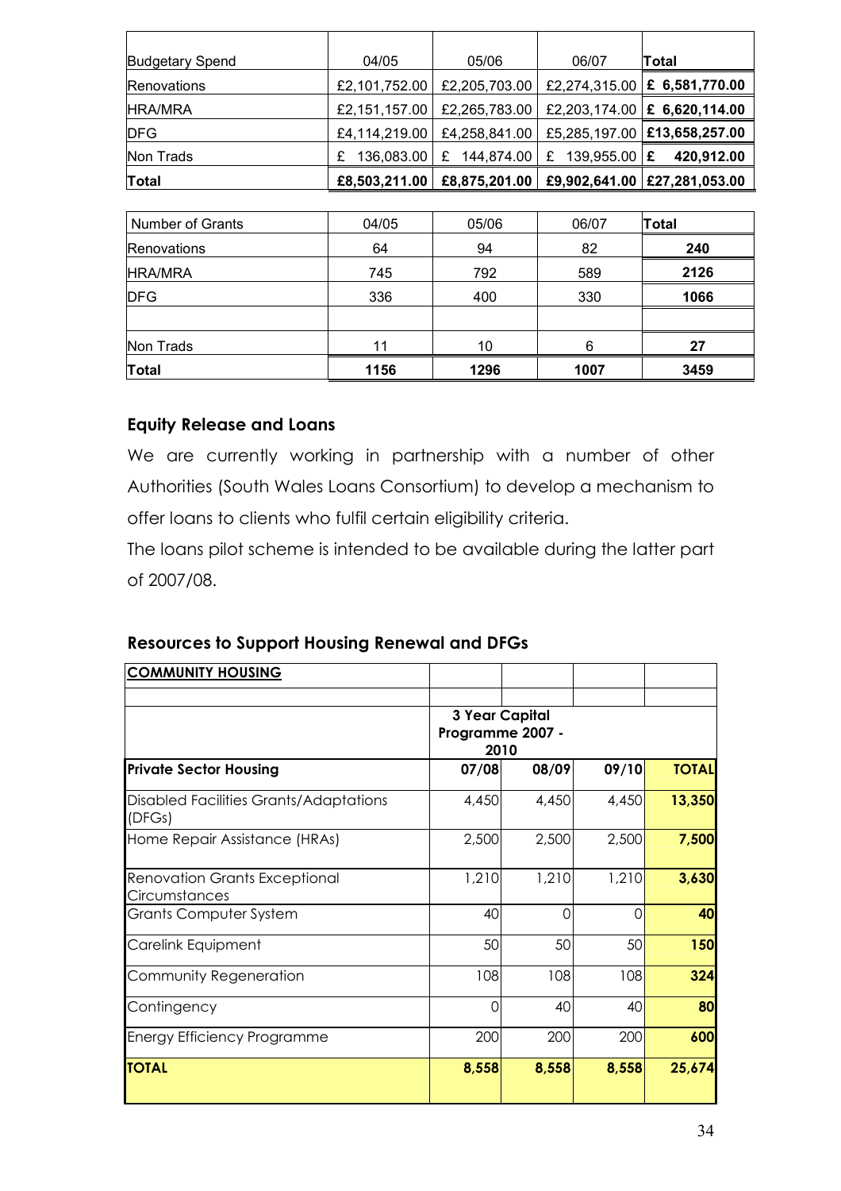| Budgetary Spend | 04/05 | 05/06 | 06/07 | Total |
|---|---|---|---|---|
| Renovations | £2,101,752.00 | £2,205,703.00 | £2,274,315.00 | **£ 6,581,770.00** |
| HRA/MRA | £2,151,157.00 | £2,265,783.00 | £2,203,174.00 | **£ 6,620,114.00** |
| DFG | £4,114,219.00 | £4,258,841.00 | £5,285,197.00 | **£13,658,257.00** |
| Non Trads | £ 136,083.00 | £ 144,874.00 | £ 139,955.00 | **£ 420,912.00** |
| **Total** | **£8,503,211.00** | **£8,875,201.00** | **£9,902,641.00** | **£27,281,053.00** |

| Number of Grants | 04/05 | 05/06 | 06/07 | Total |
|---|---|---|---|---|
| Renovations | 64 | 94 | 82 | **240** |
| HRA/MRA | 745 | 792 | 589 | **2126** |
| DFG | 336 | 400 | 330 | **1066** |
| | | | | |
| Non Trads | 11 | 10 | 6 | **27** |
| **Total** | **1156** | **1296** | **1007** | **3459** |

## Equity Release and Loans

We are currently working in partnership with a number of other Authorities (South Wales Loans Consortium) to develop a mechanism to offer loans to clients who fulfil certain eligibility criteria.

The loans pilot scheme is intended to be available during the latter part of 2007/08.

## Resources to Support Housing Renewal and DFGs

| **COMMUNITY HOUSING** | | | | |
|---|---|---|---|---|
| | | | | |
| | **3 Year Capital Programme 2007 - 2010** | | | |
| **Private Sector Housing** | **07/08** | **08/09** | **09/10** | **TOTAL** |
| Disabled Facilities Grants/Adaptations (DFGs) | 4,450 | 4,450 | 4,450 | **13,350** |
| Home Repair Assistance (HRAs) | 2,500 | 2,500 | 2,500 | **7,500** |
| Renovation Grants Exceptional Circumstances | 1,210 | 1,210 | 1,210 | **3,630** |
| Grants Computer System | 40 | 0 | 0 | **40** |
| Carelink Equipment | 50 | 50 | 50 | **150** |
| Community Regeneration | 108 | 108 | 108 | **324** |
| Contingency | 0 | 40 | 40 | **80** |
| Energy Efficiency Programme | 200 | 200 | 200 | **600** |
| **TOTAL** | **8,558** | **8,558** | **8,558** | **25,674** |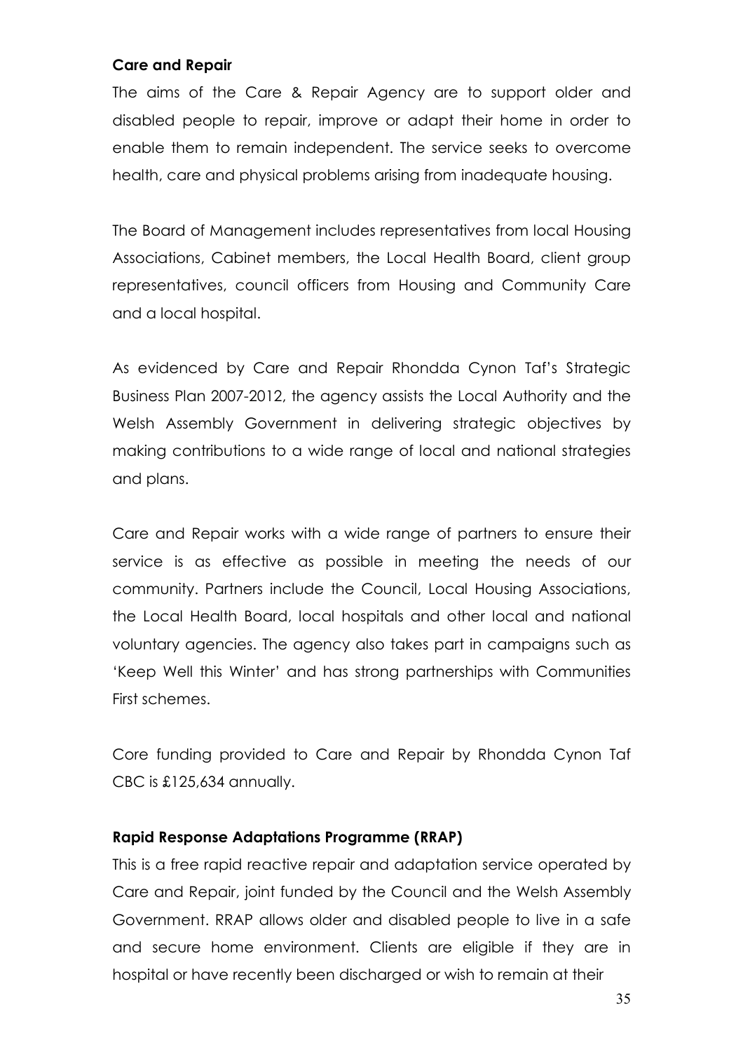**Care and Repair**

The aims of the Care & Repair Agency are to support older and disabled people to repair, improve or adapt their home in order to enable them to remain independent. The service seeks to overcome health, care and physical problems arising from inadequate housing.

The Board of Management includes representatives from local Housing Associations, Cabinet members, the Local Health Board, client group representatives, council officers from Housing and Community Care and a local hospital.

As evidenced by Care and Repair Rhondda Cynon Taf's Strategic Business Plan 2007-2012, the agency assists the Local Authority and the Welsh Assembly Government in delivering strategic objectives by making contributions to a wide range of local and national strategies and plans.

Care and Repair works with a wide range of partners to ensure their service is as effective as possible in meeting the needs of our community. Partners include the Council, Local Housing Associations, the Local Health Board, local hospitals and other local and national voluntary agencies. The agency also takes part in campaigns such as 'Keep Well this Winter' and has strong partnerships with Communities First schemes.

Core funding provided to Care and Repair by Rhondda Cynon Taf CBC is £125,634 annually.

**Rapid Response Adaptations Programme (RRAP)**

This is a free rapid reactive repair and adaptation service operated by Care and Repair, joint funded by the Council and the Welsh Assembly Government. RRAP allows older and disabled people to live in a safe and secure home environment. Clients are eligible if they are in hospital or have recently been discharged or wish to remain at their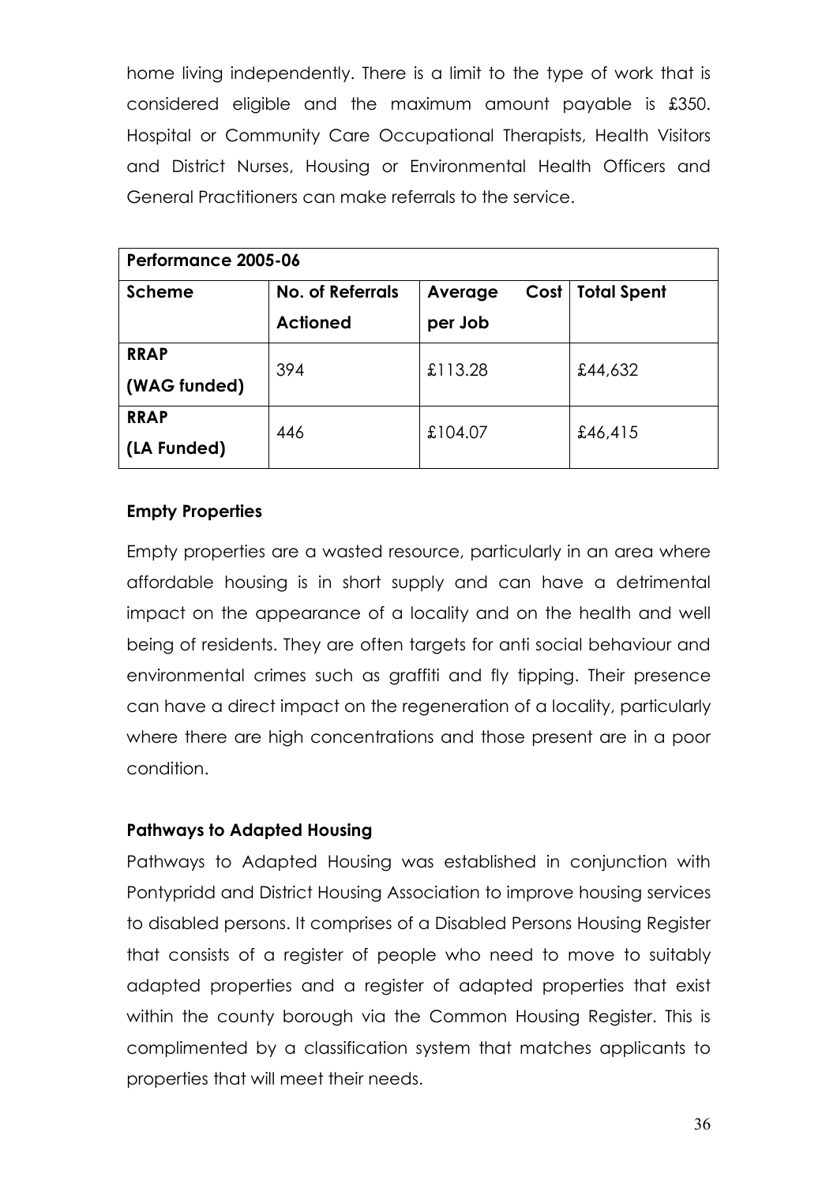home living independently. There is a limit to the type of work that is considered eligible and the maximum amount payable is £350. Hospital or Community Care Occupational Therapists, Health Visitors and District Nurses, Housing or Environmental Health Officers and General Practitioners can make referrals to the service.

| **Performance 2005-06** | | | |
|---|---|---|---|
| **Scheme** | **No. of Referrals Actioned** | **Average Cost per Job** | **Total Spent** |
| **RRAP (WAG funded)** | 394 | £113.28 | £44,632 |
| **RRAP (LA Funded)** | 446 | £104.07 | £46,415 |

**Empty Properties**

Empty properties are a wasted resource, particularly in an area where affordable housing is in short supply and can have a detrimental impact on the appearance of a locality and on the health and well being of residents. They are often targets for anti social behaviour and environmental crimes such as graffiti and fly tipping. Their presence can have a direct impact on the regeneration of a locality, particularly where there are high concentrations and those present are in a poor condition.

**Pathways to Adapted Housing**

Pathways to Adapted Housing was established in conjunction with Pontypridd and District Housing Association to improve housing services to disabled persons. It comprises of a Disabled Persons Housing Register that consists of a register of people who need to move to suitably adapted properties and a register of adapted properties that exist within the county borough via the Common Housing Register. This is complimented by a classification system that matches applicants to properties that will meet their needs.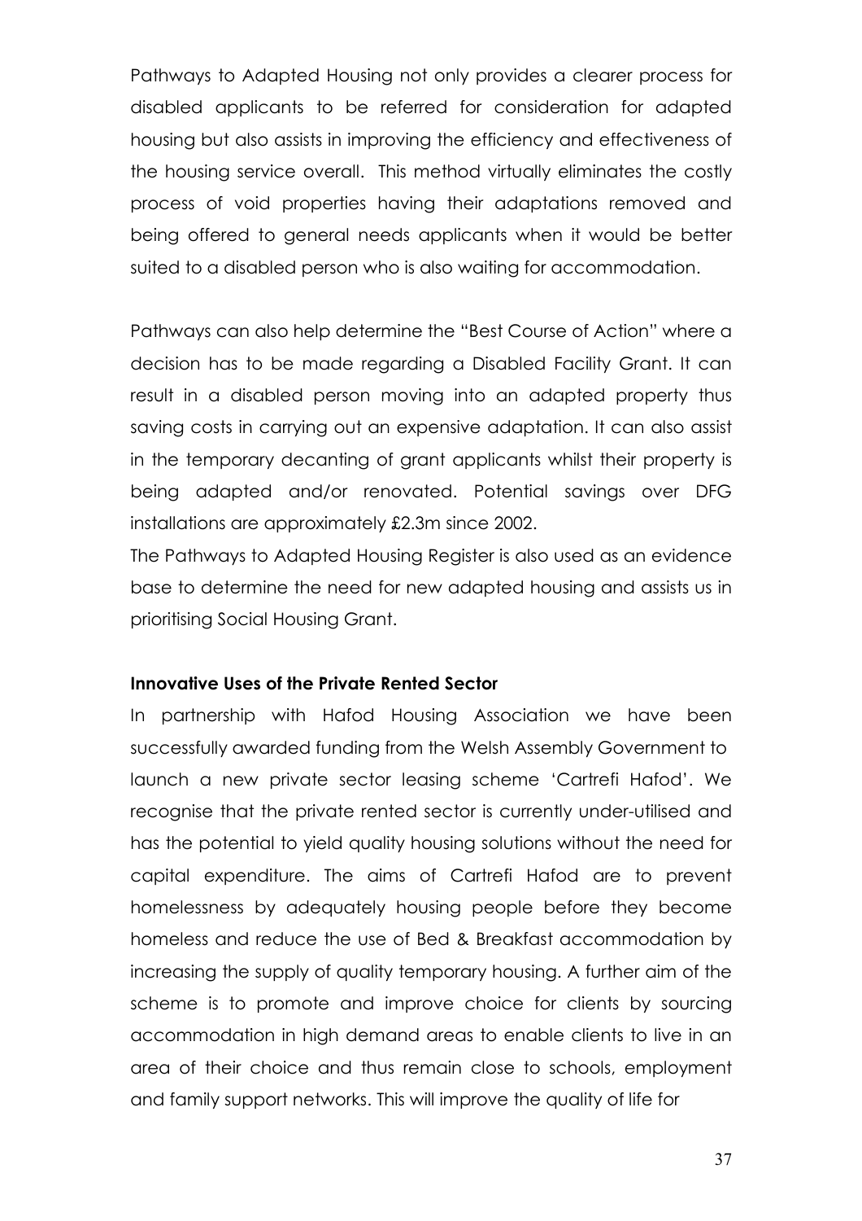Pathways to Adapted Housing not only provides a clearer process for disabled applicants to be referred for consideration for adapted housing but also assists in improving the efficiency and effectiveness of the housing service overall. This method virtually eliminates the costly process of void properties having their adaptations removed and being offered to general needs applicants when it would be better suited to a disabled person who is also waiting for accommodation.

Pathways can also help determine the "Best Course of Action" where a decision has to be made regarding a Disabled Facility Grant. It can result in a disabled person moving into an adapted property thus saving costs in carrying out an expensive adaptation. It can also assist in the temporary decanting of grant applicants whilst their property is being adapted and/or renovated. Potential savings over DFG installations are approximately £2.3m since 2002.

The Pathways to Adapted Housing Register is also used as an evidence base to determine the need for new adapted housing and assists us in prioritising Social Housing Grant.

**Innovative Uses of the Private Rented Sector**

In partnership with Hafod Housing Association we have been successfully awarded funding from the Welsh Assembly Government to launch a new private sector leasing scheme 'Cartrefi Hafod'. We recognise that the private rented sector is currently under-utilised and has the potential to yield quality housing solutions without the need for capital expenditure. The aims of Cartrefi Hafod are to prevent homelessness by adequately housing people before they become homeless and reduce the use of Bed & Breakfast accommodation by increasing the supply of quality temporary housing. A further aim of the scheme is to promote and improve choice for clients by sourcing accommodation in high demand areas to enable clients to live in an area of their choice and thus remain close to schools, employment and family support networks. This will improve the quality of life for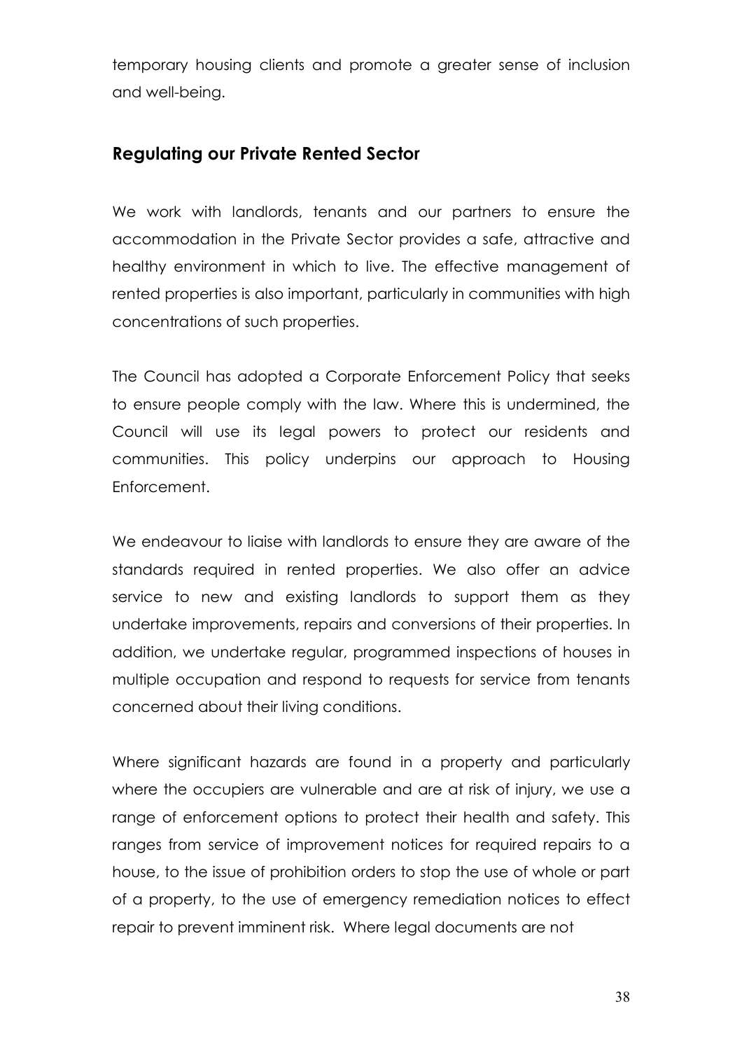temporary housing clients and promote a greater sense of inclusion and well-being.

## Regulating our Private Rented Sector

We work with landlords, tenants and our partners to ensure the accommodation in the Private Sector provides a safe, attractive and healthy environment in which to live. The effective management of rented properties is also important, particularly in communities with high concentrations of such properties.

The Council has adopted a Corporate Enforcement Policy that seeks to ensure people comply with the law. Where this is undermined, the Council will use its legal powers to protect our residents and communities. This policy underpins our approach to Housing Enforcement.

We endeavour to liaise with landlords to ensure they are aware of the standards required in rented properties. We also offer an advice service to new and existing landlords to support them as they undertake improvements, repairs and conversions of their properties. In addition, we undertake regular, programmed inspections of houses in multiple occupation and respond to requests for service from tenants concerned about their living conditions.

Where significant hazards are found in a property and particularly where the occupiers are vulnerable and are at risk of injury, we use a range of enforcement options to protect their health and safety. This ranges from service of improvement notices for required repairs to a house, to the issue of prohibition orders to stop the use of whole or part of a property, to the use of emergency remediation notices to effect repair to prevent imminent risk. Where legal documents are not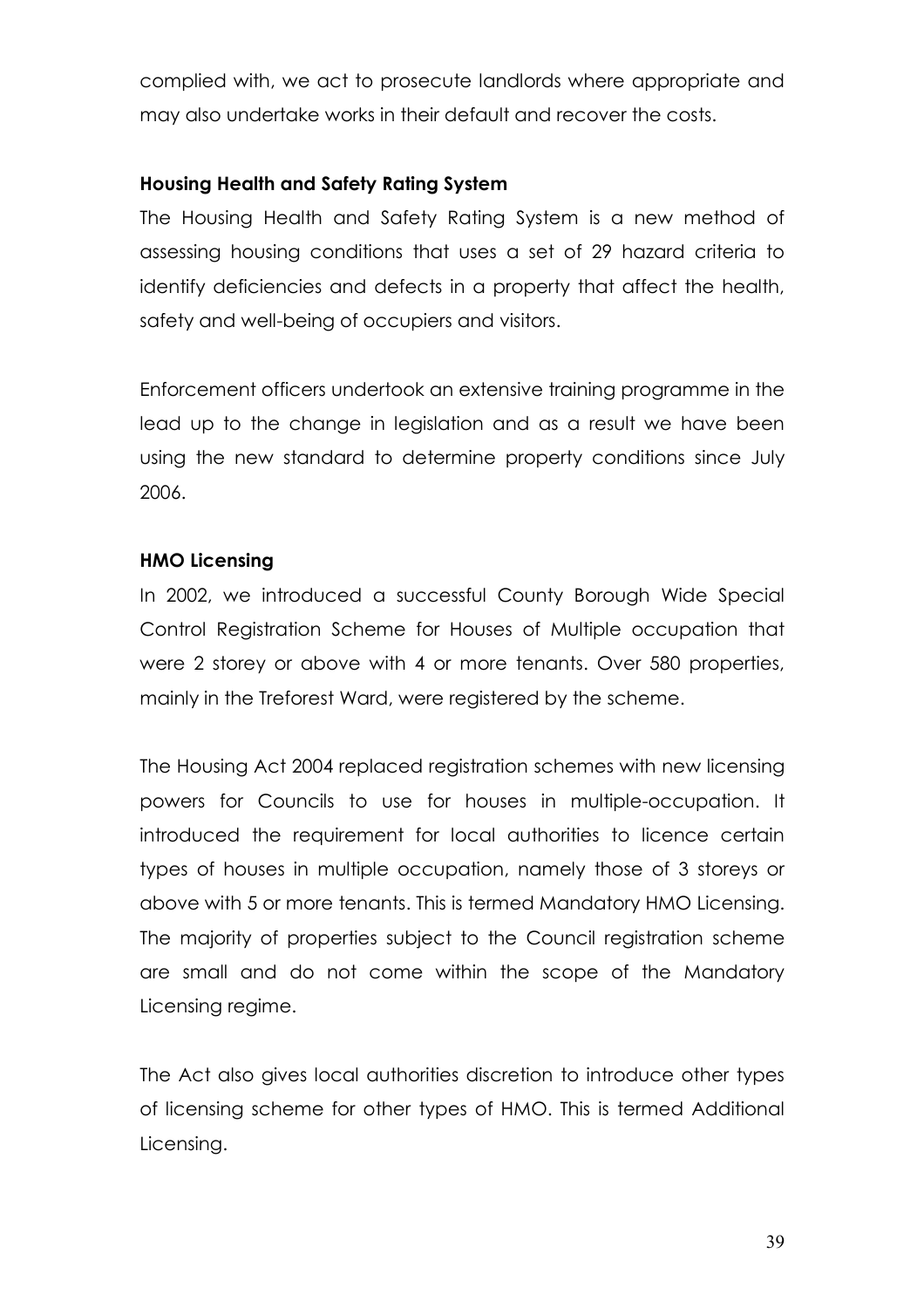complied with, we act to prosecute landlords where appropriate and may also undertake works in their default and recover the costs.

**Housing Health and Safety Rating System**

The Housing Health and Safety Rating System is a new method of assessing housing conditions that uses a set of 29 hazard criteria to identify deficiencies and defects in a property that affect the health, safety and well-being of occupiers and visitors.

Enforcement officers undertook an extensive training programme in the lead up to the change in legislation and as a result we have been using the new standard to determine property conditions since July 2006.

**HMO Licensing**

In 2002, we introduced a successful County Borough Wide Special Control Registration Scheme for Houses of Multiple occupation that were 2 storey or above with 4 or more tenants. Over 580 properties, mainly in the Treforest Ward, were registered by the scheme.

The Housing Act 2004 replaced registration schemes with new licensing powers for Councils to use for houses in multiple-occupation. It introduced the requirement for local authorities to licence certain types of houses in multiple occupation, namely those of 3 storeys or above with 5 or more tenants. This is termed Mandatory HMO Licensing. The majority of properties subject to the Council registration scheme are small and do not come within the scope of the Mandatory Licensing regime.

The Act also gives local authorities discretion to introduce other types of licensing scheme for other types of HMO. This is termed Additional Licensing.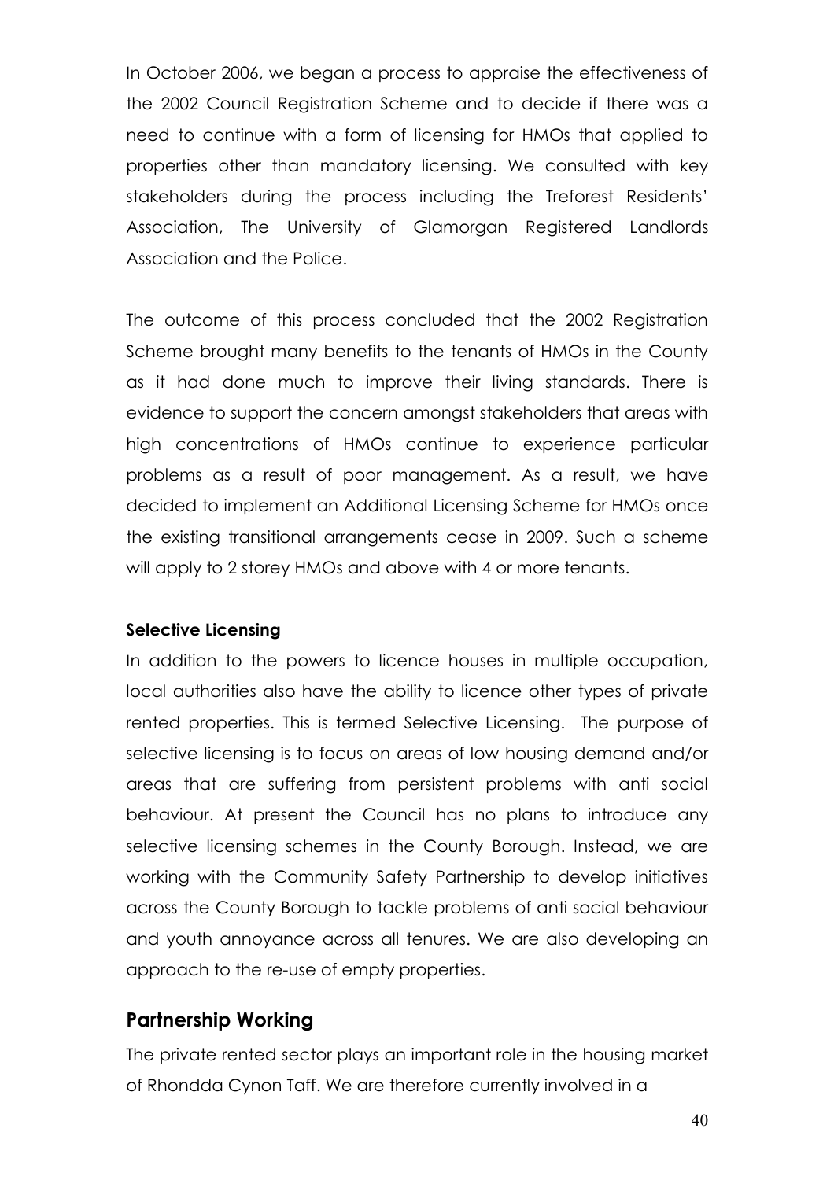In October 2006, we began a process to appraise the effectiveness of the 2002 Council Registration Scheme and to decide if there was a need to continue with a form of licensing for HMOs that applied to properties other than mandatory licensing. We consulted with key stakeholders during the process including the Treforest Residents' Association, The University of Glamorgan Registered Landlords Association and the Police.

The outcome of this process concluded that the 2002 Registration Scheme brought many benefits to the tenants of HMOs in the County as it had done much to improve their living standards. There is evidence to support the concern amongst stakeholders that areas with high concentrations of HMOs continue to experience particular problems as a result of poor management. As a result, we have decided to implement an Additional Licensing Scheme for HMOs once the existing transitional arrangements cease in 2009. Such a scheme will apply to 2 storey HMOs and above with 4 or more tenants.

**Selective Licensing**

In addition to the powers to licence houses in multiple occupation, local authorities also have the ability to licence other types of private rented properties. This is termed Selective Licensing. The purpose of selective licensing is to focus on areas of low housing demand and/or areas that are suffering from persistent problems with anti social behaviour. At present the Council has no plans to introduce any selective licensing schemes in the County Borough. Instead, we are working with the Community Safety Partnership to develop initiatives across the County Borough to tackle problems of anti social behaviour and youth annoyance across all tenures. We are also developing an approach to the re-use of empty properties.

## Partnership Working

The private rented sector plays an important role in the housing market of Rhondda Cynon Taff. We are therefore currently involved in a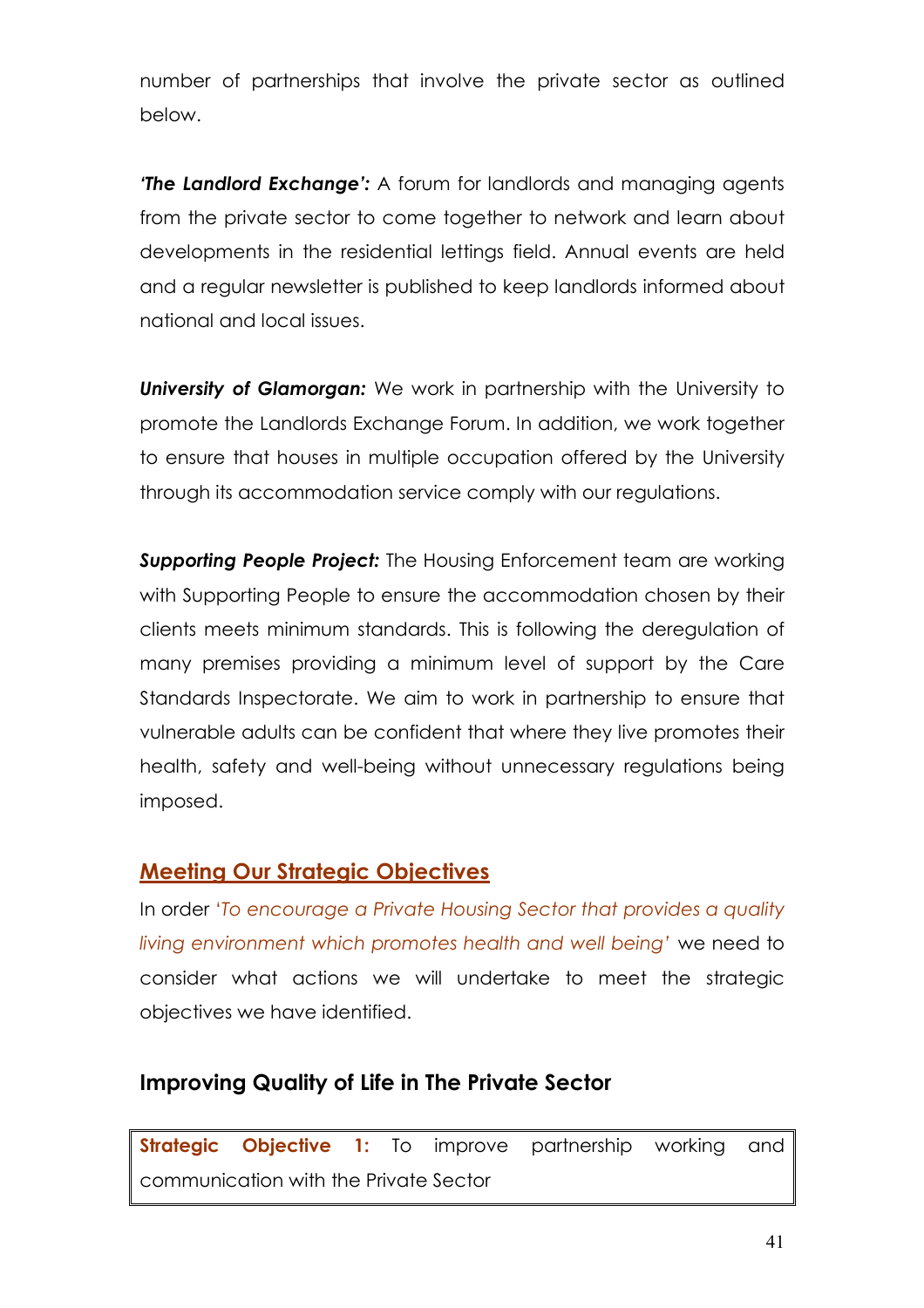number of partnerships that involve the private sector as outlined below.

***'The Landlord Exchange':*** A forum for landlords and managing agents from the private sector to come together to network and learn about developments in the residential lettings field. Annual events are held and a regular newsletter is published to keep landlords informed about national and local issues.

***University of Glamorgan:*** We work in partnership with the University to promote the Landlords Exchange Forum. In addition, we work together to ensure that houses in multiple occupation offered by the University through its accommodation service comply with our regulations.

***Supporting People Project:*** The Housing Enforcement team are working with Supporting People to ensure the accommodation chosen by their clients meets minimum standards. This is following the deregulation of many premises providing a minimum level of support by the Care Standards Inspectorate. We aim to work in partnership to ensure that vulnerable adults can be confident that where they live promotes their health, safety and well-being without unnecessary regulations being imposed.

## Meeting Our Strategic Objectives

In order '*To encourage a Private Housing Sector that provides a quality living environment which promotes health and well being*' we need to consider what actions we will undertake to meet the strategic objectives we have identified.

### Improving Quality of Life in The Private Sector

**Strategic Objective 1:** To improve partnership working and communication with the Private Sector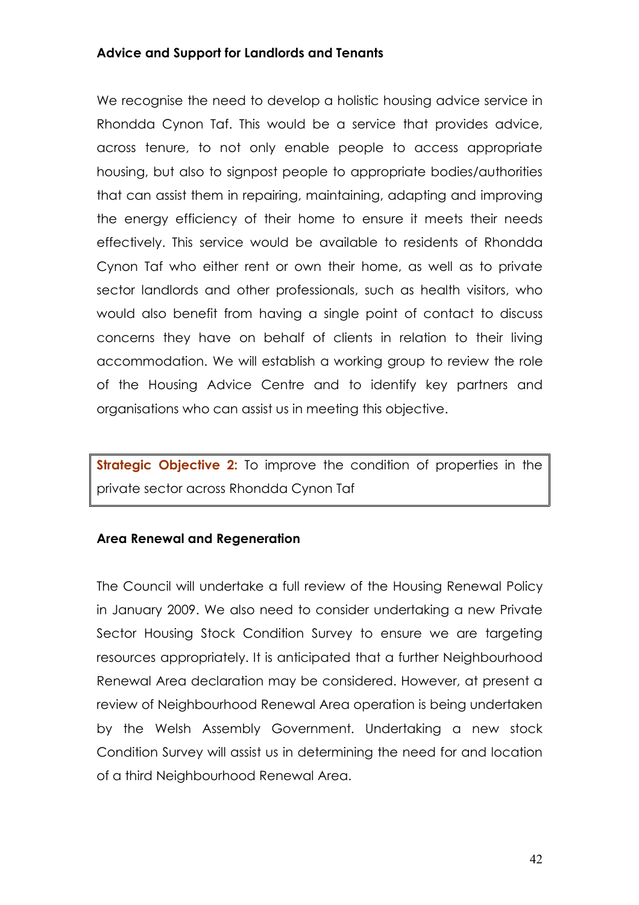### Advice and Support for Landlords and Tenants

We recognise the need to develop a holistic housing advice service in Rhondda Cynon Taf. This would be a service that provides advice, across tenure, to not only enable people to access appropriate housing, but also to signpost people to appropriate bodies/authorities that can assist them in repairing, maintaining, adapting and improving the energy efficiency of their home to ensure it meets their needs effectively. This service would be available to residents of Rhondda Cynon Taf who either rent or own their home, as well as to private sector landlords and other professionals, such as health visitors, who would also benefit from having a single point of contact to discuss concerns they have on behalf of clients in relation to their living accommodation. We will establish a working group to review the role of the Housing Advice Centre and to identify key partners and organisations who can assist us in meeting this objective.

> **Strategic Objective 2:** To improve the condition of properties in the private sector across Rhondda Cynon Taf

### Area Renewal and Regeneration

The Council will undertake a full review of the Housing Renewal Policy in January 2009. We also need to consider undertaking a new Private Sector Housing Stock Condition Survey to ensure we are targeting resources appropriately. It is anticipated that a further Neighbourhood Renewal Area declaration may be considered. However, at present a review of Neighbourhood Renewal Area operation is being undertaken by the Welsh Assembly Government. Undertaking a new stock Condition Survey will assist us in determining the need for and location of a third Neighbourhood Renewal Area.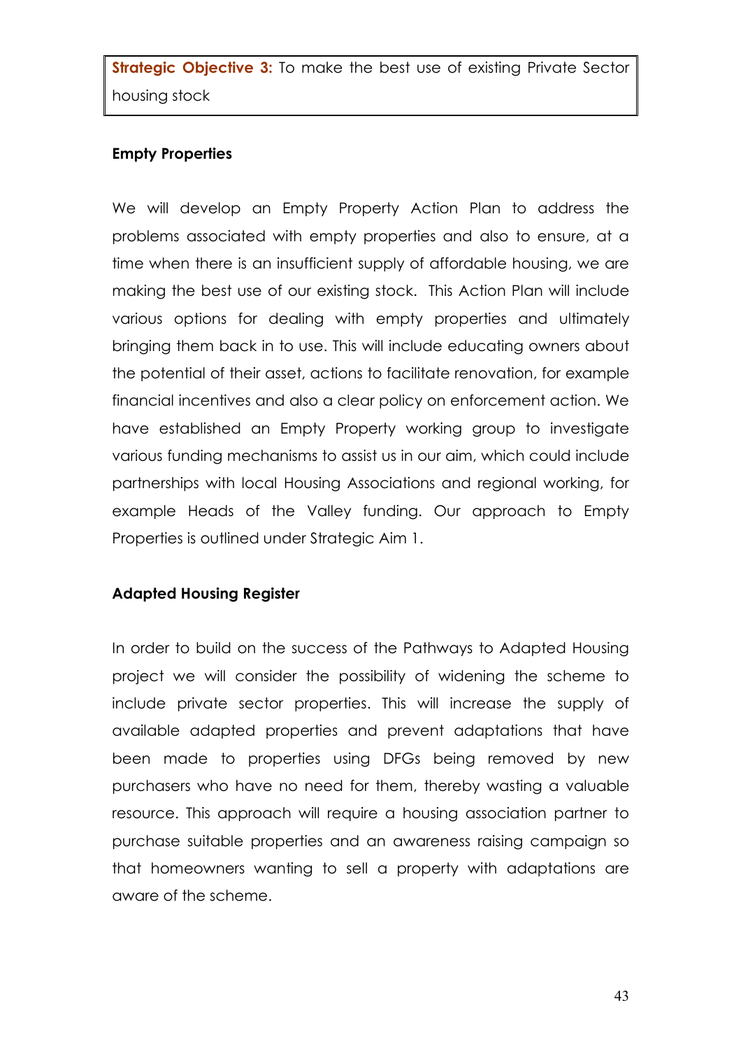**Strategic Objective 3:** To make the best use of existing Private Sector housing stock

### Empty Properties

We will develop an Empty Property Action Plan to address the problems associated with empty properties and also to ensure, at a time when there is an insufficient supply of affordable housing, we are making the best use of our existing stock. This Action Plan will include various options for dealing with empty properties and ultimately bringing them back in to use. This will include educating owners about the potential of their asset, actions to facilitate renovation, for example financial incentives and also a clear policy on enforcement action. We have established an Empty Property working group to investigate various funding mechanisms to assist us in our aim, which could include partnerships with local Housing Associations and regional working, for example Heads of the Valley funding. Our approach to Empty Properties is outlined under Strategic Aim 1.

### Adapted Housing Register

In order to build on the success of the Pathways to Adapted Housing project we will consider the possibility of widening the scheme to include private sector properties. This will increase the supply of available adapted properties and prevent adaptations that have been made to properties using DFGs being removed by new purchasers who have no need for them, thereby wasting a valuable resource. This approach will require a housing association partner to purchase suitable properties and an awareness raising campaign so that homeowners wanting to sell a property with adaptations are aware of the scheme.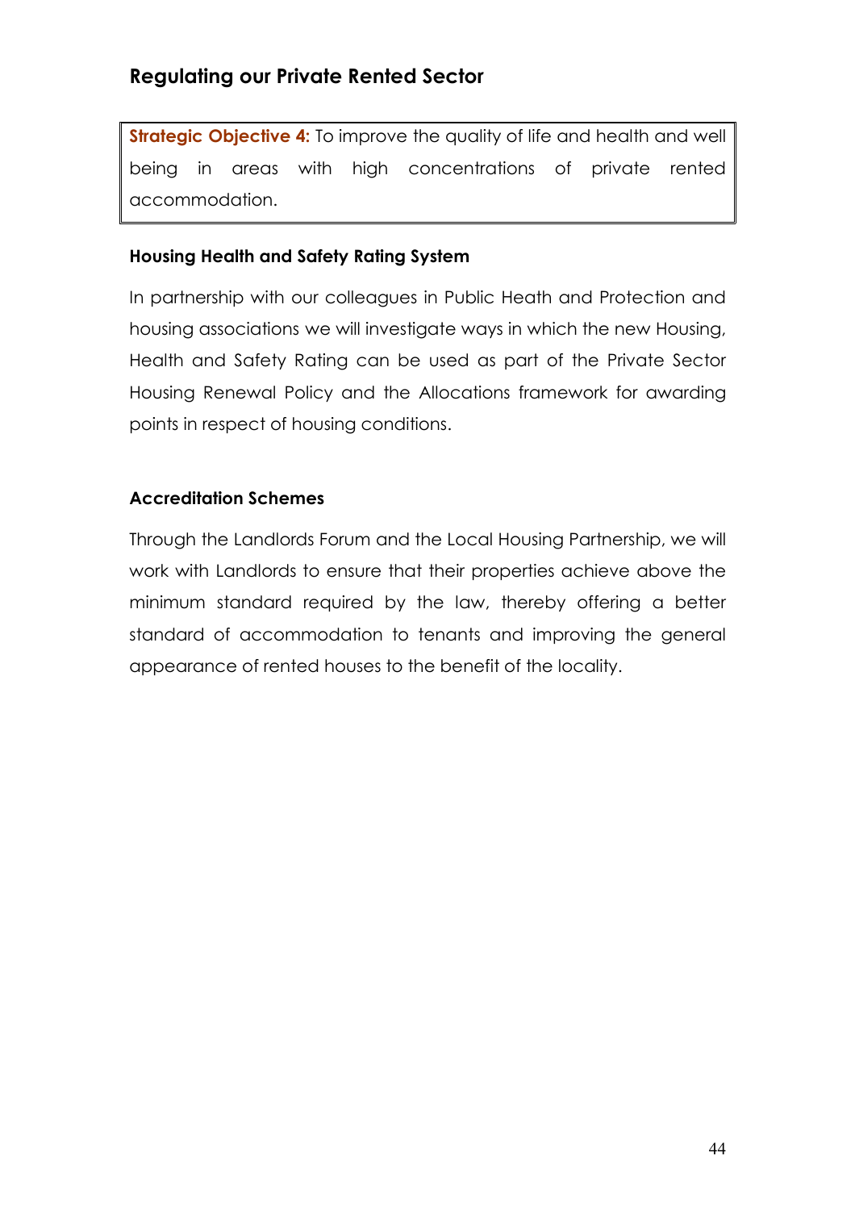## Regulating our Private Rented Sector

> **Strategic Objective 4:** To improve the quality of life and health and well being in areas with high concentrations of private rented accommodation.

### Housing Health and Safety Rating System

In partnership with our colleagues in Public Heath and Protection and housing associations we will investigate ways in which the new Housing, Health and Safety Rating can be used as part of the Private Sector Housing Renewal Policy and the Allocations framework for awarding points in respect of housing conditions.

### Accreditation Schemes

Through the Landlords Forum and the Local Housing Partnership, we will work with Landlords to ensure that their properties achieve above the minimum standard required by the law, thereby offering a better standard of accommodation to tenants and improving the general appearance of rented houses to the benefit of the locality.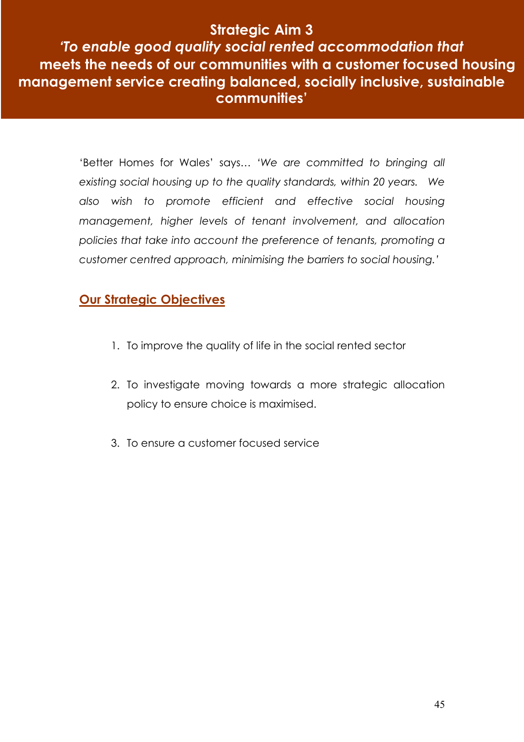## Strategic Aim 3

***'To enable good quality social rented accommodation that* meets the needs of our communities with a customer focused housing management service creating balanced, socially inclusive, sustainable communities'**

'Better Homes for Wales' says… *'We are committed to bringing all existing social housing up to the quality standards, within 20 years. We also wish to promote efficient and effective social housing management, higher levels of tenant involvement, and allocation policies that take into account the preference of tenants, promoting a customer centred approach, minimising the barriers to social housing.'*

### Our Strategic Objectives

1. To improve the quality of life in the social rented sector

2. To investigate moving towards a more strategic allocation policy to ensure choice is maximised.

3. To ensure a customer focused service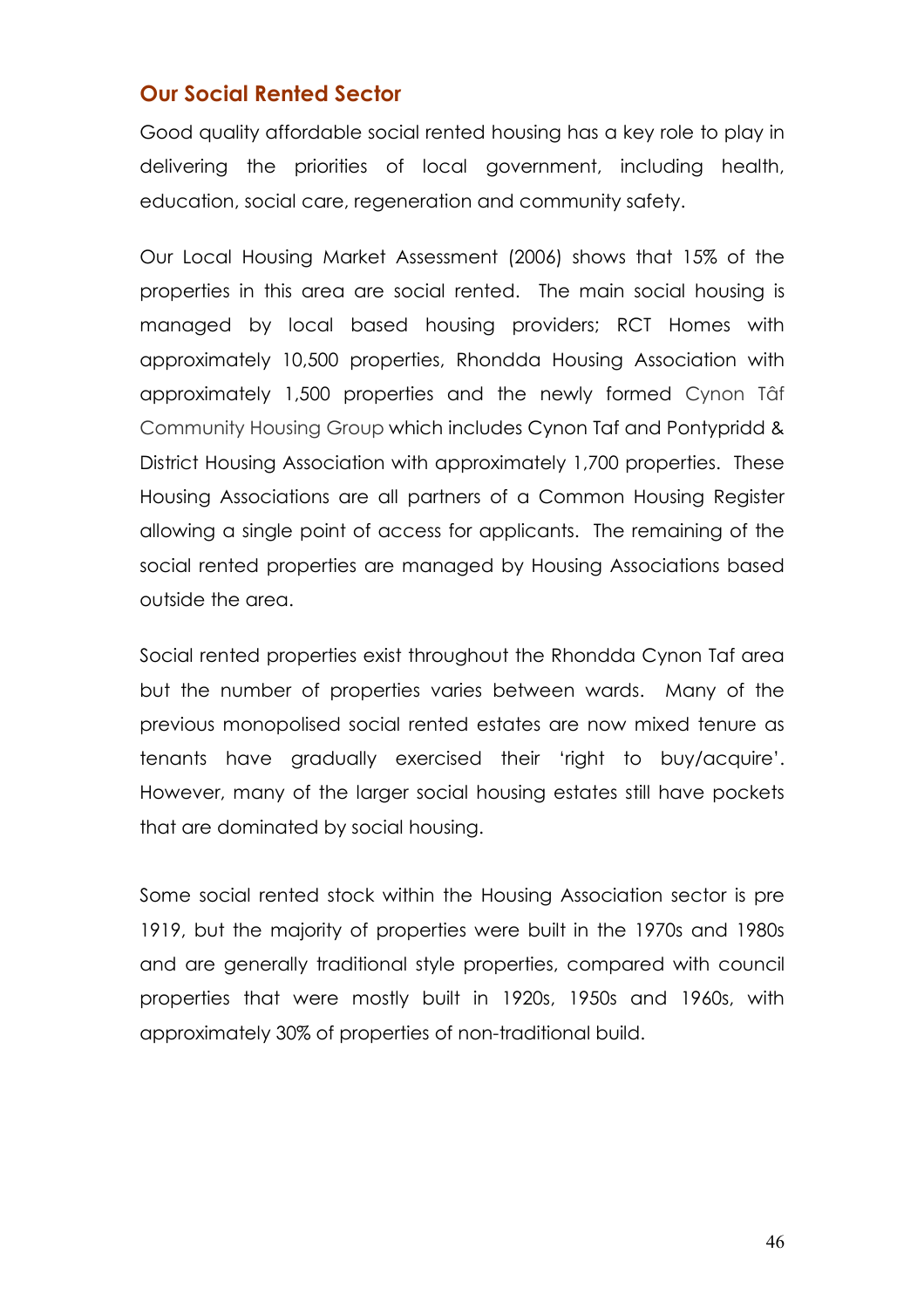## Our Social Rented Sector

Good quality affordable social rented housing has a key role to play in delivering the priorities of local government, including health, education, social care, regeneration and community safety.

Our Local Housing Market Assessment (2006) shows that 15% of the properties in this area are social rented. The main social housing is managed by local based housing providers; RCT Homes with approximately 10,500 properties, Rhondda Housing Association with approximately 1,500 properties and the newly formed Cynon Tâf Community Housing Group which includes Cynon Taf and Pontypridd & District Housing Association with approximately 1,700 properties. These Housing Associations are all partners of a Common Housing Register allowing a single point of access for applicants. The remaining of the social rented properties are managed by Housing Associations based outside the area.

Social rented properties exist throughout the Rhondda Cynon Taf area but the number of properties varies between wards. Many of the previous monopolised social rented estates are now mixed tenure as tenants have gradually exercised their 'right to buy/acquire'. However, many of the larger social housing estates still have pockets that are dominated by social housing.

Some social rented stock within the Housing Association sector is pre 1919, but the majority of properties were built in the 1970s and 1980s and are generally traditional style properties, compared with council properties that were mostly built in 1920s, 1950s and 1960s, with approximately 30% of properties of non-traditional build.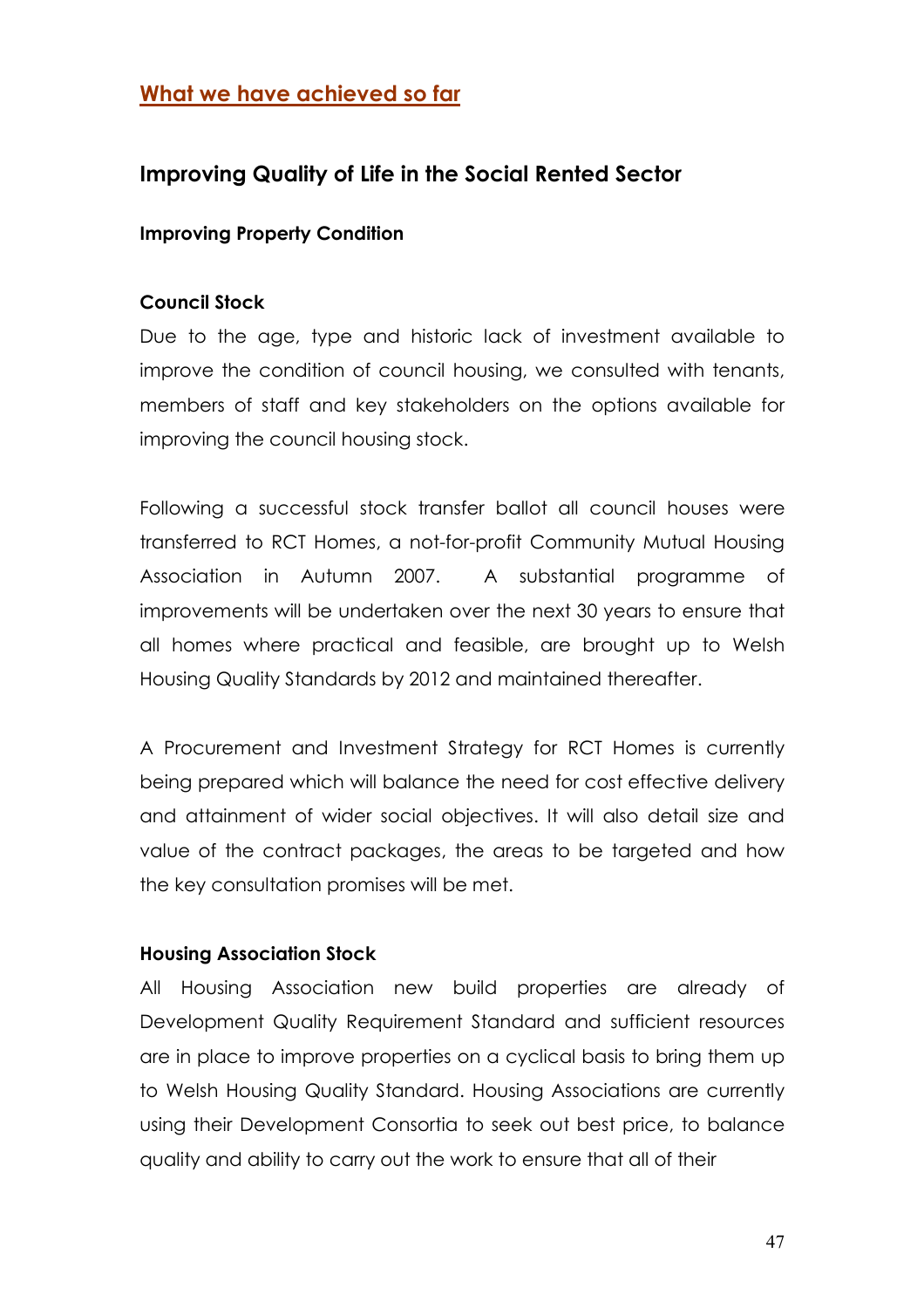## What we have achieved so far

### Improving Quality of Life in the Social Rented Sector

#### Improving Property Condition

**Council Stock**

Due to the age, type and historic lack of investment available to improve the condition of council housing, we consulted with tenants, members of staff and key stakeholders on the options available for improving the council housing stock.

Following a successful stock transfer ballot all council houses were transferred to RCT Homes, a not-for-profit Community Mutual Housing Association in Autumn 2007. A substantial programme of improvements will be undertaken over the next 30 years to ensure that all homes where practical and feasible, are brought up to Welsh Housing Quality Standards by 2012 and maintained thereafter.

A Procurement and Investment Strategy for RCT Homes is currently being prepared which will balance the need for cost effective delivery and attainment of wider social objectives. It will also detail size and value of the contract packages, the areas to be targeted and how the key consultation promises will be met.

**Housing Association Stock**

All Housing Association new build properties are already of Development Quality Requirement Standard and sufficient resources are in place to improve properties on a cyclical basis to bring them up to Welsh Housing Quality Standard. Housing Associations are currently using their Development Consortia to seek out best price, to balance quality and ability to carry out the work to ensure that all of their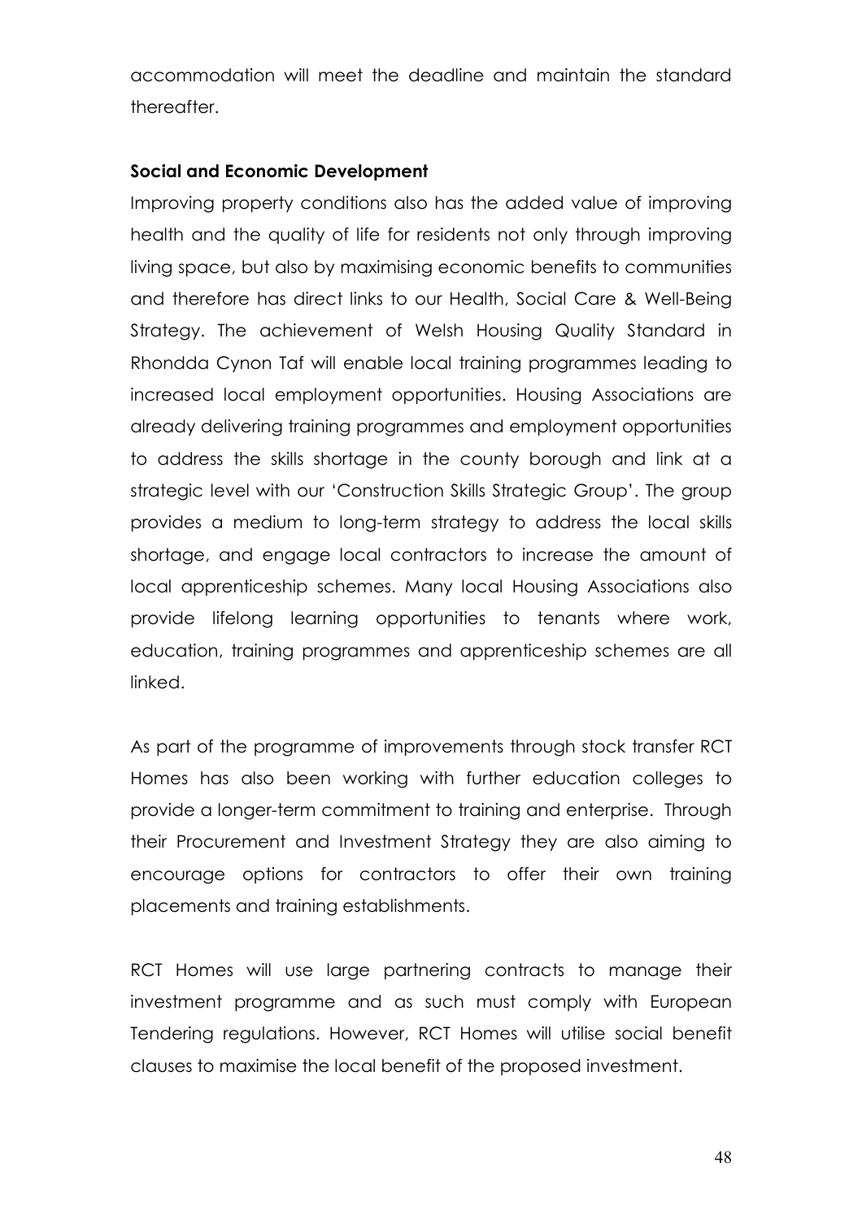accommodation will meet the deadline and maintain the standard thereafter.

**Social and Economic Development**

Improving property conditions also has the added value of improving health and the quality of life for residents not only through improving living space, but also by maximising economic benefits to communities and therefore has direct links to our Health, Social Care & Well-Being Strategy. The achievement of Welsh Housing Quality Standard in Rhondda Cynon Taf will enable local training programmes leading to increased local employment opportunities. Housing Associations are already delivering training programmes and employment opportunities to address the skills shortage in the county borough and link at a strategic level with our 'Construction Skills Strategic Group'. The group provides a medium to long-term strategy to address the local skills shortage, and engage local contractors to increase the amount of local apprenticeship schemes. Many local Housing Associations also provide lifelong learning opportunities to tenants where work, education, training programmes and apprenticeship schemes are all linked.

As part of the programme of improvements through stock transfer RCT Homes has also been working with further education colleges to provide a longer-term commitment to training and enterprise. Through their Procurement and Investment Strategy they are also aiming to encourage options for contractors to offer their own training placements and training establishments.

RCT Homes will use large partnering contracts to manage their investment programme and as such must comply with European Tendering regulations. However, RCT Homes will utilise social benefit clauses to maximise the local benefit of the proposed investment.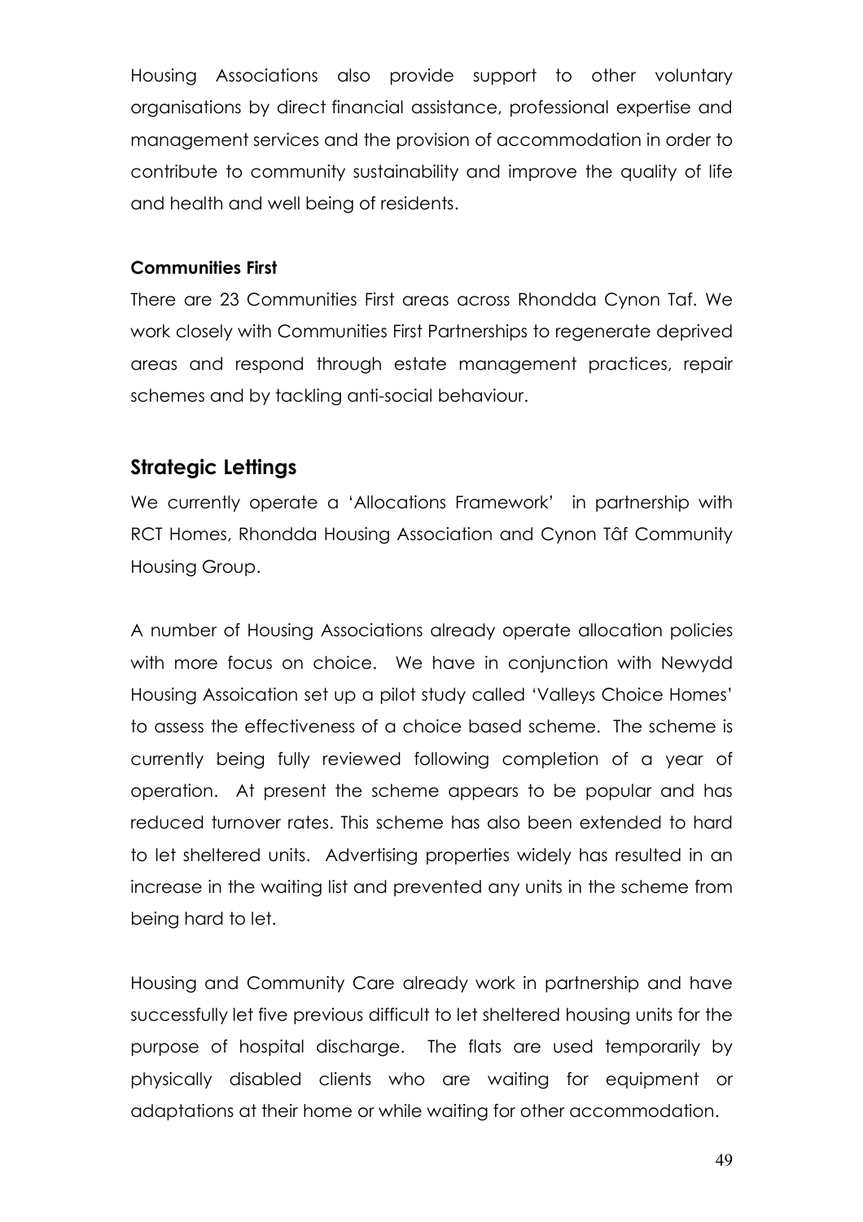Housing Associations also provide support to other voluntary organisations by direct financial assistance, professional expertise and management services and the provision of accommodation in order to contribute to community sustainability and improve the quality of life and health and well being of residents.

**Communities First**

There are 23 Communities First areas across Rhondda Cynon Taf. We work closely with Communities First Partnerships to regenerate deprived areas and respond through estate management practices, repair schemes and by tackling anti-social behaviour.

## Strategic Lettings

We currently operate a 'Allocations Framework' in partnership with RCT Homes, Rhondda Housing Association and Cynon Tâf Community Housing Group.

A number of Housing Associations already operate allocation policies with more focus on choice. We have in conjunction with Newydd Housing Assoication set up a pilot study called 'Valleys Choice Homes' to assess the effectiveness of a choice based scheme. The scheme is currently being fully reviewed following completion of a year of operation. At present the scheme appears to be popular and has reduced turnover rates. This scheme has also been extended to hard to let sheltered units. Advertising properties widely has resulted in an increase in the waiting list and prevented any units in the scheme from being hard to let.

Housing and Community Care already work in partnership and have successfully let five previous difficult to let sheltered housing units for the purpose of hospital discharge. The flats are used temporarily by physically disabled clients who are waiting for equipment or adaptations at their home or while waiting for other accommodation.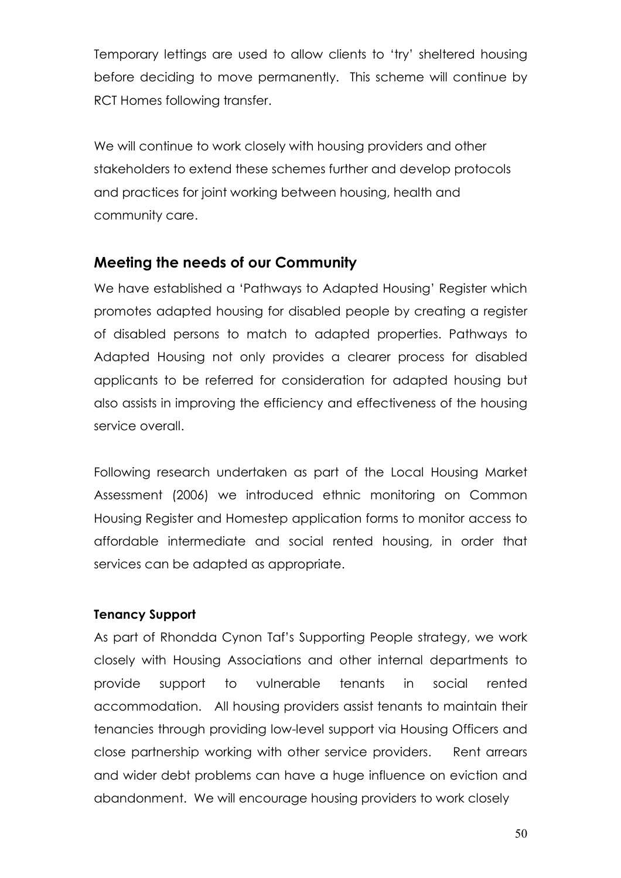Temporary lettings are used to allow clients to 'try' sheltered housing before deciding to move permanently. This scheme will continue by RCT Homes following transfer.

We will continue to work closely with housing providers and other stakeholders to extend these schemes further and develop protocols and practices for joint working between housing, health and community care.

## Meeting the needs of our Community

We have established a 'Pathways to Adapted Housing' Register which promotes adapted housing for disabled people by creating a register of disabled persons to match to adapted properties. Pathways to Adapted Housing not only provides a clearer process for disabled applicants to be referred for consideration for adapted housing but also assists in improving the efficiency and effectiveness of the housing service overall.

Following research undertaken as part of the Local Housing Market Assessment (2006) we introduced ethnic monitoring on Common Housing Register and Homestep application forms to monitor access to affordable intermediate and social rented housing, in order that services can be adapted as appropriate.

### Tenancy Support

As part of Rhondda Cynon Taf's Supporting People strategy, we work closely with Housing Associations and other internal departments to provide support to vulnerable tenants in social rented accommodation. All housing providers assist tenants to maintain their tenancies through providing low-level support via Housing Officers and close partnership working with other service providers. Rent arrears and wider debt problems can have a huge influence on eviction and abandonment. We will encourage housing providers to work closely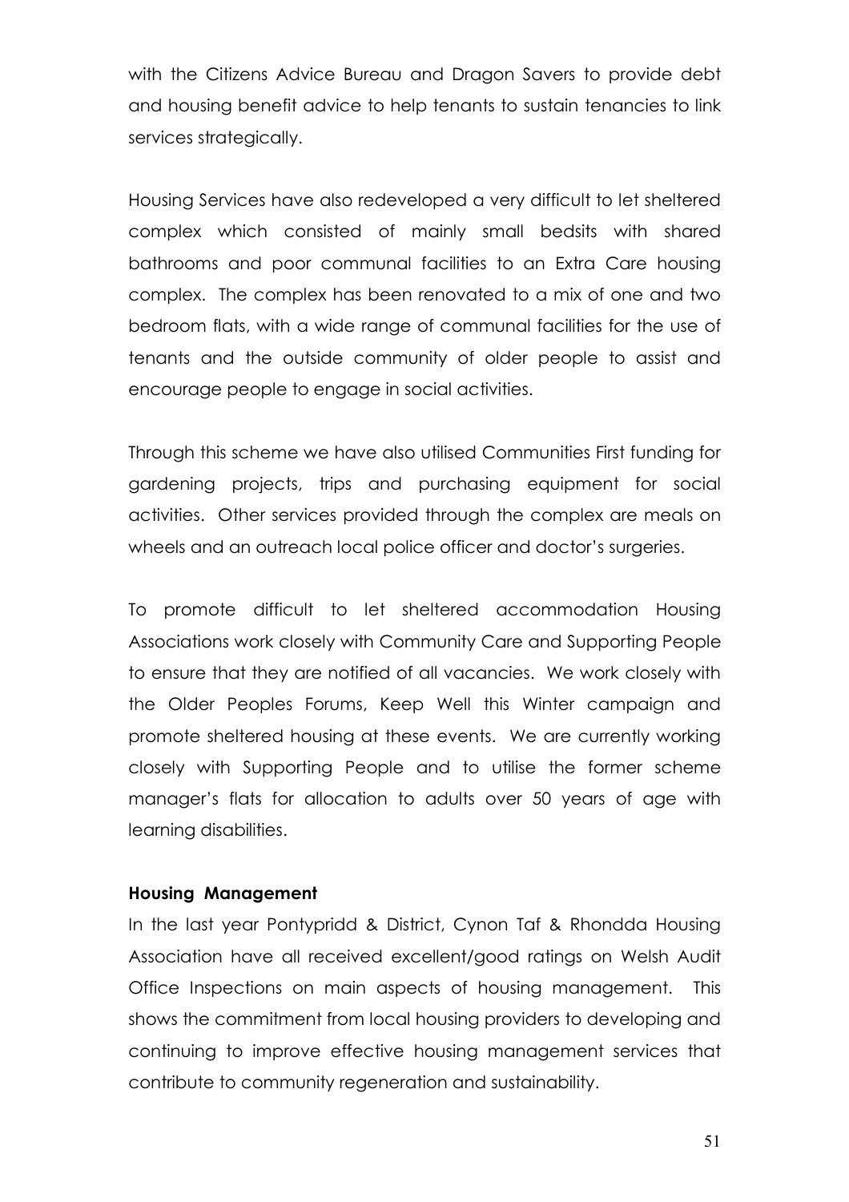with the Citizens Advice Bureau and Dragon Savers to provide debt and housing benefit advice to help tenants to sustain tenancies to link services strategically.

Housing Services have also redeveloped a very difficult to let sheltered complex which consisted of mainly small bedsits with shared bathrooms and poor communal facilities to an Extra Care housing complex. The complex has been renovated to a mix of one and two bedroom flats, with a wide range of communal facilities for the use of tenants and the outside community of older people to assist and encourage people to engage in social activities.

Through this scheme we have also utilised Communities First funding for gardening projects, trips and purchasing equipment for social activities. Other services provided through the complex are meals on wheels and an outreach local police officer and doctor's surgeries.

To promote difficult to let sheltered accommodation Housing Associations work closely with Community Care and Supporting People to ensure that they are notified of all vacancies. We work closely with the Older Peoples Forums, Keep Well this Winter campaign and promote sheltered housing at these events. We are currently working closely with Supporting People and to utilise the former scheme manager's flats for allocation to adults over 50 years of age with learning disabilities.

**Housing Management**

In the last year Pontypridd & District, Cynon Taf & Rhondda Housing Association have all received excellent/good ratings on Welsh Audit Office Inspections on main aspects of housing management. This shows the commitment from local housing providers to developing and continuing to improve effective housing management services that contribute to community regeneration and sustainability.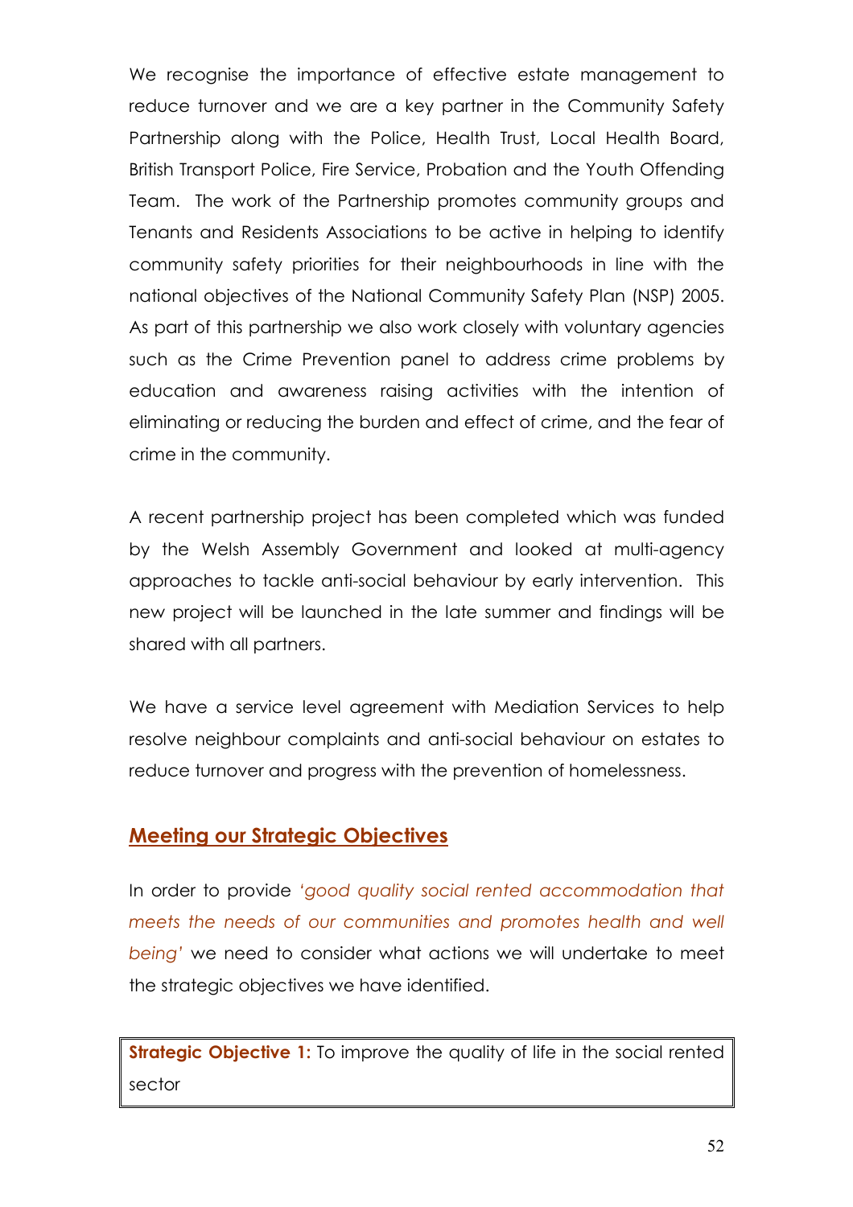We recognise the importance of effective estate management to reduce turnover and we are a key partner in the Community Safety Partnership along with the Police, Health Trust, Local Health Board, British Transport Police, Fire Service, Probation and the Youth Offending Team. The work of the Partnership promotes community groups and Tenants and Residents Associations to be active in helping to identify community safety priorities for their neighbourhoods in line with the national objectives of the National Community Safety Plan (NSP) 2005. As part of this partnership we also work closely with voluntary agencies such as the Crime Prevention panel to address crime problems by education and awareness raising activities with the intention of eliminating or reducing the burden and effect of crime, and the fear of crime in the community.

A recent partnership project has been completed which was funded by the Welsh Assembly Government and looked at multi-agency approaches to tackle anti-social behaviour by early intervention. This new project will be launched in the late summer and findings will be shared with all partners.

We have a service level agreement with Mediation Services to help resolve neighbour complaints and anti-social behaviour on estates to reduce turnover and progress with the prevention of homelessness.

## Meeting our Strategic Objectives

In order to provide *'good quality social rented accommodation that meets the needs of our communities and promotes health and well being'* we need to consider what actions we will undertake to meet the strategic objectives we have identified.

**Strategic Objective 1:** To improve the quality of life in the social rented sector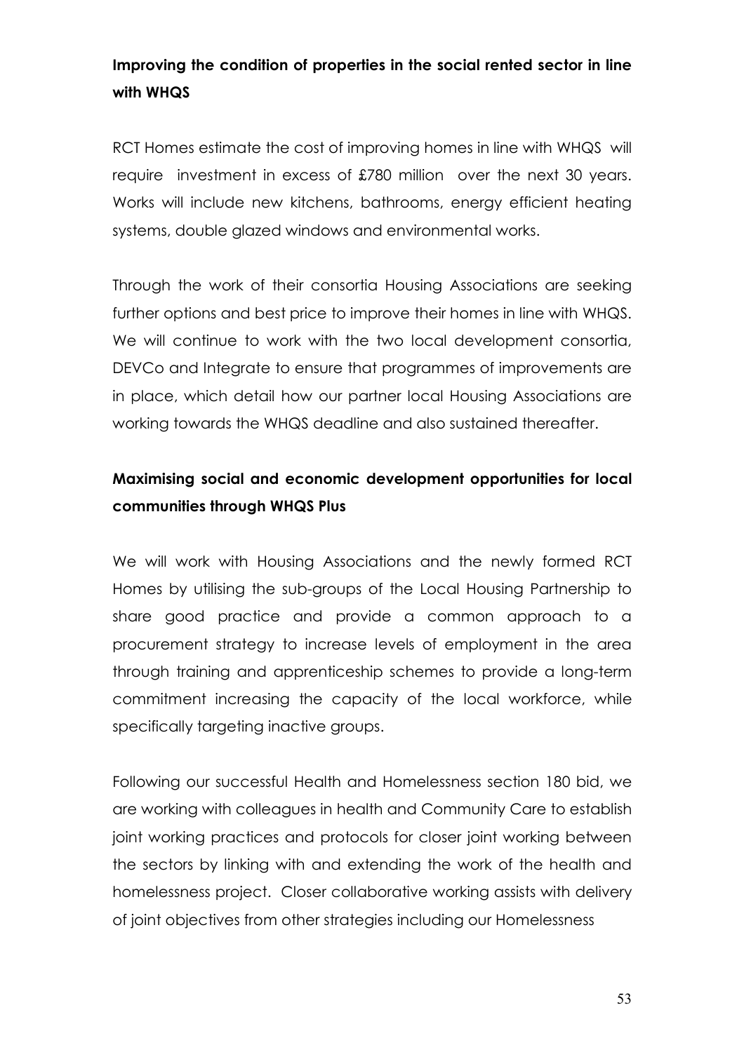**Improving the condition of properties in the social rented sector in line with WHQS**

RCT Homes estimate the cost of improving homes in line with WHQS will require investment in excess of £780 million over the next 30 years. Works will include new kitchens, bathrooms, energy efficient heating systems, double glazed windows and environmental works.

Through the work of their consortia Housing Associations are seeking further options and best price to improve their homes in line with WHQS. We will continue to work with the two local development consortia, DEVCo and Integrate to ensure that programmes of improvements are in place, which detail how our partner local Housing Associations are working towards the WHQS deadline and also sustained thereafter.

**Maximising social and economic development opportunities for local communities through WHQS Plus**

We will work with Housing Associations and the newly formed RCT Homes by utilising the sub-groups of the Local Housing Partnership to share good practice and provide a common approach to a procurement strategy to increase levels of employment in the area through training and apprenticeship schemes to provide a long-term commitment increasing the capacity of the local workforce, while specifically targeting inactive groups.

Following our successful Health and Homelessness section 180 bid, we are working with colleagues in health and Community Care to establish joint working practices and protocols for closer joint working between the sectors by linking with and extending the work of the health and homelessness project. Closer collaborative working assists with delivery of joint objectives from other strategies including our Homelessness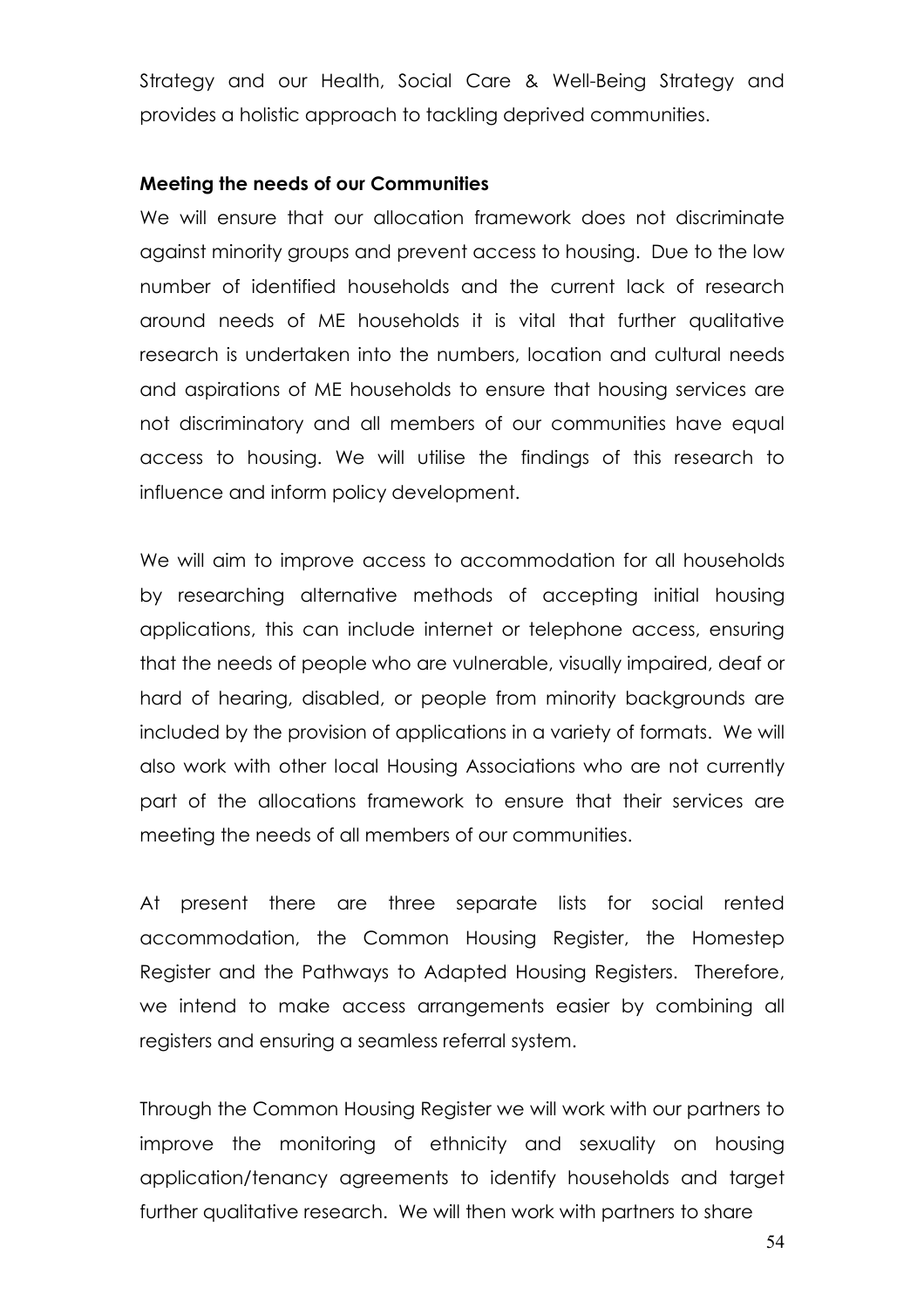Strategy and our Health, Social Care & Well-Being Strategy and provides a holistic approach to tackling deprived communities.

**Meeting the needs of our Communities**

We will ensure that our allocation framework does not discriminate against minority groups and prevent access to housing. Due to the low number of identified households and the current lack of research around needs of ME households it is vital that further qualitative research is undertaken into the numbers, location and cultural needs and aspirations of ME households to ensure that housing services are not discriminatory and all members of our communities have equal access to housing. We will utilise the findings of this research to influence and inform policy development.

We will aim to improve access to accommodation for all households by researching alternative methods of accepting initial housing applications, this can include internet or telephone access, ensuring that the needs of people who are vulnerable, visually impaired, deaf or hard of hearing, disabled, or people from minority backgrounds are included by the provision of applications in a variety of formats. We will also work with other local Housing Associations who are not currently part of the allocations framework to ensure that their services are meeting the needs of all members of our communities.

At present there are three separate lists for social rented accommodation, the Common Housing Register, the Homestep Register and the Pathways to Adapted Housing Registers. Therefore, we intend to make access arrangements easier by combining all registers and ensuring a seamless referral system.

Through the Common Housing Register we will work with our partners to improve the monitoring of ethnicity and sexuality on housing application/tenancy agreements to identify households and target further qualitative research. We will then work with partners to share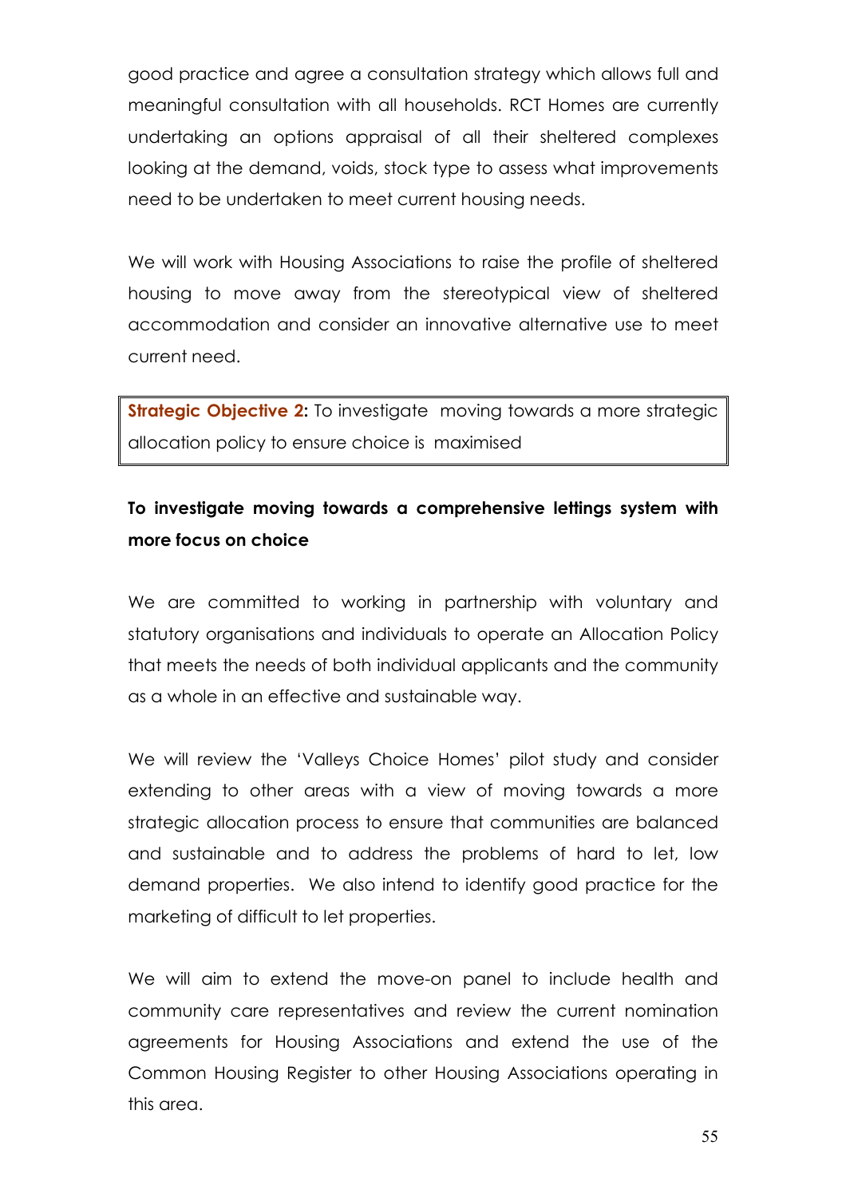good practice and agree a consultation strategy which allows full and meaningful consultation with all households. RCT Homes are currently undertaking an options appraisal of all their sheltered complexes looking at the demand, voids, stock type to assess what improvements need to be undertaken to meet current housing needs.

We will work with Housing Associations to raise the profile of sheltered housing to move away from the stereotypical view of sheltered accommodation and consider an innovative alternative use to meet current need.

**Strategic Objective 2:** To investigate moving towards a more strategic allocation policy to ensure choice is maximised

**To investigate moving towards a comprehensive lettings system with more focus on choice**

We are committed to working in partnership with voluntary and statutory organisations and individuals to operate an Allocation Policy that meets the needs of both individual applicants and the community as a whole in an effective and sustainable way.

We will review the 'Valleys Choice Homes' pilot study and consider extending to other areas with a view of moving towards a more strategic allocation process to ensure that communities are balanced and sustainable and to address the problems of hard to let, low demand properties. We also intend to identify good practice for the marketing of difficult to let properties.

We will aim to extend the move-on panel to include health and community care representatives and review the current nomination agreements for Housing Associations and extend the use of the Common Housing Register to other Housing Associations operating in this area.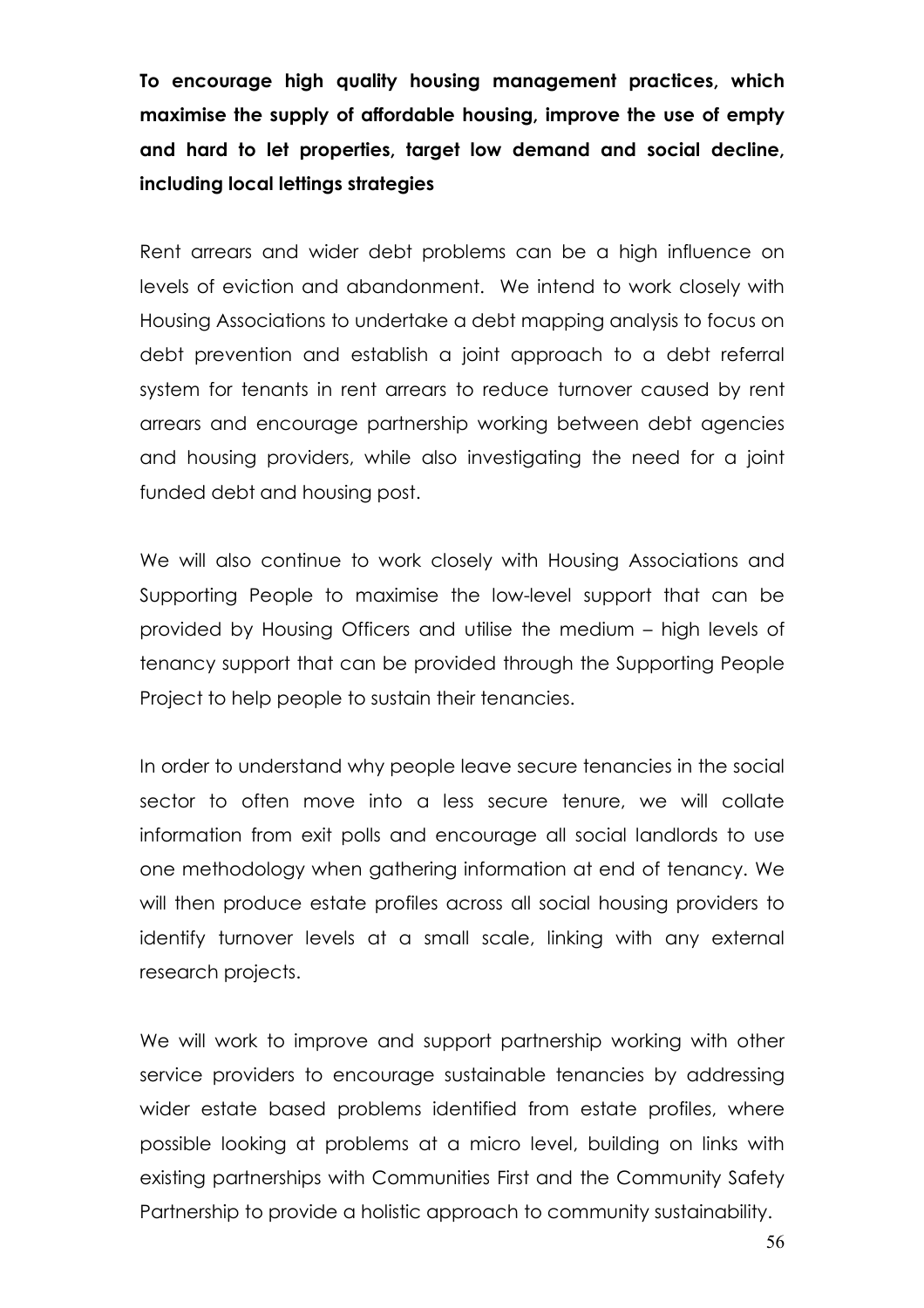**To encourage high quality housing management practices, which maximise the supply of affordable housing, improve the use of empty and hard to let properties, target low demand and social decline, including local lettings strategies**

Rent arrears and wider debt problems can be a high influence on levels of eviction and abandonment. We intend to work closely with Housing Associations to undertake a debt mapping analysis to focus on debt prevention and establish a joint approach to a debt referral system for tenants in rent arrears to reduce turnover caused by rent arrears and encourage partnership working between debt agencies and housing providers, while also investigating the need for a joint funded debt and housing post.

We will also continue to work closely with Housing Associations and Supporting People to maximise the low-level support that can be provided by Housing Officers and utilise the medium – high levels of tenancy support that can be provided through the Supporting People Project to help people to sustain their tenancies.

In order to understand why people leave secure tenancies in the social sector to often move into a less secure tenure, we will collate information from exit polls and encourage all social landlords to use one methodology when gathering information at end of tenancy. We will then produce estate profiles across all social housing providers to identify turnover levels at a small scale, linking with any external research projects.

We will work to improve and support partnership working with other service providers to encourage sustainable tenancies by addressing wider estate based problems identified from estate profiles, where possible looking at problems at a micro level, building on links with existing partnerships with Communities First and the Community Safety Partnership to provide a holistic approach to community sustainability.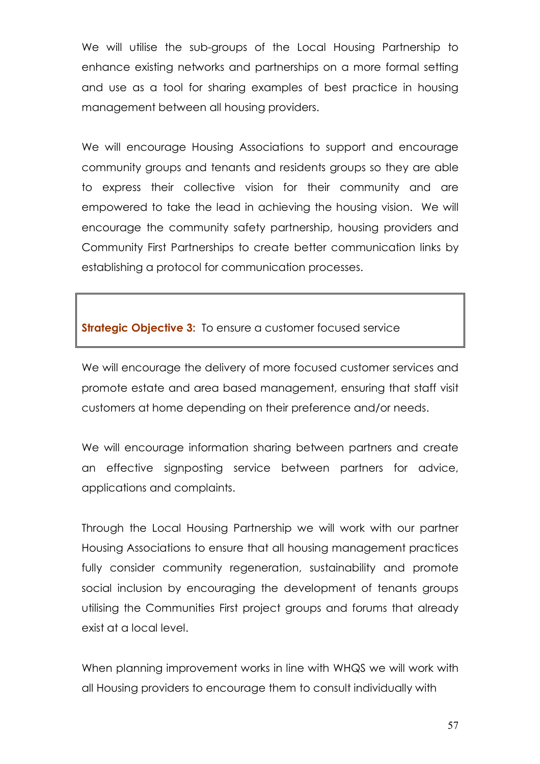We will utilise the sub-groups of the Local Housing Partnership to enhance existing networks and partnerships on a more formal setting and use as a tool for sharing examples of best practice in housing management between all housing providers.

We will encourage Housing Associations to support and encourage community groups and tenants and residents groups so they are able to express their collective vision for their community and are empowered to take the lead in achieving the housing vision. We will encourage the community safety partnership, housing providers and Community First Partnerships to create better communication links by establishing a protocol for communication processes.

**Strategic Objective 3:** To ensure a customer focused service

We will encourage the delivery of more focused customer services and promote estate and area based management, ensuring that staff visit customers at home depending on their preference and/or needs.

We will encourage information sharing between partners and create an effective signposting service between partners for advice, applications and complaints.

Through the Local Housing Partnership we will work with our partner Housing Associations to ensure that all housing management practices fully consider community regeneration, sustainability and promote social inclusion by encouraging the development of tenants groups utilising the Communities First project groups and forums that already exist at a local level.

When planning improvement works in line with WHQS we will work with all Housing providers to encourage them to consult individually with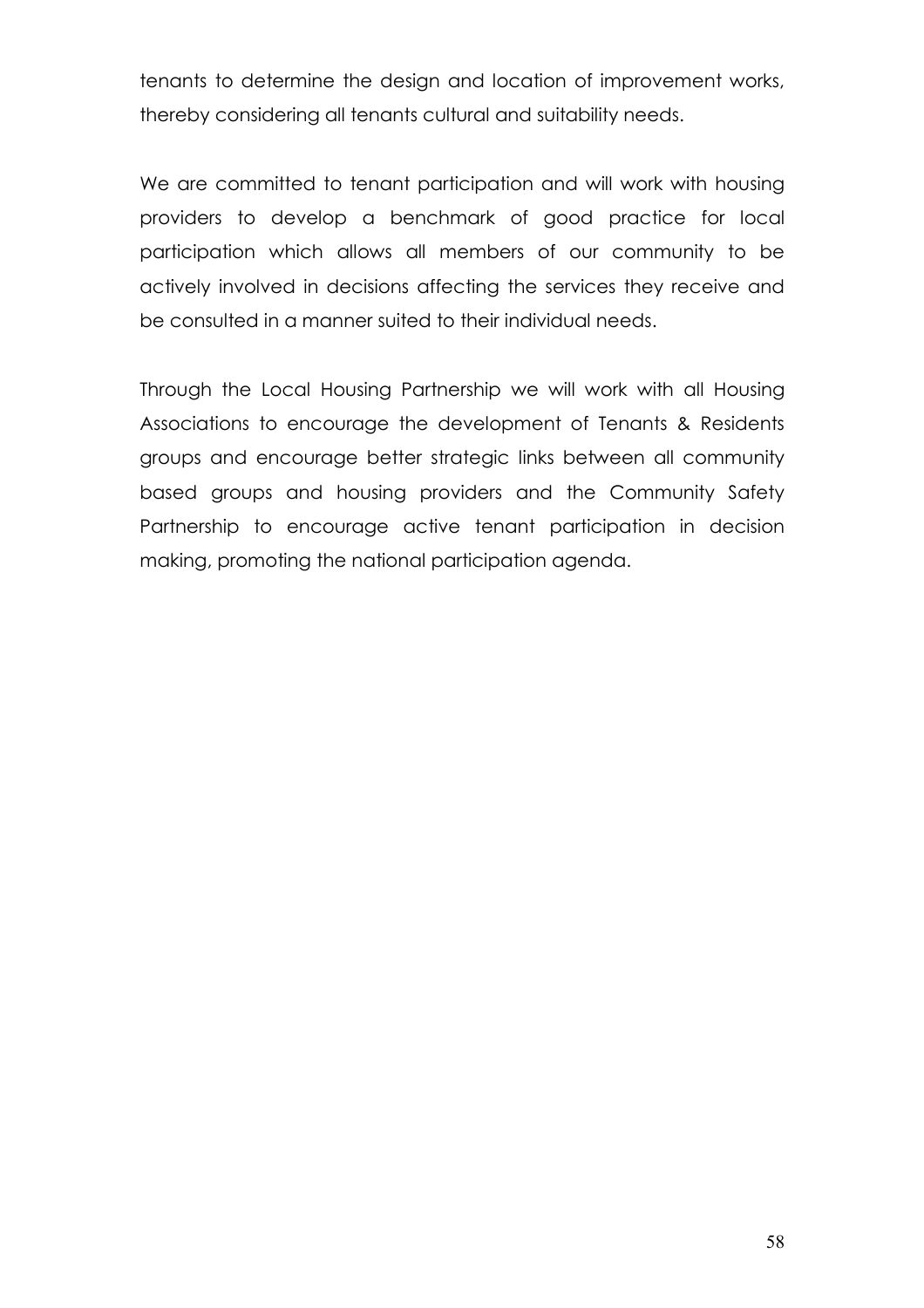tenants to determine the design and location of improvement works, thereby considering all tenants cultural and suitability needs.

We are committed to tenant participation and will work with housing providers to develop a benchmark of good practice for local participation which allows all members of our community to be actively involved in decisions affecting the services they receive and be consulted in a manner suited to their individual needs.

Through the Local Housing Partnership we will work with all Housing Associations to encourage the development of Tenants & Residents groups and encourage better strategic links between all community based groups and housing providers and the Community Safety Partnership to encourage active tenant participation in decision making, promoting the national participation agenda.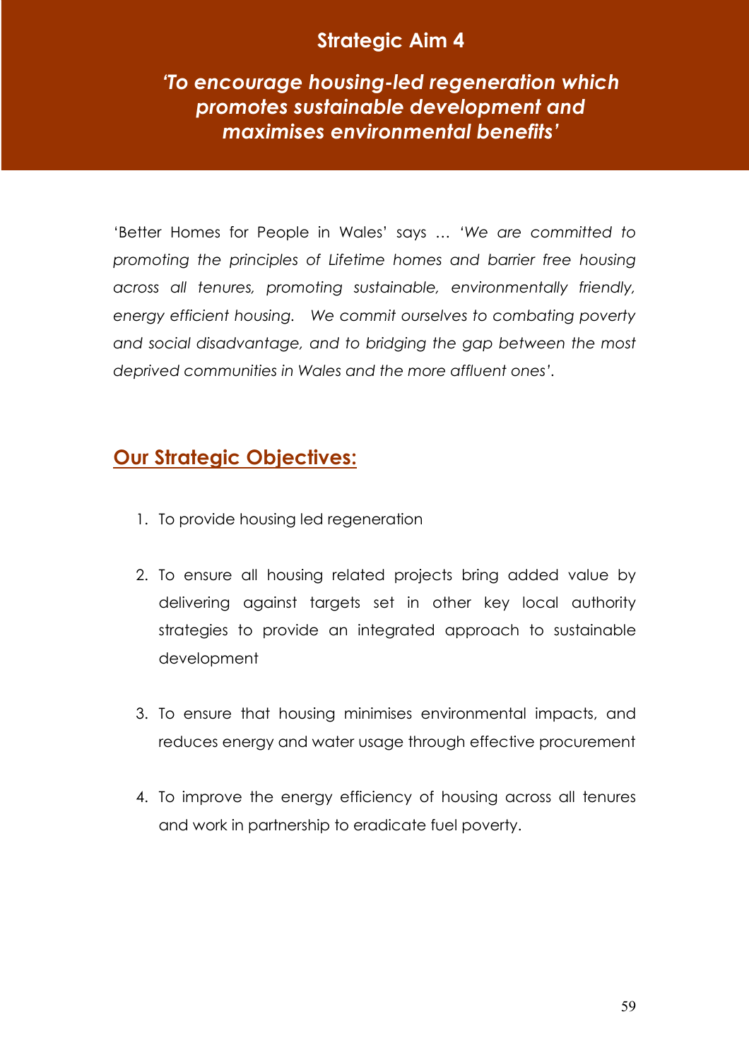# Strategic Aim 4

## *'To encourage housing-led regeneration which promotes sustainable development and maximises environmental benefits'*

'Better Homes for People in Wales' says … *'We are committed to promoting the principles of Lifetime homes and barrier free housing across all tenures, promoting sustainable, environmentally friendly, energy efficient housing. We commit ourselves to combating poverty and social disadvantage, and to bridging the gap between the most deprived communities in Wales and the more affluent ones'.*

## Our Strategic Objectives:

1. To provide housing led regeneration

2. To ensure all housing related projects bring added value by delivering against targets set in other key local authority strategies to provide an integrated approach to sustainable development

3. To ensure that housing minimises environmental impacts, and reduces energy and water usage through effective procurement

4. To improve the energy efficiency of housing across all tenures and work in partnership to eradicate fuel poverty.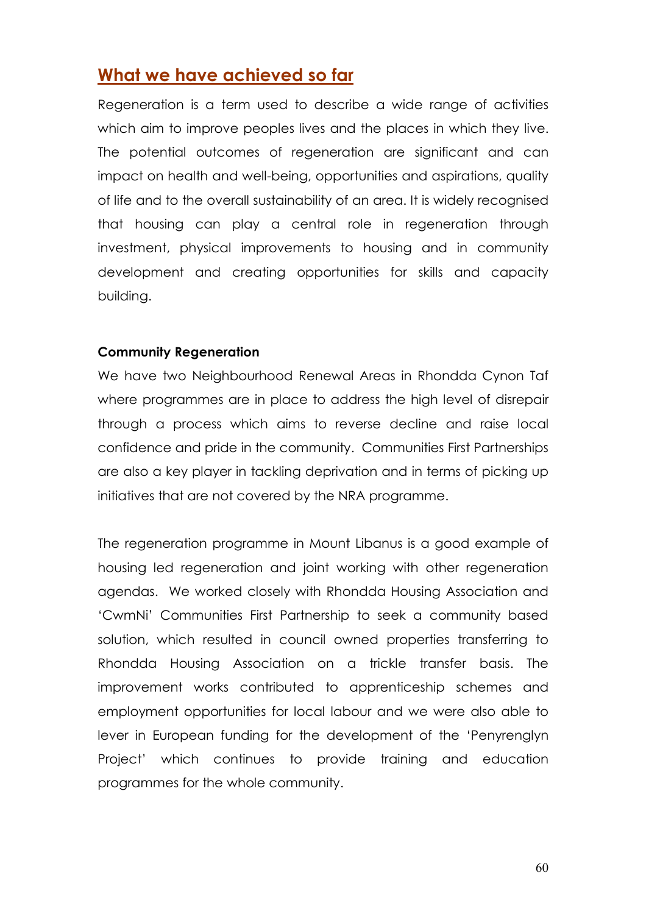## What we have achieved so far

Regeneration is a term used to describe a wide range of activities which aim to improve peoples lives and the places in which they live. The potential outcomes of regeneration are significant and can impact on health and well-being, opportunities and aspirations, quality of life and to the overall sustainability of an area. It is widely recognised that housing can play a central role in regeneration through investment, physical improvements to housing and in community development and creating opportunities for skills and capacity building.

**Community Regeneration**

We have two Neighbourhood Renewal Areas in Rhondda Cynon Taf where programmes are in place to address the high level of disrepair through a process which aims to reverse decline and raise local confidence and pride in the community. Communities First Partnerships are also a key player in tackling deprivation and in terms of picking up initiatives that are not covered by the NRA programme.

The regeneration programme in Mount Libanus is a good example of housing led regeneration and joint working with other regeneration agendas. We worked closely with Rhondda Housing Association and 'CwmNi' Communities First Partnership to seek a community based solution, which resulted in council owned properties transferring to Rhondda Housing Association on a trickle transfer basis. The improvement works contributed to apprenticeship schemes and employment opportunities for local labour and we were also able to lever in European funding for the development of the 'Penyrenglyn Project' which continues to provide training and education programmes for the whole community.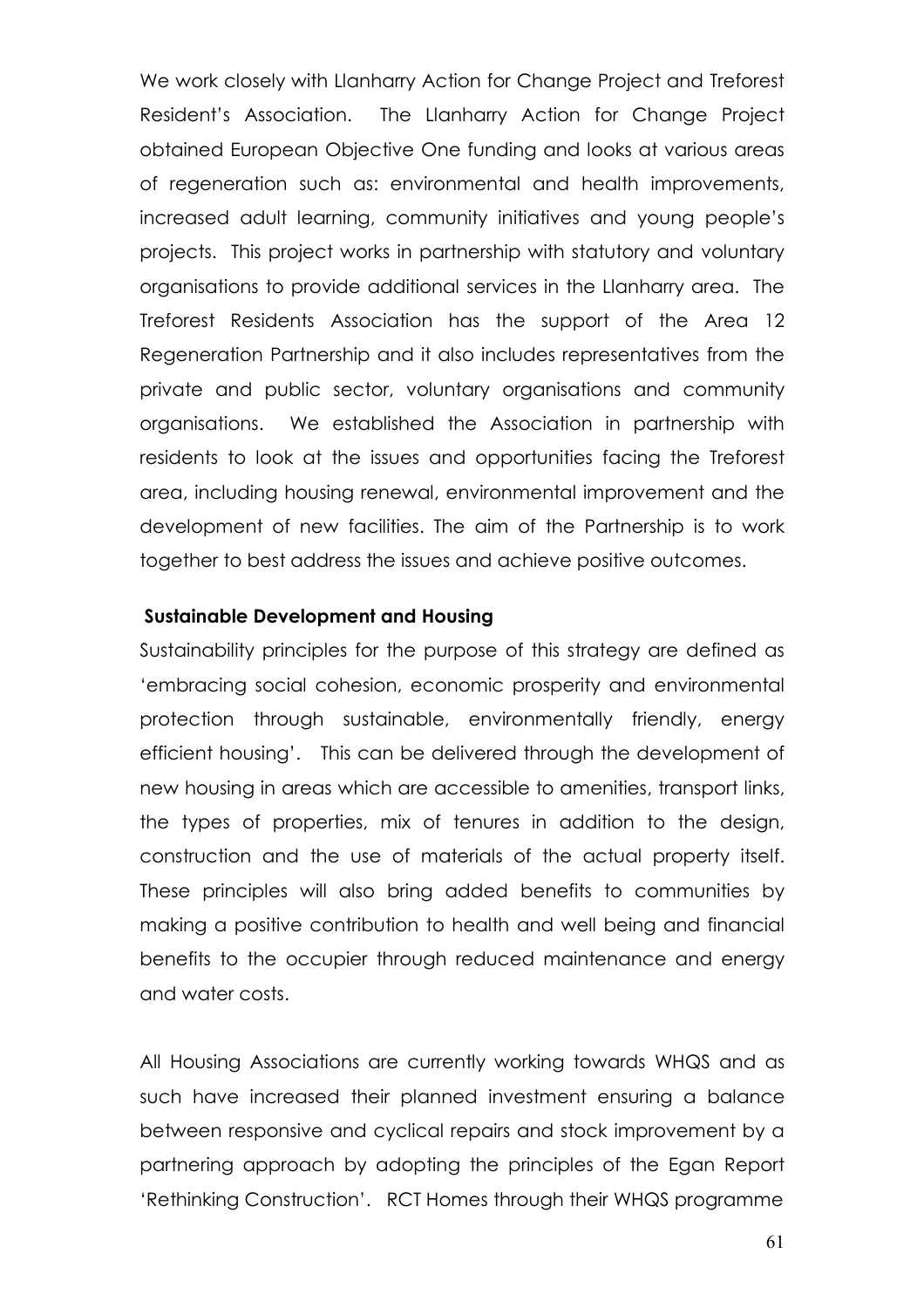We work closely with Llanharry Action for Change Project and Treforest Resident's Association. The Llanharry Action for Change Project obtained European Objective One funding and looks at various areas of regeneration such as: environmental and health improvements, increased adult learning, community initiatives and young people's projects. This project works in partnership with statutory and voluntary organisations to provide additional services in the Llanharry area. The Treforest Residents Association has the support of the Area 12 Regeneration Partnership and it also includes representatives from the private and public sector, voluntary organisations and community organisations. We established the Association in partnership with residents to look at the issues and opportunities facing the Treforest area, including housing renewal, environmental improvement and the development of new facilities. The aim of the Partnership is to work together to best address the issues and achieve positive outcomes.

**Sustainable Development and Housing**

Sustainability principles for the purpose of this strategy are defined as 'embracing social cohesion, economic prosperity and environmental protection through sustainable, environmentally friendly, energy efficient housing'. This can be delivered through the development of new housing in areas which are accessible to amenities, transport links, the types of properties, mix of tenures in addition to the design, construction and the use of materials of the actual property itself. These principles will also bring added benefits to communities by making a positive contribution to health and well being and financial benefits to the occupier through reduced maintenance and energy and water costs.

All Housing Associations are currently working towards WHQS and as such have increased their planned investment ensuring a balance between responsive and cyclical repairs and stock improvement by a partnering approach by adopting the principles of the Egan Report 'Rethinking Construction'. RCT Homes through their WHQS programme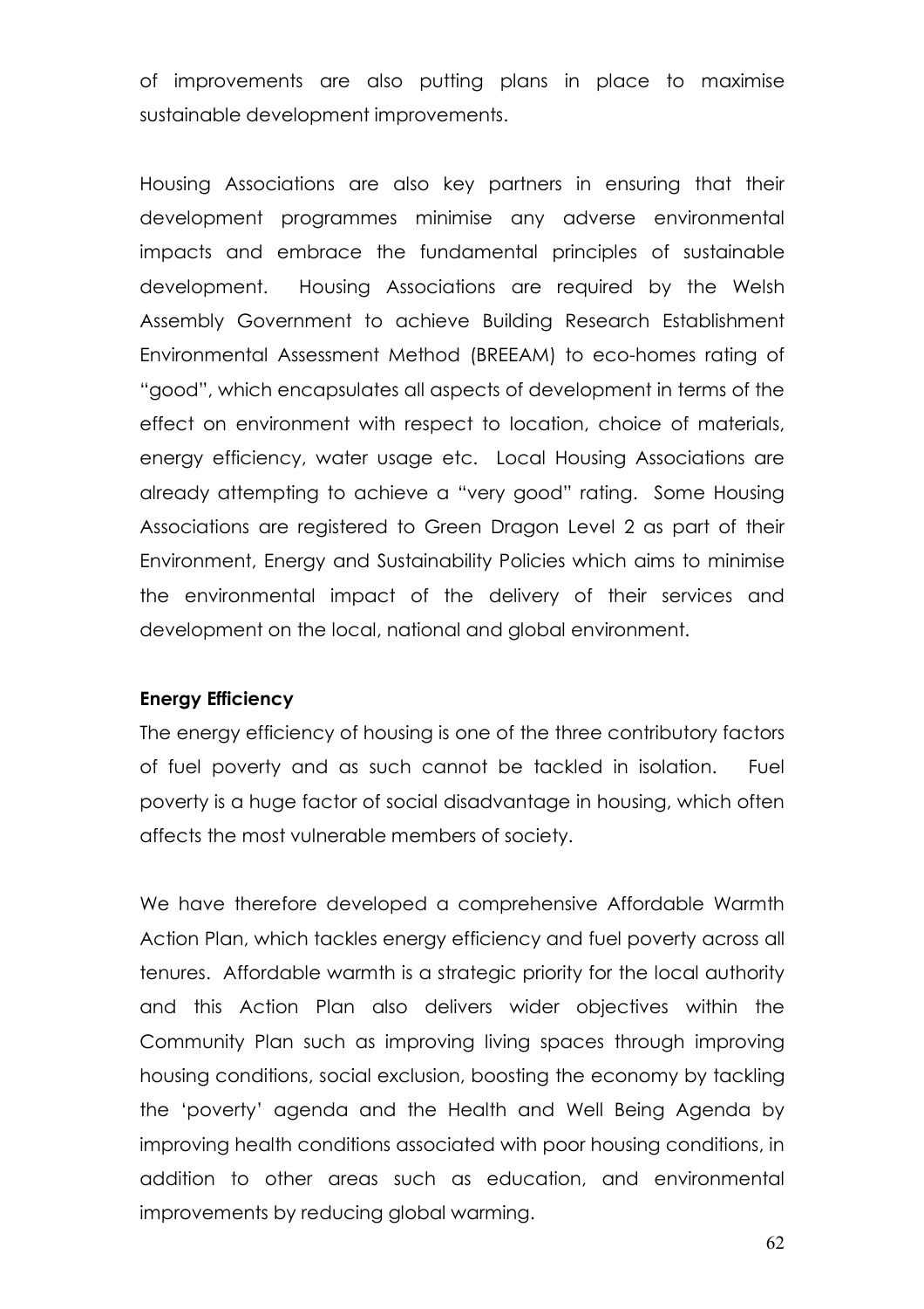of improvements are also putting plans in place to maximise sustainable development improvements.

Housing Associations are also key partners in ensuring that their development programmes minimise any adverse environmental impacts and embrace the fundamental principles of sustainable development. Housing Associations are required by the Welsh Assembly Government to achieve Building Research Establishment Environmental Assessment Method (BREEAM) to eco-homes rating of "good", which encapsulates all aspects of development in terms of the effect on environment with respect to location, choice of materials, energy efficiency, water usage etc. Local Housing Associations are already attempting to achieve a "very good" rating. Some Housing Associations are registered to Green Dragon Level 2 as part of their Environment, Energy and Sustainability Policies which aims to minimise the environmental impact of the delivery of their services and development on the local, national and global environment.

**Energy Efficiency**

The energy efficiency of housing is one of the three contributory factors of fuel poverty and as such cannot be tackled in isolation. Fuel poverty is a huge factor of social disadvantage in housing, which often affects the most vulnerable members of society.

We have therefore developed a comprehensive Affordable Warmth Action Plan, which tackles energy efficiency and fuel poverty across all tenures. Affordable warmth is a strategic priority for the local authority and this Action Plan also delivers wider objectives within the Community Plan such as improving living spaces through improving housing conditions, social exclusion, boosting the economy by tackling the 'poverty' agenda and the Health and Well Being Agenda by improving health conditions associated with poor housing conditions, in addition to other areas such as education, and environmental improvements by reducing global warming.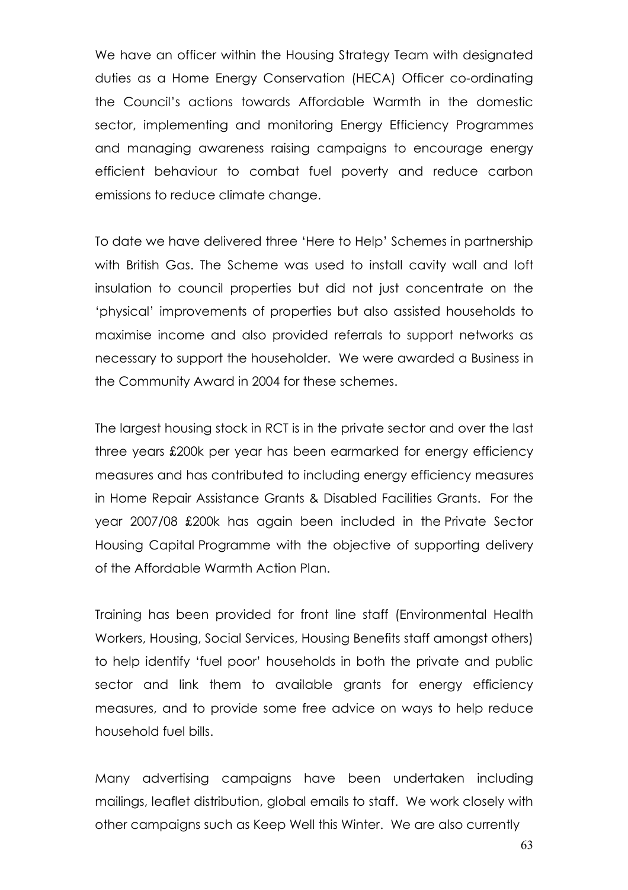We have an officer within the Housing Strategy Team with designated duties as a Home Energy Conservation (HECA) Officer co-ordinating the Council's actions towards Affordable Warmth in the domestic sector, implementing and monitoring Energy Efficiency Programmes and managing awareness raising campaigns to encourage energy efficient behaviour to combat fuel poverty and reduce carbon emissions to reduce climate change.

To date we have delivered three 'Here to Help' Schemes in partnership with British Gas. The Scheme was used to install cavity wall and loft insulation to council properties but did not just concentrate on the 'physical' improvements of properties but also assisted households to maximise income and also provided referrals to support networks as necessary to support the householder. We were awarded a Business in the Community Award in 2004 for these schemes.

The largest housing stock in RCT is in the private sector and over the last three years £200k per year has been earmarked for energy efficiency measures and has contributed to including energy efficiency measures in Home Repair Assistance Grants & Disabled Facilities Grants. For the year 2007/08 £200k has again been included in the Private Sector Housing Capital Programme with the objective of supporting delivery of the Affordable Warmth Action Plan.

Training has been provided for front line staff (Environmental Health Workers, Housing, Social Services, Housing Benefits staff amongst others) to help identify 'fuel poor' households in both the private and public sector and link them to available grants for energy efficiency measures, and to provide some free advice on ways to help reduce household fuel bills.

Many advertising campaigns have been undertaken including mailings, leaflet distribution, global emails to staff. We work closely with other campaigns such as Keep Well this Winter. We are also currently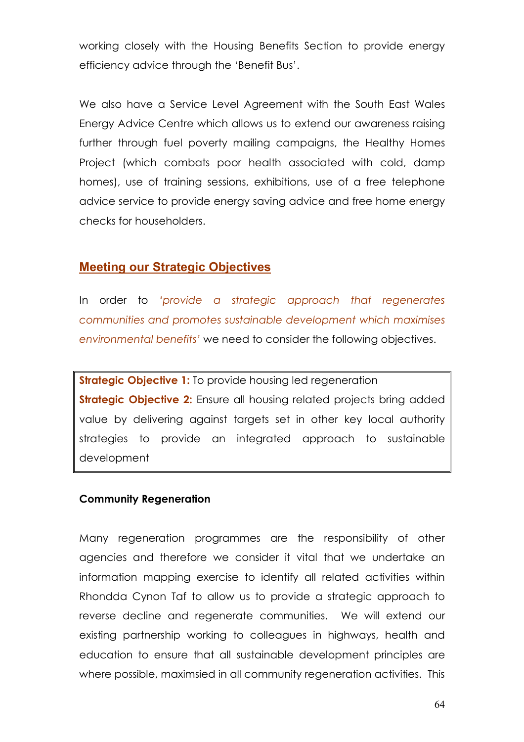working closely with the Housing Benefits Section to provide energy efficiency advice through the 'Benefit Bus'.

We also have a Service Level Agreement with the South East Wales Energy Advice Centre which allows us to extend our awareness raising further through fuel poverty mailing campaigns, the Healthy Homes Project (which combats poor health associated with cold, damp homes), use of training sessions, exhibitions, use of a free telephone advice service to provide energy saving advice and free home energy checks for householders.

## Meeting our Strategic Objectives

In order to *'provide a strategic approach that regenerates communities and promotes sustainable development which maximises environmental benefits'* we need to consider the following objectives.

**Strategic Objective 1:** To provide housing led regeneration
**Strategic Objective 2:** Ensure all housing related projects bring added value by delivering against targets set in other key local authority strategies to provide an integrated approach to sustainable development

### Community Regeneration

Many regeneration programmes are the responsibility of other agencies and therefore we consider it vital that we undertake an information mapping exercise to identify all related activities within Rhondda Cynon Taf to allow us to provide a strategic approach to reverse decline and regenerate communities. We will extend our existing partnership working to colleagues in highways, health and education to ensure that all sustainable development principles are where possible, maximsied in all community regeneration activities. This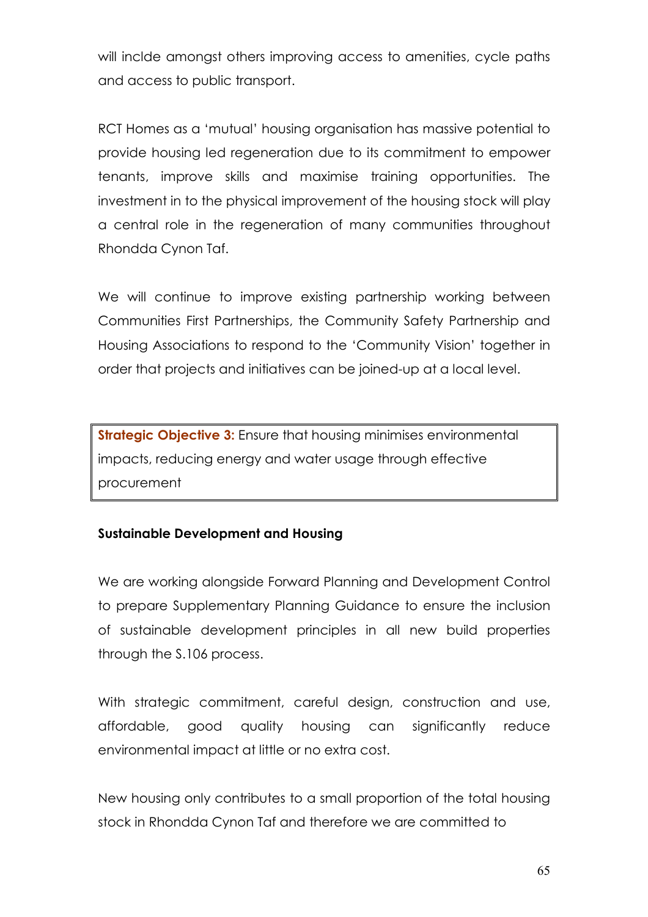will inclde amongst others improving access to amenities, cycle paths and access to public transport.

RCT Homes as a 'mutual' housing organisation has massive potential to provide housing led regeneration due to its commitment to empower tenants, improve skills and maximise training opportunities. The investment in to the physical improvement of the housing stock will play a central role in the regeneration of many communities throughout Rhondda Cynon Taf.

We will continue to improve existing partnership working between Communities First Partnerships, the Community Safety Partnership and Housing Associations to respond to the 'Community Vision' together in order that projects and initiatives can be joined-up at a local level.

> **Strategic Objective 3:** Ensure that housing minimises environmental impacts, reducing energy and water usage through effective procurement

**Sustainable Development and Housing**

We are working alongside Forward Planning and Development Control to prepare Supplementary Planning Guidance to ensure the inclusion of sustainable development principles in all new build properties through the S.106 process.

With strategic commitment, careful design, construction and use, affordable, good quality housing can significantly reduce environmental impact at little or no extra cost.

New housing only contributes to a small proportion of the total housing stock in Rhondda Cynon Taf and therefore we are committed to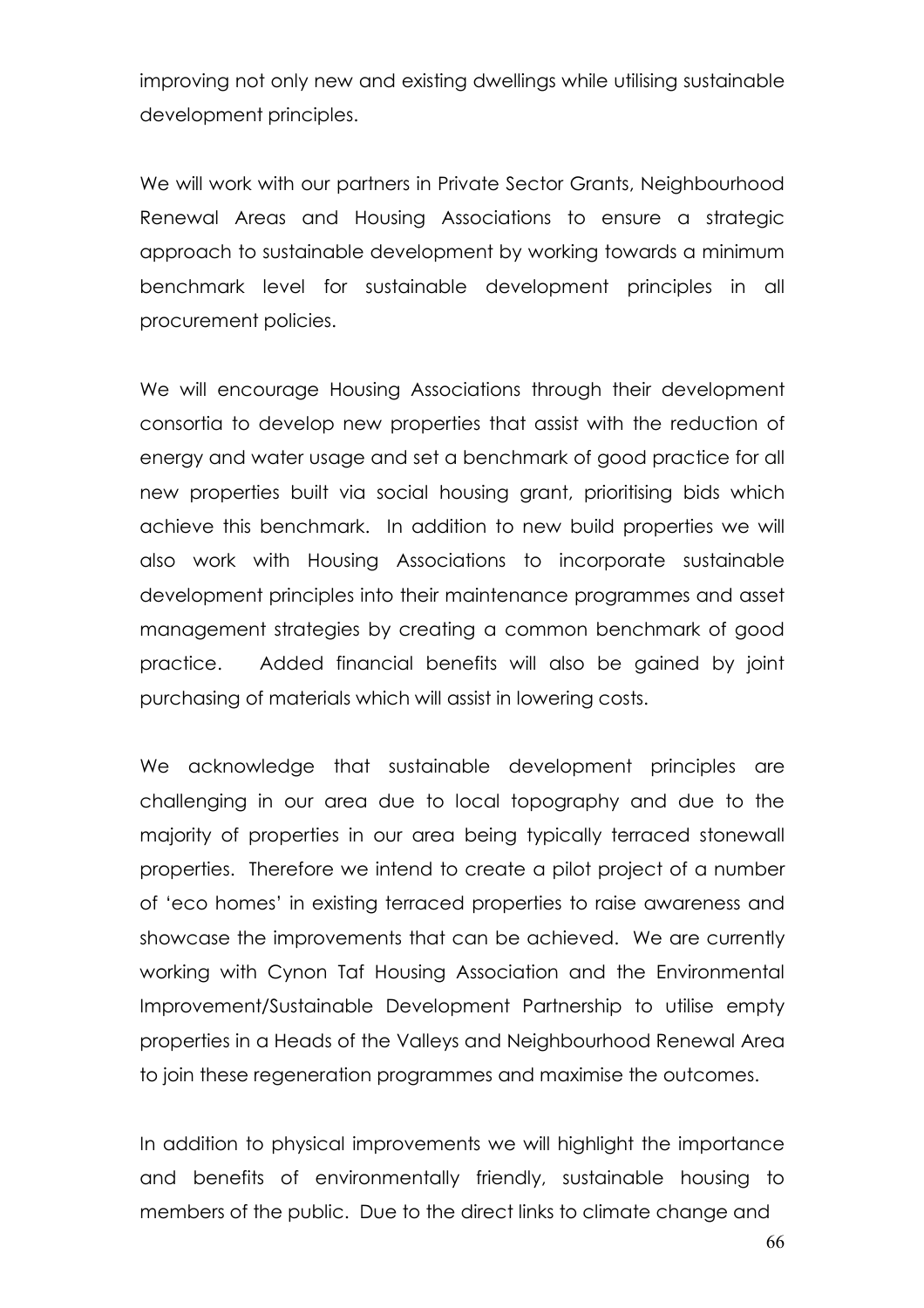improving not only new and existing dwellings while utilising sustainable development principles.

We will work with our partners in Private Sector Grants, Neighbourhood Renewal Areas and Housing Associations to ensure a strategic approach to sustainable development by working towards a minimum benchmark level for sustainable development principles in all procurement policies.

We will encourage Housing Associations through their development consortia to develop new properties that assist with the reduction of energy and water usage and set a benchmark of good practice for all new properties built via social housing grant, prioritising bids which achieve this benchmark. In addition to new build properties we will also work with Housing Associations to incorporate sustainable development principles into their maintenance programmes and asset management strategies by creating a common benchmark of good practice. Added financial benefits will also be gained by joint purchasing of materials which will assist in lowering costs.

We acknowledge that sustainable development principles are challenging in our area due to local topography and due to the majority of properties in our area being typically terraced stonewall properties. Therefore we intend to create a pilot project of a number of 'eco homes' in existing terraced properties to raise awareness and showcase the improvements that can be achieved. We are currently working with Cynon Taf Housing Association and the Environmental Improvement/Sustainable Development Partnership to utilise empty properties in a Heads of the Valleys and Neighbourhood Renewal Area to join these regeneration programmes and maximise the outcomes.

In addition to physical improvements we will highlight the importance and benefits of environmentally friendly, sustainable housing to members of the public. Due to the direct links to climate change and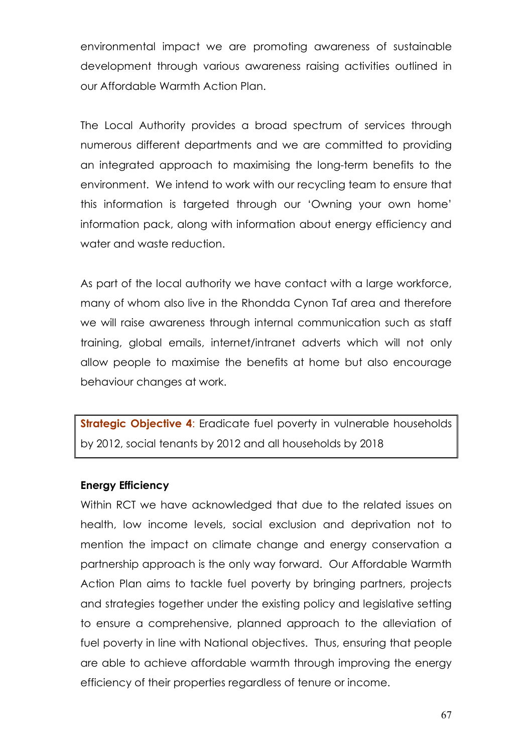environmental impact we are promoting awareness of sustainable development through various awareness raising activities outlined in our Affordable Warmth Action Plan.

The Local Authority provides a broad spectrum of services through numerous different departments and we are committed to providing an integrated approach to maximising the long-term benefits to the environment. We intend to work with our recycling team to ensure that this information is targeted through our 'Owning your own home' information pack, along with information about energy efficiency and water and waste reduction.

As part of the local authority we have contact with a large workforce, many of whom also live in the Rhondda Cynon Taf area and therefore we will raise awareness through internal communication such as staff training, global emails, internet/intranet adverts which will not only allow people to maximise the benefits at home but also encourage behaviour changes at work.

**Strategic Objective 4**: Eradicate fuel poverty in vulnerable households by 2012, social tenants by 2012 and all households by 2018

**Energy Efficiency**

Within RCT we have acknowledged that due to the related issues on health, low income levels, social exclusion and deprivation not to mention the impact on climate change and energy conservation a partnership approach is the only way forward. Our Affordable Warmth Action Plan aims to tackle fuel poverty by bringing partners, projects and strategies together under the existing policy and legislative setting to ensure a comprehensive, planned approach to the alleviation of fuel poverty in line with National objectives. Thus, ensuring that people are able to achieve affordable warmth through improving the energy efficiency of their properties regardless of tenure or income.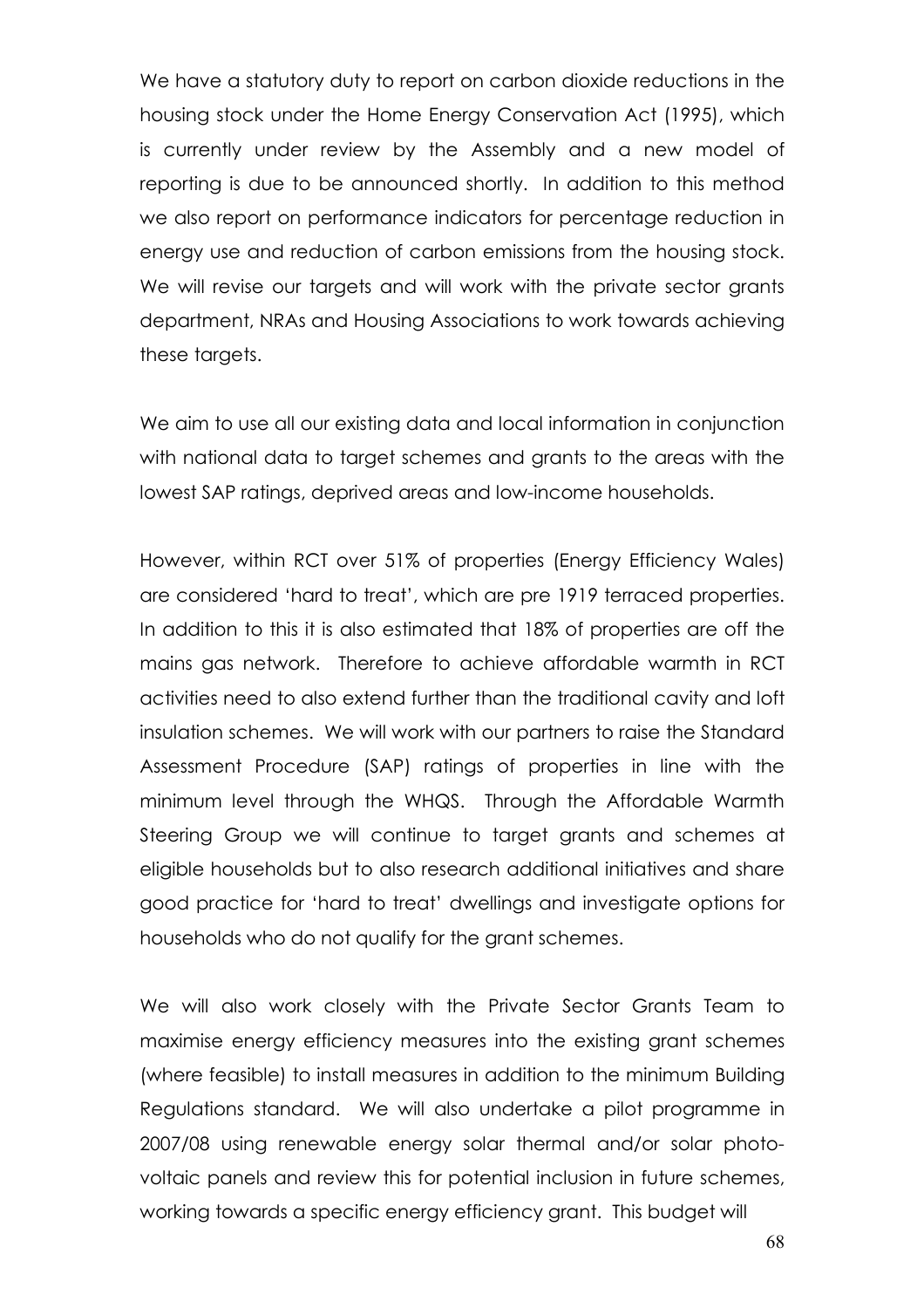We have a statutory duty to report on carbon dioxide reductions in the housing stock under the Home Energy Conservation Act (1995), which is currently under review by the Assembly and a new model of reporting is due to be announced shortly. In addition to this method we also report on performance indicators for percentage reduction in energy use and reduction of carbon emissions from the housing stock. We will revise our targets and will work with the private sector grants department, NRAs and Housing Associations to work towards achieving these targets.

We aim to use all our existing data and local information in conjunction with national data to target schemes and grants to the areas with the lowest SAP ratings, deprived areas and low-income households.

However, within RCT over 51% of properties (Energy Efficiency Wales) are considered 'hard to treat', which are pre 1919 terraced properties. In addition to this it is also estimated that 18% of properties are off the mains gas network. Therefore to achieve affordable warmth in RCT activities need to also extend further than the traditional cavity and loft insulation schemes. We will work with our partners to raise the Standard Assessment Procedure (SAP) ratings of properties in line with the minimum level through the WHQS. Through the Affordable Warmth Steering Group we will continue to target grants and schemes at eligible households but to also research additional initiatives and share good practice for 'hard to treat' dwellings and investigate options for households who do not qualify for the grant schemes.

We will also work closely with the Private Sector Grants Team to maximise energy efficiency measures into the existing grant schemes (where feasible) to install measures in addition to the minimum Building Regulations standard. We will also undertake a pilot programme in 2007/08 using renewable energy solar thermal and/or solar photo-voltaic panels and review this for potential inclusion in future schemes, working towards a specific energy efficiency grant. This budget will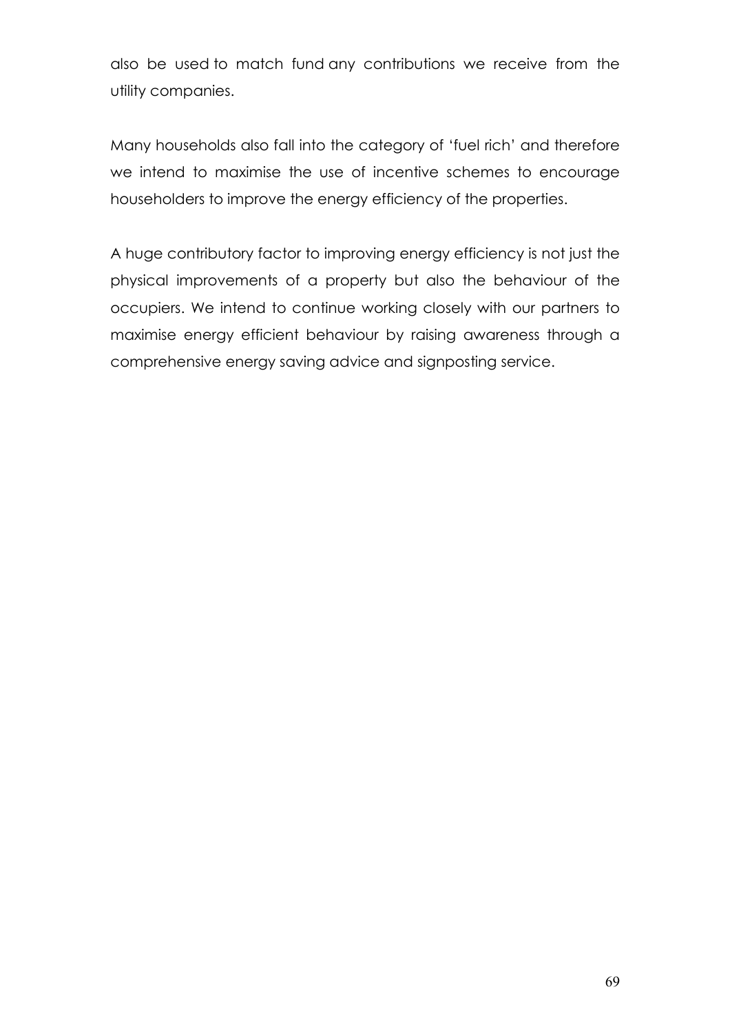also be used to match fund any contributions we receive from the utility companies.

Many households also fall into the category of 'fuel rich' and therefore we intend to maximise the use of incentive schemes to encourage householders to improve the energy efficiency of the properties.

A huge contributory factor to improving energy efficiency is not just the physical improvements of a property but also the behaviour of the occupiers. We intend to continue working closely with our partners to maximise energy efficient behaviour by raising awareness through a comprehensive energy saving advice and signposting service.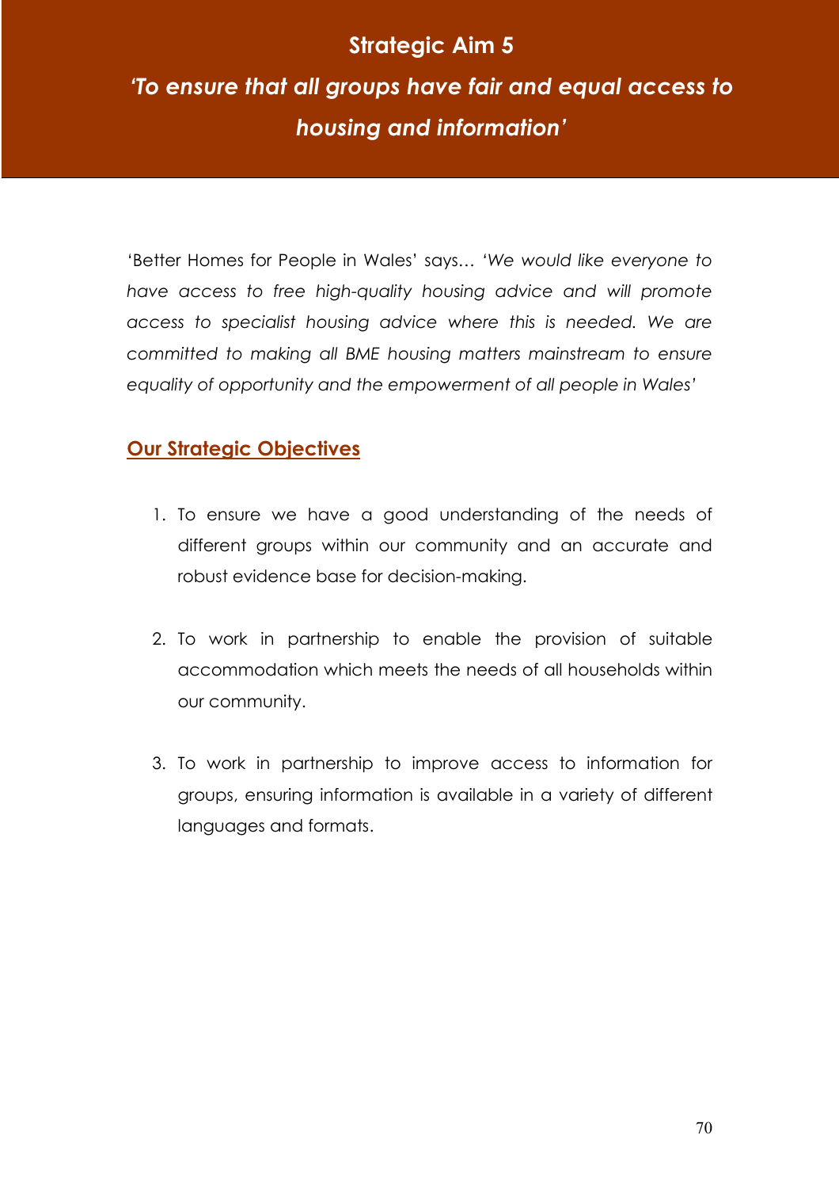# Strategic Aim 5

## *'To ensure that all groups have fair and equal access to housing and information'*

'Better Homes for People in Wales' says… *'We would like everyone to have access to free high-quality housing advice and will promote access to specialist housing advice where this is needed. We are committed to making all BME housing matters mainstream to ensure equality of opportunity and the empowerment of all people in Wales'*

### Our Strategic Objectives

1. To ensure we have a good understanding of the needs of different groups within our community and an accurate and robust evidence base for decision-making.
2. To work in partnership to enable the provision of suitable accommodation which meets the needs of all households within our community.
3. To work in partnership to improve access to information for groups, ensuring information is available in a variety of different languages and formats.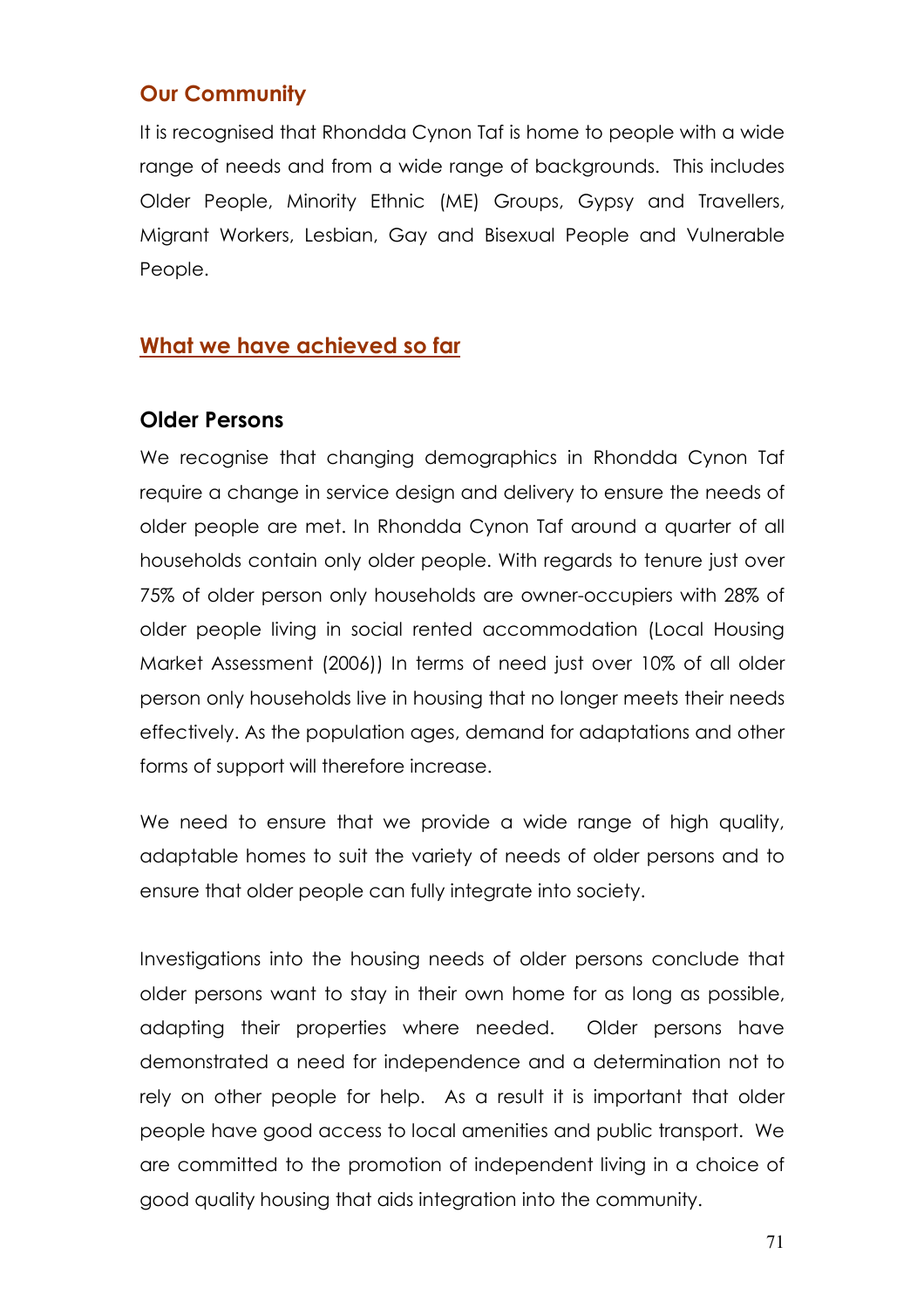## Our Community

It is recognised that Rhondda Cynon Taf is home to people with a wide range of needs and from a wide range of backgrounds. This includes Older People, Minority Ethnic (ME) Groups, Gypsy and Travellers, Migrant Workers, Lesbian, Gay and Bisexual People and Vulnerable People.

## What we have achieved so far

### Older Persons

We recognise that changing demographics in Rhondda Cynon Taf require a change in service design and delivery to ensure the needs of older people are met. In Rhondda Cynon Taf around a quarter of all households contain only older people. With regards to tenure just over 75% of older person only households are owner-occupiers with 28% of older people living in social rented accommodation (Local Housing Market Assessment (2006)) In terms of need just over 10% of all older person only households live in housing that no longer meets their needs effectively. As the population ages, demand for adaptations and other forms of support will therefore increase.

We need to ensure that we provide a wide range of high quality, adaptable homes to suit the variety of needs of older persons and to ensure that older people can fully integrate into society.

Investigations into the housing needs of older persons conclude that older persons want to stay in their own home for as long as possible, adapting their properties where needed. Older persons have demonstrated a need for independence and a determination not to rely on other people for help. As a result it is important that older people have good access to local amenities and public transport. We are committed to the promotion of independent living in a choice of good quality housing that aids integration into the community.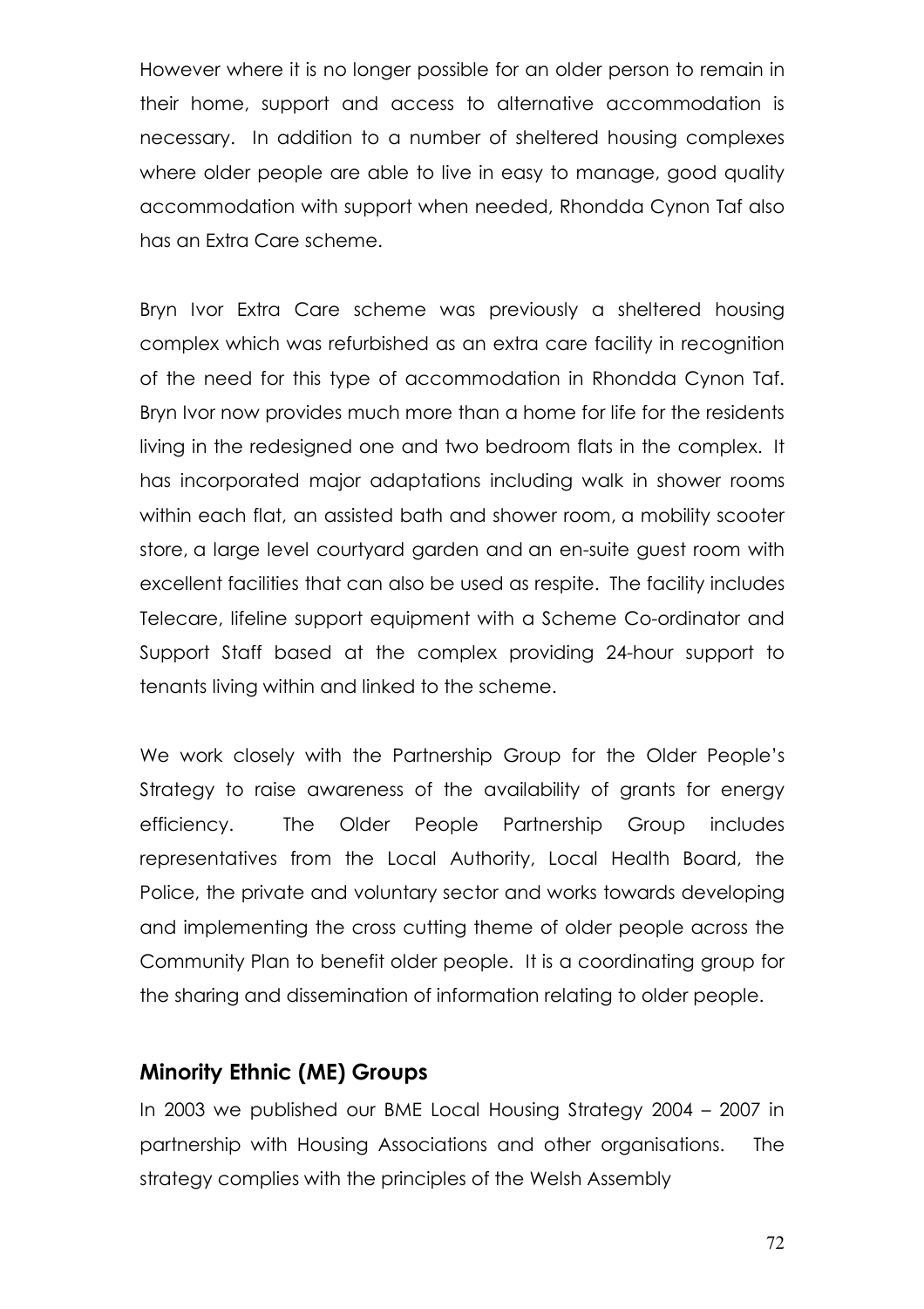However where it is no longer possible for an older person to remain in their home, support and access to alternative accommodation is necessary. In addition to a number of sheltered housing complexes where older people are able to live in easy to manage, good quality accommodation with support when needed, Rhondda Cynon Taf also has an Extra Care scheme.

Bryn Ivor Extra Care scheme was previously a sheltered housing complex which was refurbished as an extra care facility in recognition of the need for this type of accommodation in Rhondda Cynon Taf. Bryn Ivor now provides much more than a home for life for the residents living in the redesigned one and two bedroom flats in the complex. It has incorporated major adaptations including walk in shower rooms within each flat, an assisted bath and shower room, a mobility scooter store, a large level courtyard garden and an en-suite guest room with excellent facilities that can also be used as respite. The facility includes Telecare, lifeline support equipment with a Scheme Co-ordinator and Support Staff based at the complex providing 24-hour support to tenants living within and linked to the scheme.

We work closely with the Partnership Group for the Older People's Strategy to raise awareness of the availability of grants for energy efficiency. The Older People Partnership Group includes representatives from the Local Authority, Local Health Board, the Police, the private and voluntary sector and works towards developing and implementing the cross cutting theme of older people across the Community Plan to benefit older people. It is a coordinating group for the sharing and dissemination of information relating to older people.

## Minority Ethnic (ME) Groups

In 2003 we published our BME Local Housing Strategy 2004 – 2007 in partnership with Housing Associations and other organisations. The strategy complies with the principles of the Welsh Assembly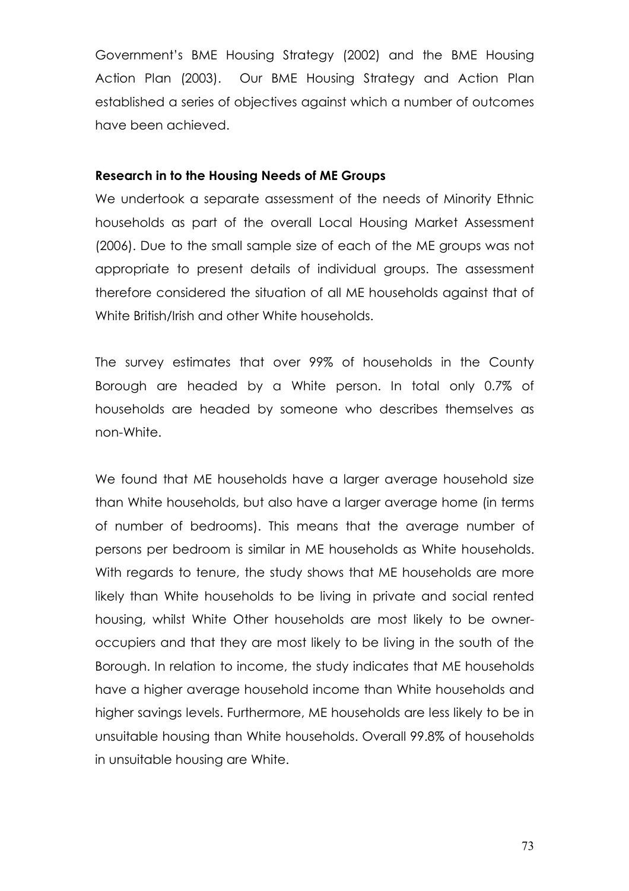Government's BME Housing Strategy (2002) and the BME Housing Action Plan (2003). Our BME Housing Strategy and Action Plan established a series of objectives against which a number of outcomes have been achieved.

**Research in to the Housing Needs of ME Groups**

We undertook a separate assessment of the needs of Minority Ethnic households as part of the overall Local Housing Market Assessment (2006). Due to the small sample size of each of the ME groups was not appropriate to present details of individual groups. The assessment therefore considered the situation of all ME households against that of White British/Irish and other White households.

The survey estimates that over 99% of households in the County Borough are headed by a White person. In total only 0.7% of households are headed by someone who describes themselves as non-White.

We found that ME households have a larger average household size than White households, but also have a larger average home (in terms of number of bedrooms). This means that the average number of persons per bedroom is similar in ME households as White households. With regards to tenure, the study shows that ME households are more likely than White households to be living in private and social rented housing, whilst White Other households are most likely to be owner-occupiers and that they are most likely to be living in the south of the Borough. In relation to income, the study indicates that ME households have a higher average household income than White households and higher savings levels. Furthermore, ME households are less likely to be in unsuitable housing than White households. Overall 99.8% of households in unsuitable housing are White.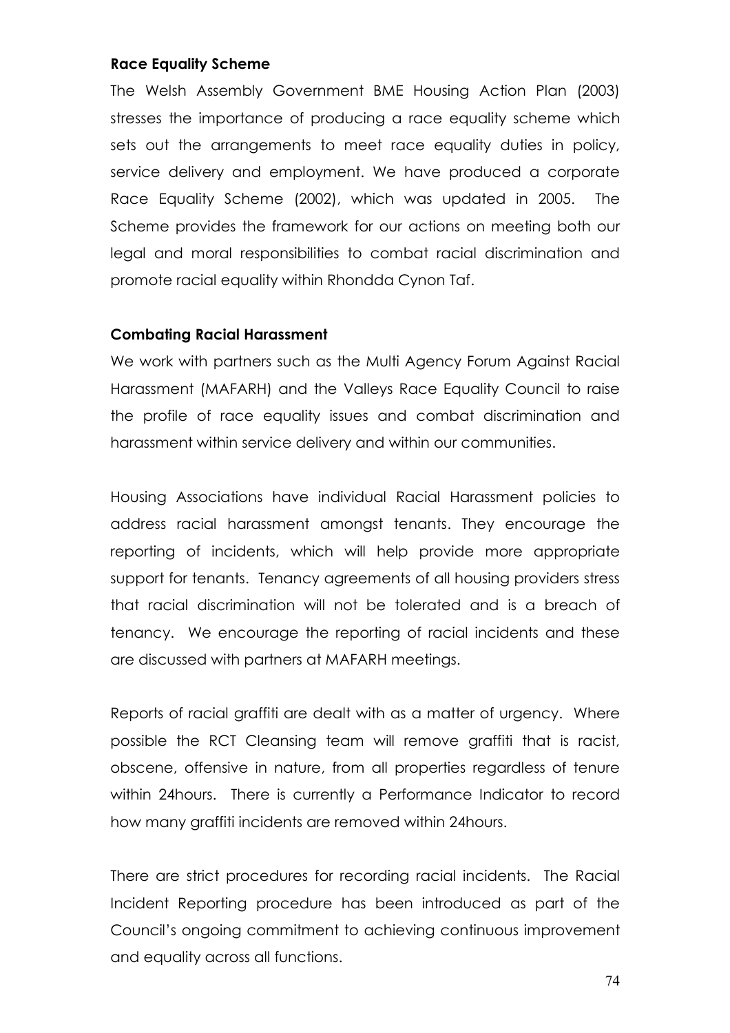**Race Equality Scheme**

The Welsh Assembly Government BME Housing Action Plan (2003) stresses the importance of producing a race equality scheme which sets out the arrangements to meet race equality duties in policy, service delivery and employment. We have produced a corporate Race Equality Scheme (2002), which was updated in 2005. The Scheme provides the framework for our actions on meeting both our legal and moral responsibilities to combat racial discrimination and promote racial equality within Rhondda Cynon Taf.

**Combating Racial Harassment**

We work with partners such as the Multi Agency Forum Against Racial Harassment (MAFARH) and the Valleys Race Equality Council to raise the profile of race equality issues and combat discrimination and harassment within service delivery and within our communities.

Housing Associations have individual Racial Harassment policies to address racial harassment amongst tenants. They encourage the reporting of incidents, which will help provide more appropriate support for tenants. Tenancy agreements of all housing providers stress that racial discrimination will not be tolerated and is a breach of tenancy. We encourage the reporting of racial incidents and these are discussed with partners at MAFARH meetings.

Reports of racial graffiti are dealt with as a matter of urgency. Where possible the RCT Cleansing team will remove graffiti that is racist, obscene, offensive in nature, from all properties regardless of tenure within 24hours. There is currently a Performance Indicator to record how many graffiti incidents are removed within 24hours.

There are strict procedures for recording racial incidents. The Racial Incident Reporting procedure has been introduced as part of the Council's ongoing commitment to achieving continuous improvement and equality across all functions.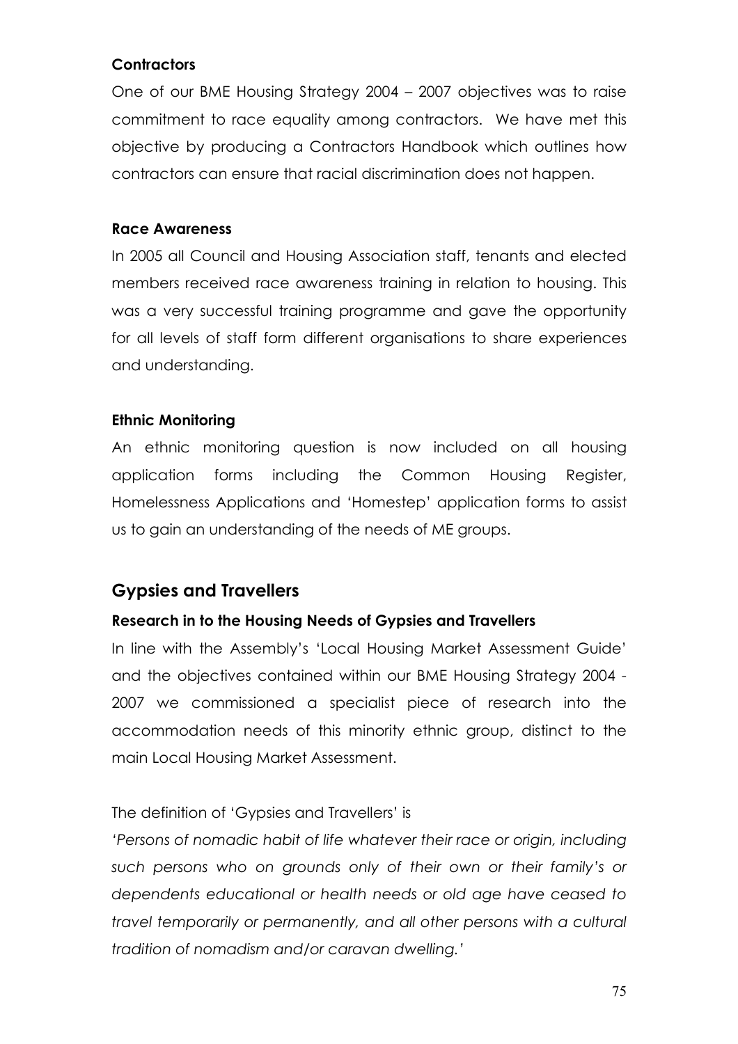**Contractors**

One of our BME Housing Strategy 2004 – 2007 objectives was to raise commitment to race equality among contractors. We have met this objective by producing a Contractors Handbook which outlines how contractors can ensure that racial discrimination does not happen.

**Race Awareness**

In 2005 all Council and Housing Association staff, tenants and elected members received race awareness training in relation to housing. This was a very successful training programme and gave the opportunity for all levels of staff form different organisations to share experiences and understanding.

**Ethnic Monitoring**

An ethnic monitoring question is now included on all housing application forms including the Common Housing Register, Homelessness Applications and 'Homestep' application forms to assist us to gain an understanding of the needs of ME groups.

## Gypsies and Travellers

**Research in to the Housing Needs of Gypsies and Travellers**

In line with the Assembly's 'Local Housing Market Assessment Guide' and the objectives contained within our BME Housing Strategy 2004 - 2007 we commissioned a specialist piece of research into the accommodation needs of this minority ethnic group, distinct to the main Local Housing Market Assessment.

The definition of 'Gypsies and Travellers' is

*'Persons of nomadic habit of life whatever their race or origin, including such persons who on grounds only of their own or their family's or dependents educational or health needs or old age have ceased to travel temporarily or permanently, and all other persons with a cultural tradition of nomadism and/or caravan dwelling.'*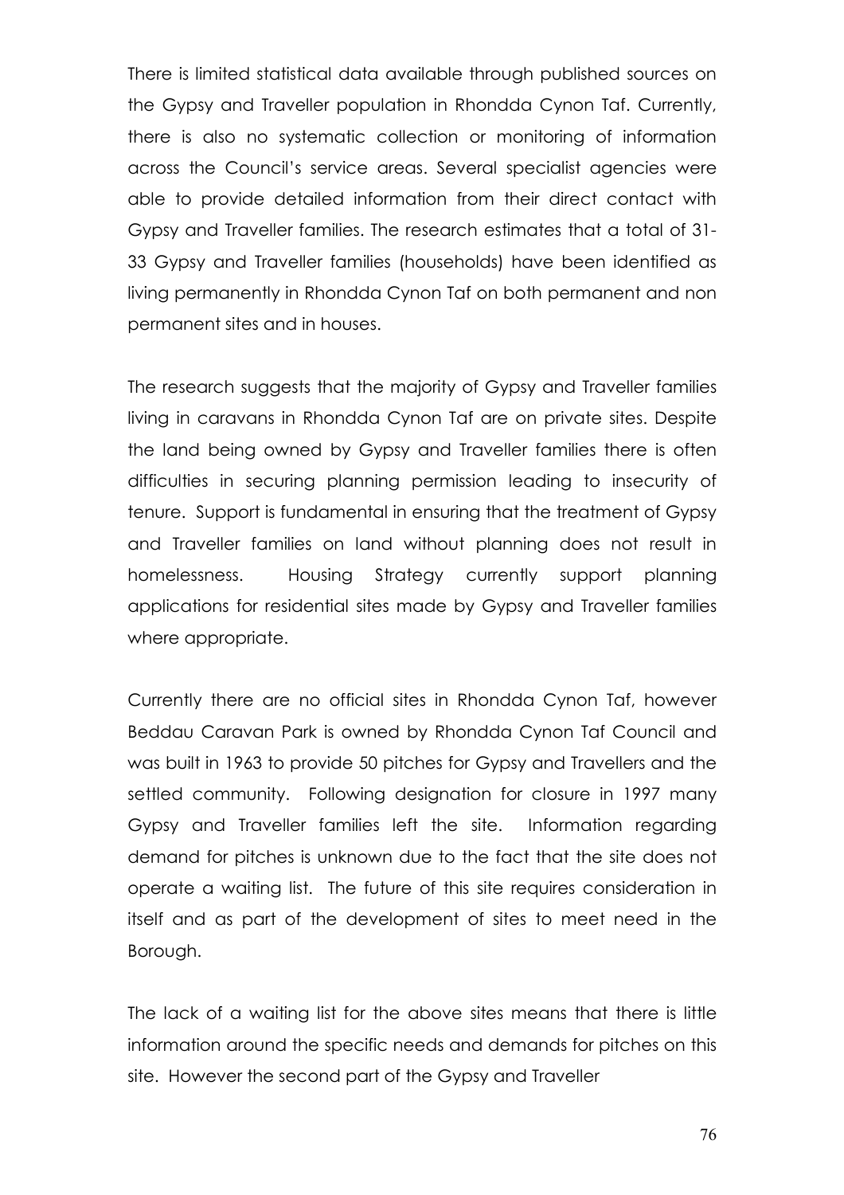There is limited statistical data available through published sources on the Gypsy and Traveller population in Rhondda Cynon Taf. Currently, there is also no systematic collection or monitoring of information across the Council's service areas. Several specialist agencies were able to provide detailed information from their direct contact with Gypsy and Traveller families. The research estimates that a total of 31-33 Gypsy and Traveller families (households) have been identified as living permanently in Rhondda Cynon Taf on both permanent and non permanent sites and in houses.

The research suggests that the majority of Gypsy and Traveller families living in caravans in Rhondda Cynon Taf are on private sites. Despite the land being owned by Gypsy and Traveller families there is often difficulties in securing planning permission leading to insecurity of tenure. Support is fundamental in ensuring that the treatment of Gypsy and Traveller families on land without planning does not result in homelessness. Housing Strategy currently support planning applications for residential sites made by Gypsy and Traveller families where appropriate.

Currently there are no official sites in Rhondda Cynon Taf, however Beddau Caravan Park is owned by Rhondda Cynon Taf Council and was built in 1963 to provide 50 pitches for Gypsy and Travellers and the settled community. Following designation for closure in 1997 many Gypsy and Traveller families left the site. Information regarding demand for pitches is unknown due to the fact that the site does not operate a waiting list. The future of this site requires consideration in itself and as part of the development of sites to meet need in the Borough.

The lack of a waiting list for the above sites means that there is little information around the specific needs and demands for pitches on this site. However the second part of the Gypsy and Traveller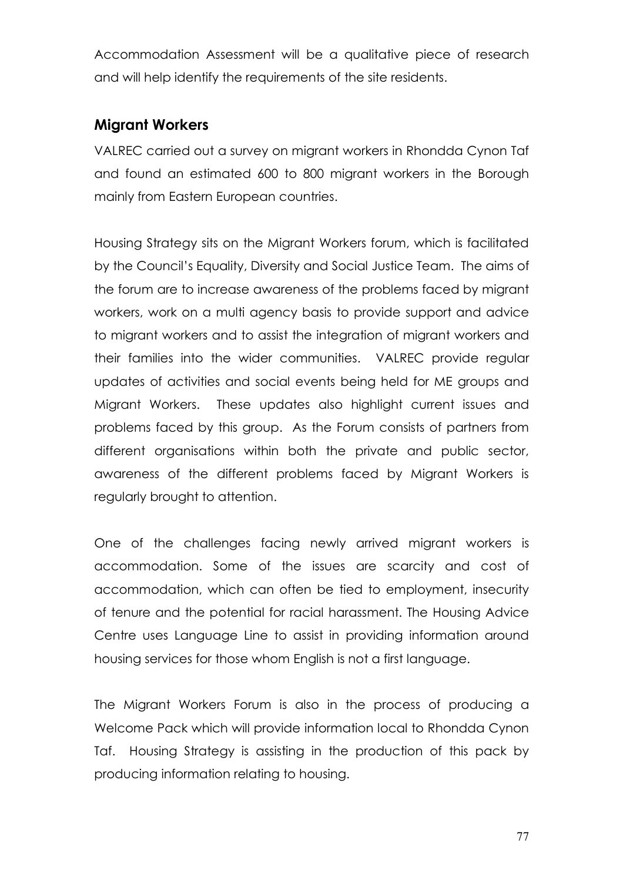Accommodation Assessment will be a qualitative piece of research and will help identify the requirements of the site residents.

## Migrant Workers

VALREC carried out a survey on migrant workers in Rhondda Cynon Taf and found an estimated 600 to 800 migrant workers in the Borough mainly from Eastern European countries.

Housing Strategy sits on the Migrant Workers forum, which is facilitated by the Council's Equality, Diversity and Social Justice Team. The aims of the forum are to increase awareness of the problems faced by migrant workers, work on a multi agency basis to provide support and advice to migrant workers and to assist the integration of migrant workers and their families into the wider communities. VALREC provide regular updates of activities and social events being held for ME groups and Migrant Workers. These updates also highlight current issues and problems faced by this group. As the Forum consists of partners from different organisations within both the private and public sector, awareness of the different problems faced by Migrant Workers is regularly brought to attention.

One of the challenges facing newly arrived migrant workers is accommodation. Some of the issues are scarcity and cost of accommodation, which can often be tied to employment, insecurity of tenure and the potential for racial harassment. The Housing Advice Centre uses Language Line to assist in providing information around housing services for those whom English is not a first language.

The Migrant Workers Forum is also in the process of producing a Welcome Pack which will provide information local to Rhondda Cynon Taf. Housing Strategy is assisting in the production of this pack by producing information relating to housing.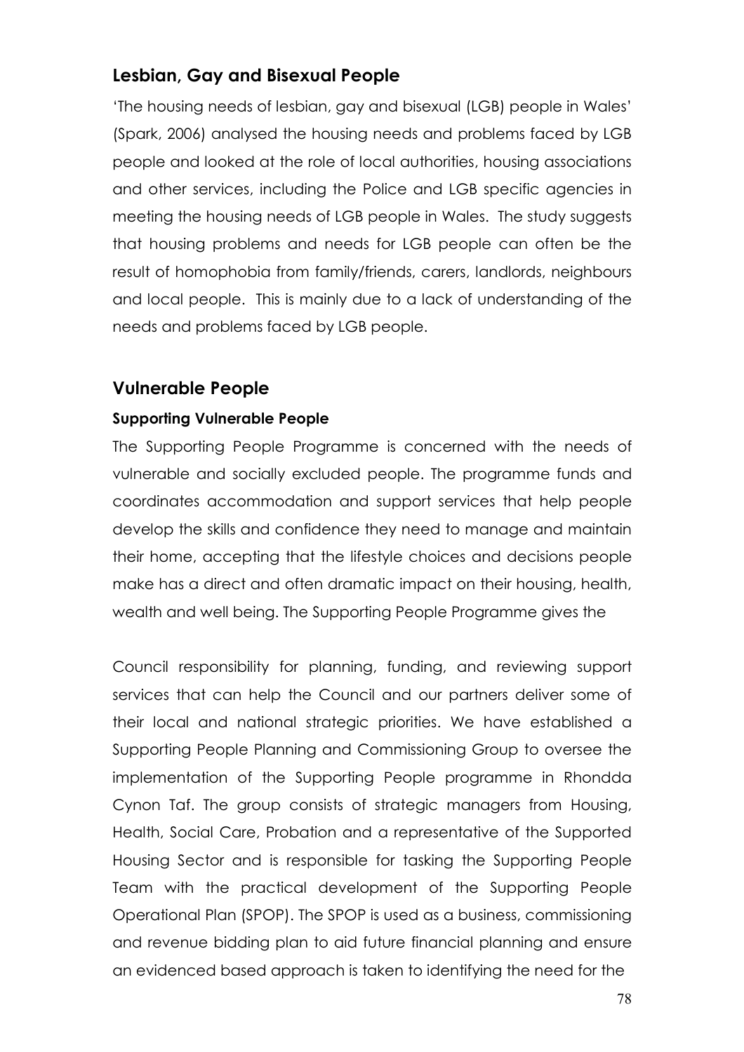## Lesbian, Gay and Bisexual People

'The housing needs of lesbian, gay and bisexual (LGB) people in Wales' (Spark, 2006) analysed the housing needs and problems faced by LGB people and looked at the role of local authorities, housing associations and other services, including the Police and LGB specific agencies in meeting the housing needs of LGB people in Wales. The study suggests that housing problems and needs for LGB people can often be the result of homophobia from family/friends, carers, landlords, neighbours and local people. This is mainly due to a lack of understanding of the needs and problems faced by LGB people.

## Vulnerable People

### Supporting Vulnerable People

The Supporting People Programme is concerned with the needs of vulnerable and socially excluded people. The programme funds and coordinates accommodation and support services that help people develop the skills and confidence they need to manage and maintain their home, accepting that the lifestyle choices and decisions people make has a direct and often dramatic impact on their housing, health, wealth and well being. The Supporting People Programme gives the

Council responsibility for planning, funding, and reviewing support services that can help the Council and our partners deliver some of their local and national strategic priorities. We have established a Supporting People Planning and Commissioning Group to oversee the implementation of the Supporting People programme in Rhondda Cynon Taf. The group consists of strategic managers from Housing, Health, Social Care, Probation and a representative of the Supported Housing Sector and is responsible for tasking the Supporting People Team with the practical development of the Supporting People Operational Plan (SPOP). The SPOP is used as a business, commissioning and revenue bidding plan to aid future financial planning and ensure an evidenced based approach is taken to identifying the need for the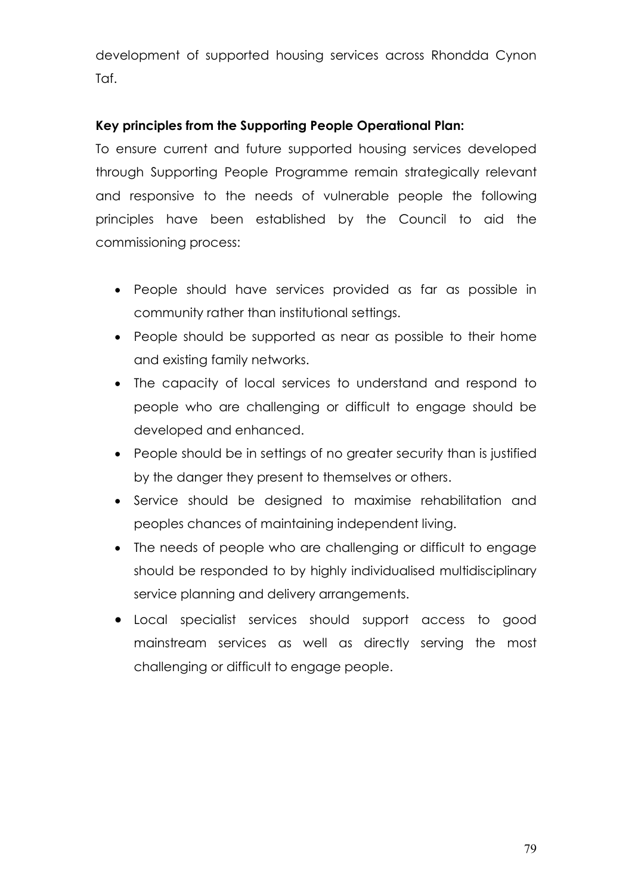development of supported housing services across Rhondda Cynon Taf.

**Key principles from the Supporting People Operational Plan:**

To ensure current and future supported housing services developed through Supporting People Programme remain strategically relevant and responsive to the needs of vulnerable people the following principles have been established by the Council to aid the commissioning process:

- People should have services provided as far as possible in community rather than institutional settings.
- People should be supported as near as possible to their home and existing family networks.
- The capacity of local services to understand and respond to people who are challenging or difficult to engage should be developed and enhanced.
- People should be in settings of no greater security than is justified by the danger they present to themselves or others.
- Service should be designed to maximise rehabilitation and peoples chances of maintaining independent living.
- The needs of people who are challenging or difficult to engage should be responded to by highly individualised multidisciplinary service planning and delivery arrangements.
- Local specialist services should support access to good mainstream services as well as directly serving the most challenging or difficult to engage people.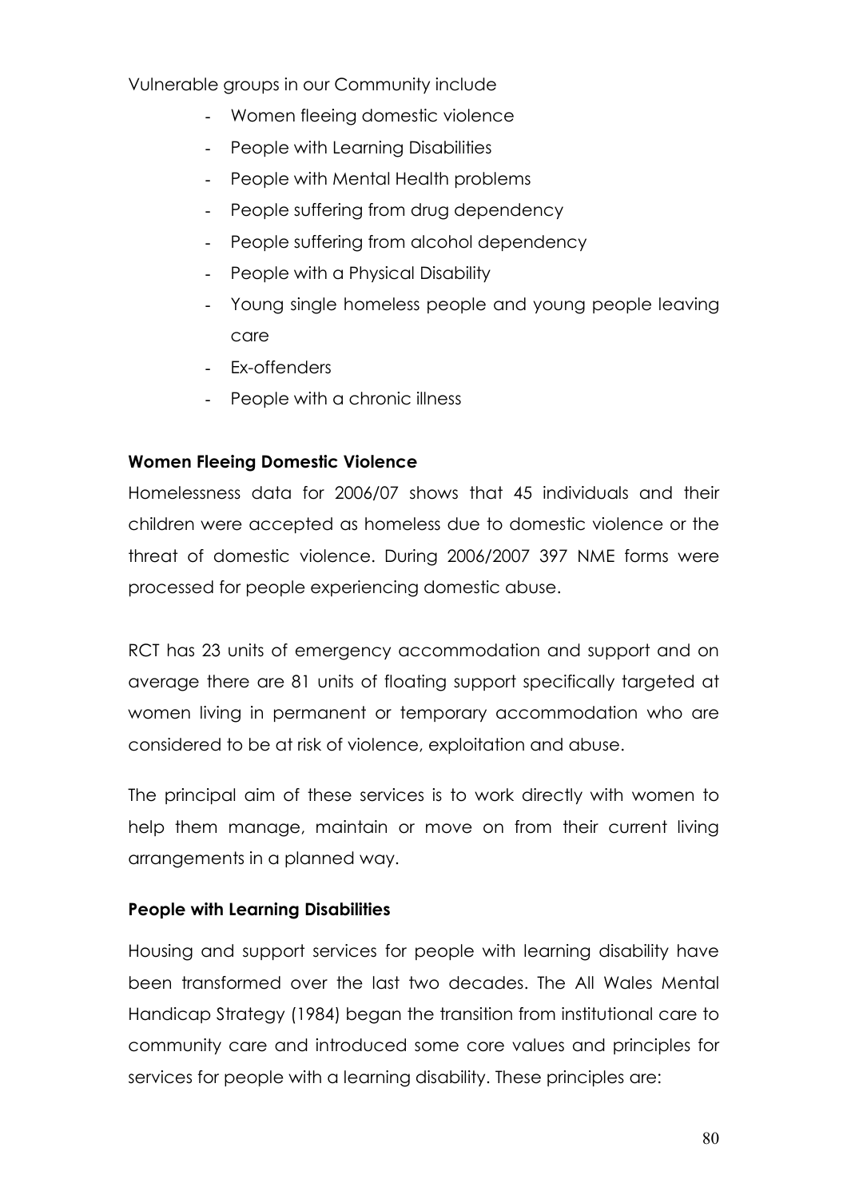Vulnerable groups in our Community include

- Women fleeing domestic violence
- People with Learning Disabilities
- People with Mental Health problems
- People suffering from drug dependency
- People suffering from alcohol dependency
- People with a Physical Disability
- Young single homeless people and young people leaving care
- Ex-offenders
- People with a chronic illness

**Women Fleeing Domestic Violence**

Homelessness data for 2006/07 shows that 45 individuals and their children were accepted as homeless due to domestic violence or the threat of domestic violence. During 2006/2007 397 NME forms were processed for people experiencing domestic abuse.

RCT has 23 units of emergency accommodation and support and on average there are 81 units of floating support specifically targeted at women living in permanent or temporary accommodation who are considered to be at risk of violence, exploitation and abuse.

The principal aim of these services is to work directly with women to help them manage, maintain or move on from their current living arrangements in a planned way.

**People with Learning Disabilities**

Housing and support services for people with learning disability have been transformed over the last two decades. The All Wales Mental Handicap Strategy (1984) began the transition from institutional care to community care and introduced some core values and principles for services for people with a learning disability. These principles are: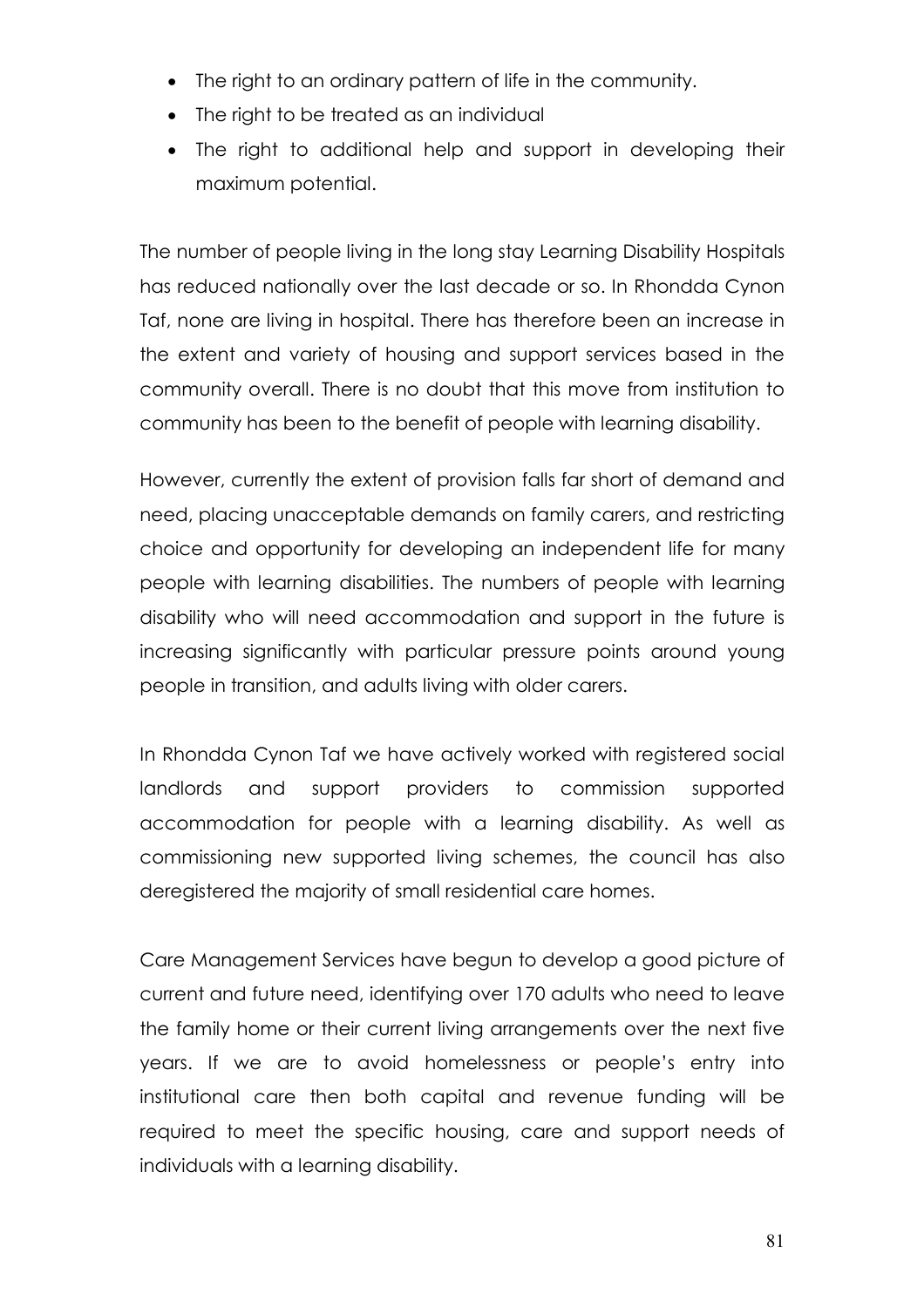- The right to an ordinary pattern of life in the community.
- The right to be treated as an individual
- The right to additional help and support in developing their maximum potential.

The number of people living in the long stay Learning Disability Hospitals has reduced nationally over the last decade or so. In Rhondda Cynon Taf, none are living in hospital. There has therefore been an increase in the extent and variety of housing and support services based in the community overall. There is no doubt that this move from institution to community has been to the benefit of people with learning disability.

However, currently the extent of provision falls far short of demand and need, placing unacceptable demands on family carers, and restricting choice and opportunity for developing an independent life for many people with learning disabilities. The numbers of people with learning disability who will need accommodation and support in the future is increasing significantly with particular pressure points around young people in transition, and adults living with older carers.

In Rhondda Cynon Taf we have actively worked with registered social landlords and support providers to commission supported accommodation for people with a learning disability. As well as commissioning new supported living schemes, the council has also deregistered the majority of small residential care homes.

Care Management Services have begun to develop a good picture of current and future need, identifying over 170 adults who need to leave the family home or their current living arrangements over the next five years. If we are to avoid homelessness or people's entry into institutional care then both capital and revenue funding will be required to meet the specific housing, care and support needs of individuals with a learning disability.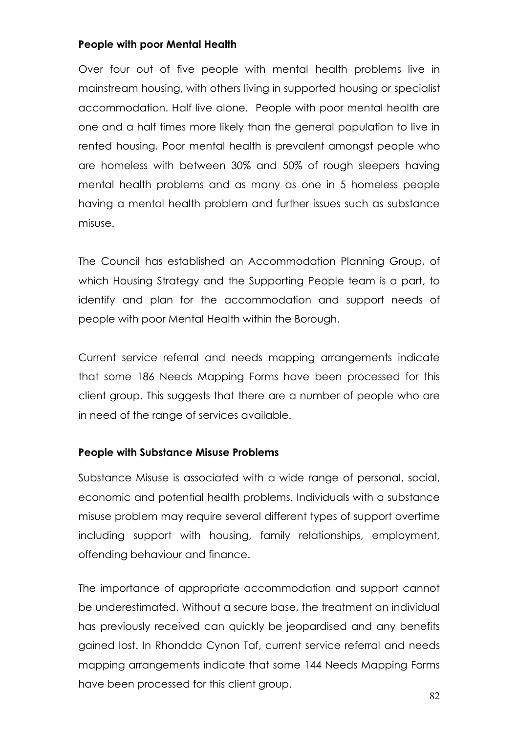**People with poor Mental Health**

Over four out of five people with mental health problems live in mainstream housing, with others living in supported housing or specialist accommodation. Half live alone. People with poor mental health are one and a half times more likely than the general population to live in rented housing. Poor mental health is prevalent amongst people who are homeless with between 30% and 50% of rough sleepers having mental health problems and as many as one in 5 homeless people having a mental health problem and further issues such as substance misuse.

The Council has established an Accommodation Planning Group, of which Housing Strategy and the Supporting People team is a part, to identify and plan for the accommodation and support needs of people with poor Mental Health within the Borough.

Current service referral and needs mapping arrangements indicate that some 186 Needs Mapping Forms have been processed for this client group. This suggests that there are a number of people who are in need of the range of services available.

**People with Substance Misuse Problems**

Substance Misuse is associated with a wide range of personal, social, economic and potential health problems. Individuals with a substance misuse problem may require several different types of support overtime including support with housing, family relationships, employment, offending behaviour and finance.

The importance of appropriate accommodation and support cannot be underestimated. Without a secure base, the treatment an individual has previously received can quickly be jeopardised and any benefits gained lost. In Rhondda Cynon Taf, current service referral and needs mapping arrangements indicate that some 144 Needs Mapping Forms have been processed for this client group.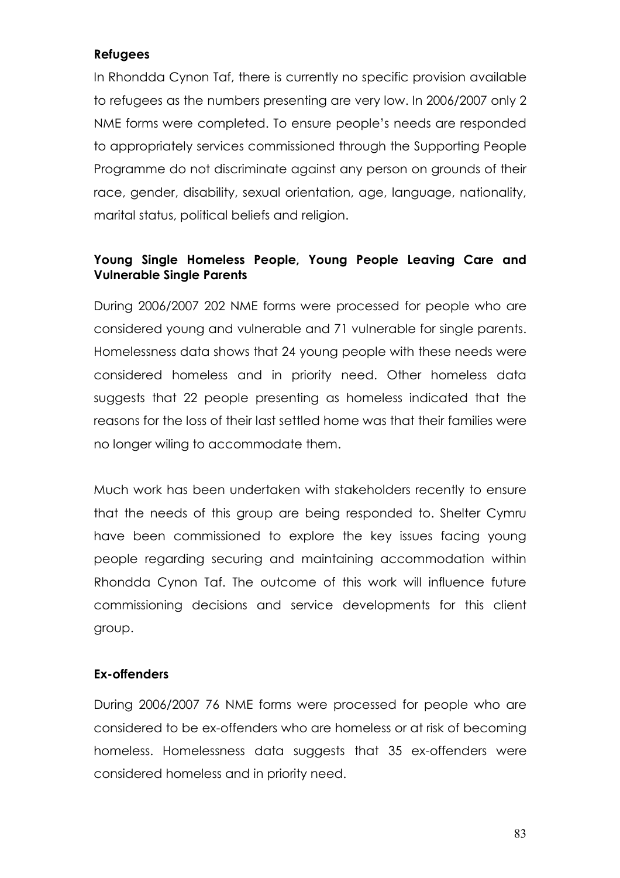**Refugees**

In Rhondda Cynon Taf, there is currently no specific provision available to refugees as the numbers presenting are very low. In 2006/2007 only 2 NME forms were completed. To ensure people's needs are responded to appropriately services commissioned through the Supporting People Programme do not discriminate against any person on grounds of their race, gender, disability, sexual orientation, age, language, nationality, marital status, political beliefs and religion.

**Young Single Homeless People, Young People Leaving Care and Vulnerable Single Parents**

During 2006/2007 202 NME forms were processed for people who are considered young and vulnerable and 71 vulnerable for single parents. Homelessness data shows that 24 young people with these needs were considered homeless and in priority need. Other homeless data suggests that 22 people presenting as homeless indicated that the reasons for the loss of their last settled home was that their families were no longer wiling to accommodate them.

Much work has been undertaken with stakeholders recently to ensure that the needs of this group are being responded to. Shelter Cymru have been commissioned to explore the key issues facing young people regarding securing and maintaining accommodation within Rhondda Cynon Taf. The outcome of this work will influence future commissioning decisions and service developments for this client group.

**Ex-offenders**

During 2006/2007 76 NME forms were processed for people who are considered to be ex-offenders who are homeless or at risk of becoming homeless. Homelessness data suggests that 35 ex-offenders were considered homeless and in priority need.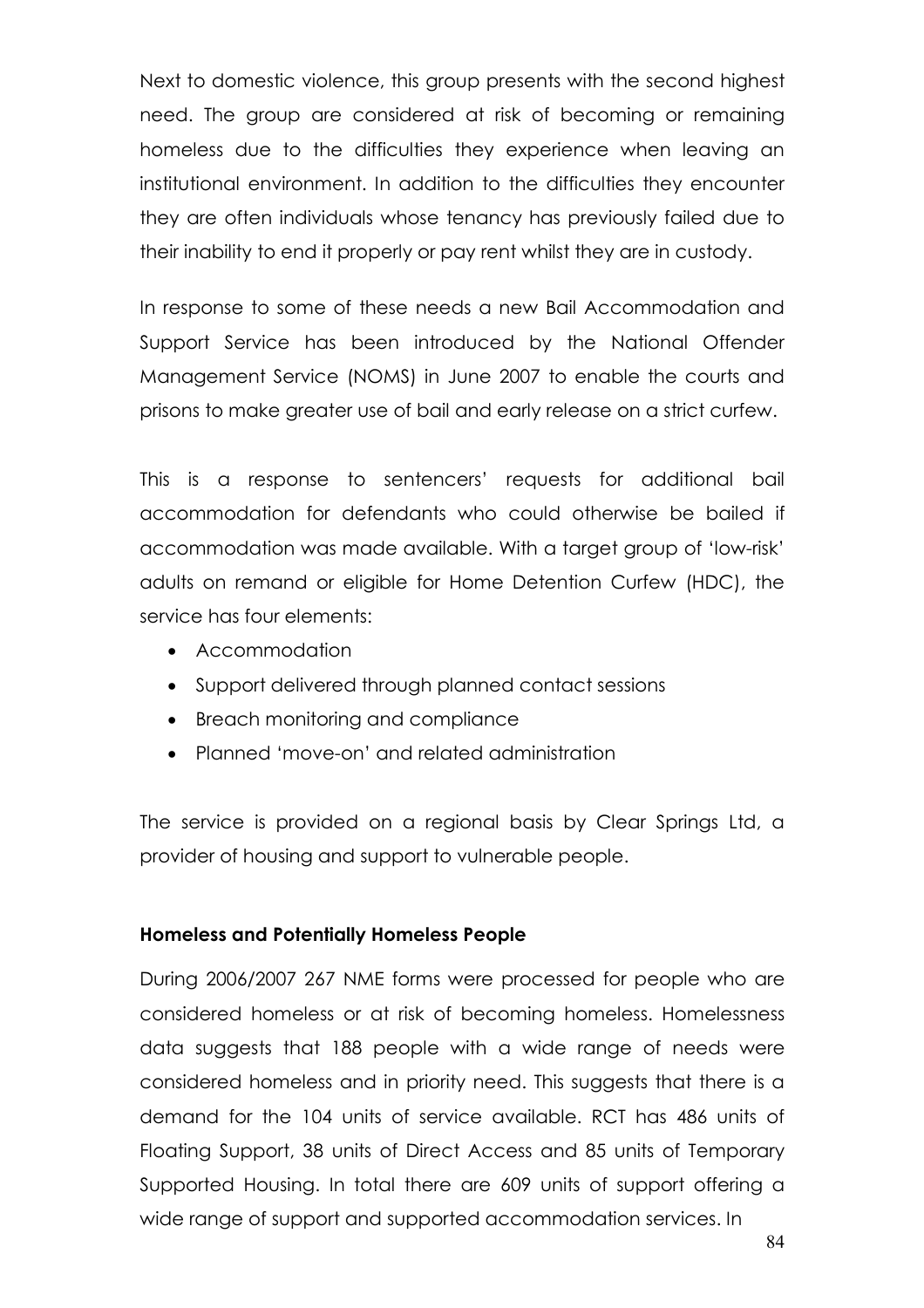Next to domestic violence, this group presents with the second highest need. The group are considered at risk of becoming or remaining homeless due to the difficulties they experience when leaving an institutional environment. In addition to the difficulties they encounter they are often individuals whose tenancy has previously failed due to their inability to end it properly or pay rent whilst they are in custody.

In response to some of these needs a new Bail Accommodation and Support Service has been introduced by the National Offender Management Service (NOMS) in June 2007 to enable the courts and prisons to make greater use of bail and early release on a strict curfew.

This is a response to sentencers' requests for additional bail accommodation for defendants who could otherwise be bailed if accommodation was made available. With a target group of 'low-risk' adults on remand or eligible for Home Detention Curfew (HDC), the service has four elements:

- Accommodation
- Support delivered through planned contact sessions
- Breach monitoring and compliance
- Planned 'move-on' and related administration

The service is provided on a regional basis by Clear Springs Ltd, a provider of housing and support to vulnerable people.

**Homeless and Potentially Homeless People**

During 2006/2007 267 NME forms were processed for people who are considered homeless or at risk of becoming homeless. Homelessness data suggests that 188 people with a wide range of needs were considered homeless and in priority need. This suggests that there is a demand for the 104 units of service available. RCT has 486 units of Floating Support, 38 units of Direct Access and 85 units of Temporary Supported Housing. In total there are 609 units of support offering a wide range of support and supported accommodation services. In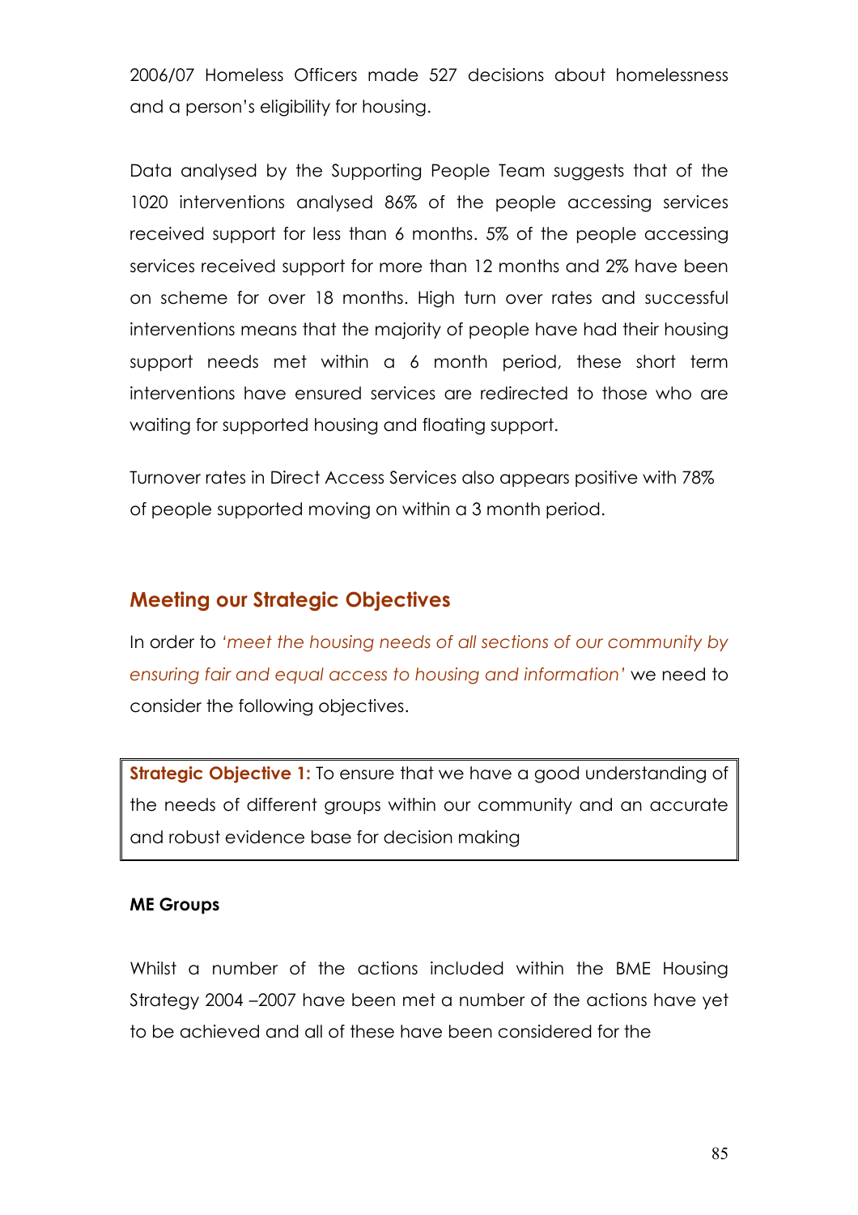2006/07 Homeless Officers made 527 decisions about homelessness and a person's eligibility for housing.

Data analysed by the Supporting People Team suggests that of the 1020 interventions analysed 86% of the people accessing services received support for less than 6 months. 5% of the people accessing services received support for more than 12 months and 2% have been on scheme for over 18 months. High turn over rates and successful interventions means that the majority of people have had their housing support needs met within a 6 month period, these short term interventions have ensured services are redirected to those who are waiting for supported housing and floating support.

Turnover rates in Direct Access Services also appears positive with 78% of people supported moving on within a 3 month period.

## Meeting our Strategic Objectives

In order to *'meet the housing needs of all sections of our community by ensuring fair and equal access to housing and information'* we need to consider the following objectives.

> **Strategic Objective 1:** To ensure that we have a good understanding of the needs of different groups within our community and an accurate and robust evidence base for decision making

**ME Groups**

Whilst a number of the actions included within the BME Housing Strategy 2004 –2007 have been met a number of the actions have yet to be achieved and all of these have been considered for the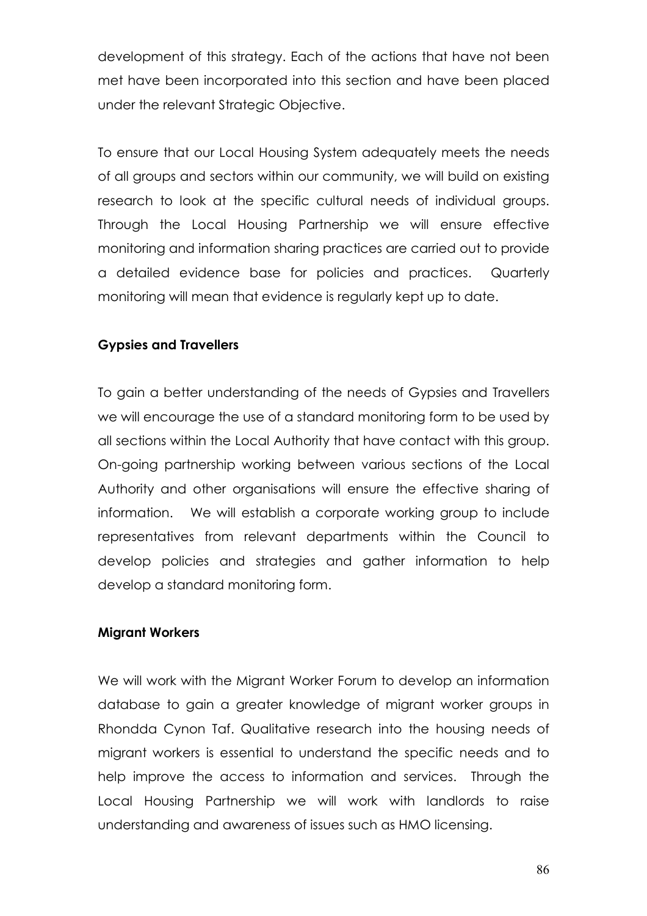development of this strategy. Each of the actions that have not been met have been incorporated into this section and have been placed under the relevant Strategic Objective.

To ensure that our Local Housing System adequately meets the needs of all groups and sectors within our community, we will build on existing research to look at the specific cultural needs of individual groups. Through the Local Housing Partnership we will ensure effective monitoring and information sharing practices are carried out to provide a detailed evidence base for policies and practices. Quarterly monitoring will mean that evidence is regularly kept up to date.

**Gypsies and Travellers**

To gain a better understanding of the needs of Gypsies and Travellers we will encourage the use of a standard monitoring form to be used by all sections within the Local Authority that have contact with this group. On-going partnership working between various sections of the Local Authority and other organisations will ensure the effective sharing of information. We will establish a corporate working group to include representatives from relevant departments within the Council to develop policies and strategies and gather information to help develop a standard monitoring form.

**Migrant Workers**

We will work with the Migrant Worker Forum to develop an information database to gain a greater knowledge of migrant worker groups in Rhondda Cynon Taf. Qualitative research into the housing needs of migrant workers is essential to understand the specific needs and to help improve the access to information and services. Through the Local Housing Partnership we will work with landlords to raise understanding and awareness of issues such as HMO licensing.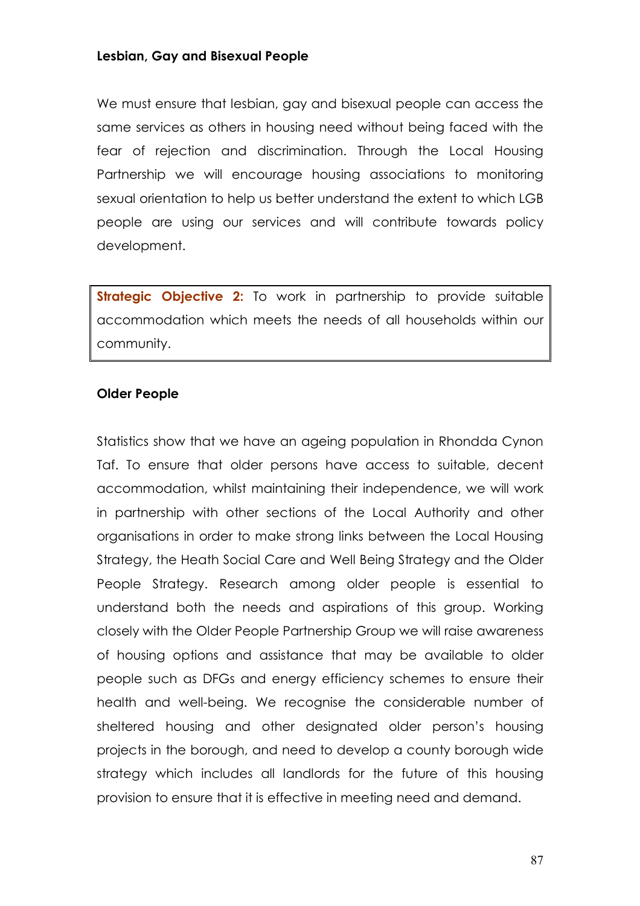**Lesbian, Gay and Bisexual People**

We must ensure that lesbian, gay and bisexual people can access the same services as others in housing need without being faced with the fear of rejection and discrimination. Through the Local Housing Partnership we will encourage housing associations to monitoring sexual orientation to help us better understand the extent to which LGB people are using our services and will contribute towards policy development.

> **Strategic Objective 2:** To work in partnership to provide suitable accommodation which meets the needs of all households within our community.

**Older People**

Statistics show that we have an ageing population in Rhondda Cynon Taf. To ensure that older persons have access to suitable, decent accommodation, whilst maintaining their independence, we will work in partnership with other sections of the Local Authority and other organisations in order to make strong links between the Local Housing Strategy, the Heath Social Care and Well Being Strategy and the Older People Strategy. Research among older people is essential to understand both the needs and aspirations of this group. Working closely with the Older People Partnership Group we will raise awareness of housing options and assistance that may be available to older people such as DFGs and energy efficiency schemes to ensure their health and well-being. We recognise the considerable number of sheltered housing and other designated older person's housing projects in the borough, and need to develop a county borough wide strategy which includes all landlords for the future of this housing provision to ensure that it is effective in meeting need and demand.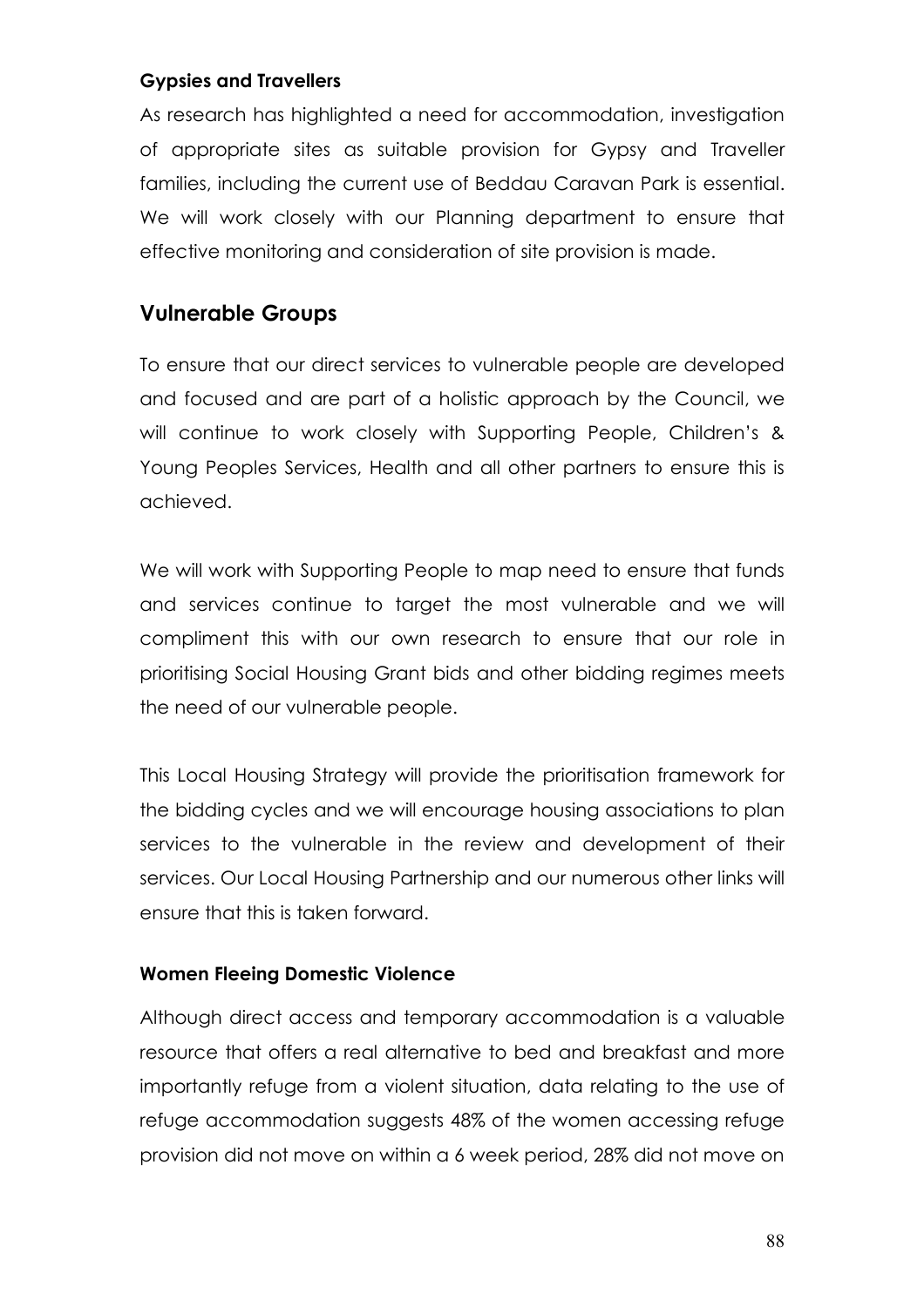**Gypsies and Travellers**

As research has highlighted a need for accommodation, investigation of appropriate sites as suitable provision for Gypsy and Traveller families, including the current use of Beddau Caravan Park is essential. We will work closely with our Planning department to ensure that effective monitoring and consideration of site provision is made.

## Vulnerable Groups

To ensure that our direct services to vulnerable people are developed and focused and are part of a holistic approach by the Council, we will continue to work closely with Supporting People, Children's & Young Peoples Services, Health and all other partners to ensure this is achieved.

We will work with Supporting People to map need to ensure that funds and services continue to target the most vulnerable and we will compliment this with our own research to ensure that our role in prioritising Social Housing Grant bids and other bidding regimes meets the need of our vulnerable people.

This Local Housing Strategy will provide the prioritisation framework for the bidding cycles and we will encourage housing associations to plan services to the vulnerable in the review and development of their services. Our Local Housing Partnership and our numerous other links will ensure that this is taken forward.

**Women Fleeing Domestic Violence**

Although direct access and temporary accommodation is a valuable resource that offers a real alternative to bed and breakfast and more importantly refuge from a violent situation, data relating to the use of refuge accommodation suggests 48% of the women accessing refuge provision did not move on within a 6 week period, 28% did not move on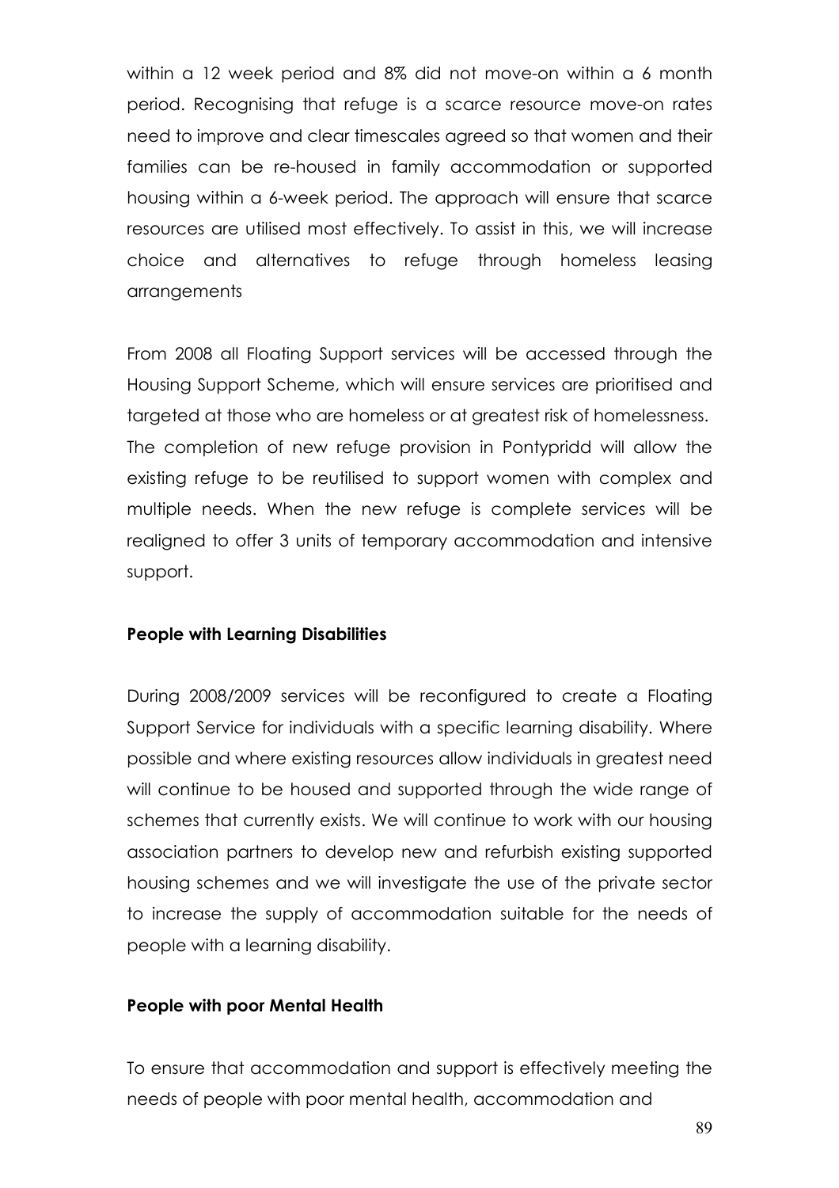within a 12 week period and 8% did not move-on within a 6 month period. Recognising that refuge is a scarce resource move-on rates need to improve and clear timescales agreed so that women and their families can be re-housed in family accommodation or supported housing within a 6-week period. The approach will ensure that scarce resources are utilised most effectively. To assist in this, we will increase choice and alternatives to refuge through homeless leasing arrangements

From 2008 all Floating Support services will be accessed through the Housing Support Scheme, which will ensure services are prioritised and targeted at those who are homeless or at greatest risk of homelessness. The completion of new refuge provision in Pontypridd will allow the existing refuge to be reutilised to support women with complex and multiple needs. When the new refuge is complete services will be realigned to offer 3 units of temporary accommodation and intensive support.

**People with Learning Disabilities**

During 2008/2009 services will be reconfigured to create a Floating Support Service for individuals with a specific learning disability. Where possible and where existing resources allow individuals in greatest need will continue to be housed and supported through the wide range of schemes that currently exists. We will continue to work with our housing association partners to develop new and refurbish existing supported housing schemes and we will investigate the use of the private sector to increase the supply of accommodation suitable for the needs of people with a learning disability.

**People with poor Mental Health**

To ensure that accommodation and support is effectively meeting the needs of people with poor mental health, accommodation and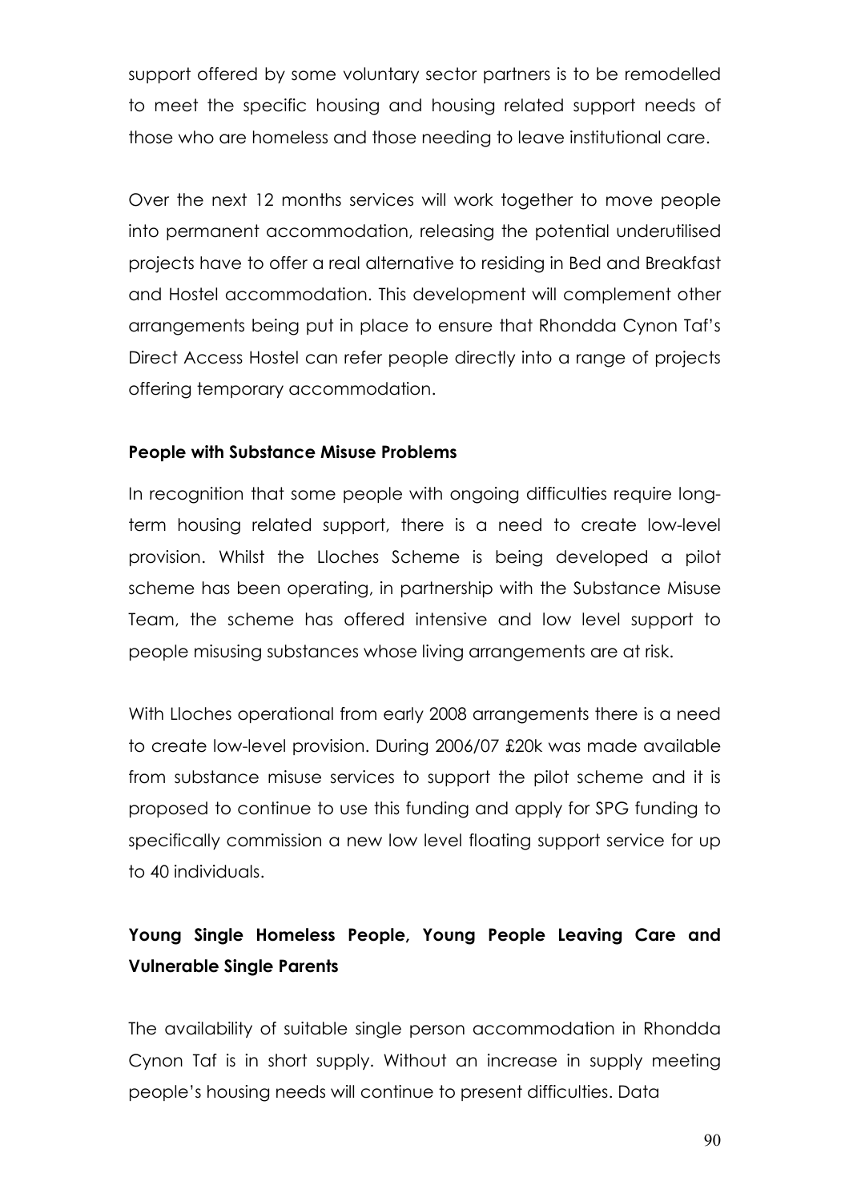support offered by some voluntary sector partners is to be remodelled to meet the specific housing and housing related support needs of those who are homeless and those needing to leave institutional care.

Over the next 12 months services will work together to move people into permanent accommodation, releasing the potential underutilised projects have to offer a real alternative to residing in Bed and Breakfast and Hostel accommodation. This development will complement other arrangements being put in place to ensure that Rhondda Cynon Taf's Direct Access Hostel can refer people directly into a range of projects offering temporary accommodation.

**People with Substance Misuse Problems**

In recognition that some people with ongoing difficulties require long-term housing related support, there is a need to create low-level provision. Whilst the Lloches Scheme is being developed a pilot scheme has been operating, in partnership with the Substance Misuse Team, the scheme has offered intensive and low level support to people misusing substances whose living arrangements are at risk.

With Lloches operational from early 2008 arrangements there is a need to create low-level provision. During 2006/07 £20k was made available from substance misuse services to support the pilot scheme and it is proposed to continue to use this funding and apply for SPG funding to specifically commission a new low level floating support service for up to 40 individuals.

**Young Single Homeless People, Young People Leaving Care and Vulnerable Single Parents**

The availability of suitable single person accommodation in Rhondda Cynon Taf is in short supply. Without an increase in supply meeting people's housing needs will continue to present difficulties. Data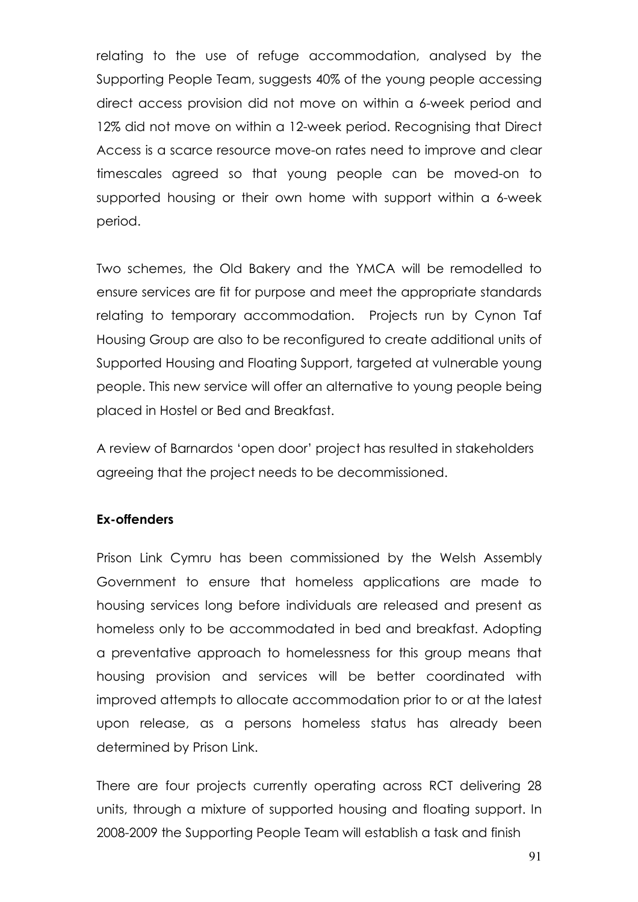relating to the use of refuge accommodation, analysed by the Supporting People Team, suggests 40% of the young people accessing direct access provision did not move on within a 6-week period and 12% did not move on within a 12-week period. Recognising that Direct Access is a scarce resource move-on rates need to improve and clear timescales agreed so that young people can be moved-on to supported housing or their own home with support within a 6-week period.

Two schemes, the Old Bakery and the YMCA will be remodelled to ensure services are fit for purpose and meet the appropriate standards relating to temporary accommodation. Projects run by Cynon Taf Housing Group are also to be reconfigured to create additional units of Supported Housing and Floating Support, targeted at vulnerable young people. This new service will offer an alternative to young people being placed in Hostel or Bed and Breakfast.

A review of Barnardos 'open door' project has resulted in stakeholders agreeing that the project needs to be decommissioned.

**Ex-offenders**

Prison Link Cymru has been commissioned by the Welsh Assembly Government to ensure that homeless applications are made to housing services long before individuals are released and present as homeless only to be accommodated in bed and breakfast. Adopting a preventative approach to homelessness for this group means that housing provision and services will be better coordinated with improved attempts to allocate accommodation prior to or at the latest upon release, as a persons homeless status has already been determined by Prison Link.

There are four projects currently operating across RCT delivering 28 units, through a mixture of supported housing and floating support. In 2008-2009 the Supporting People Team will establish a task and finish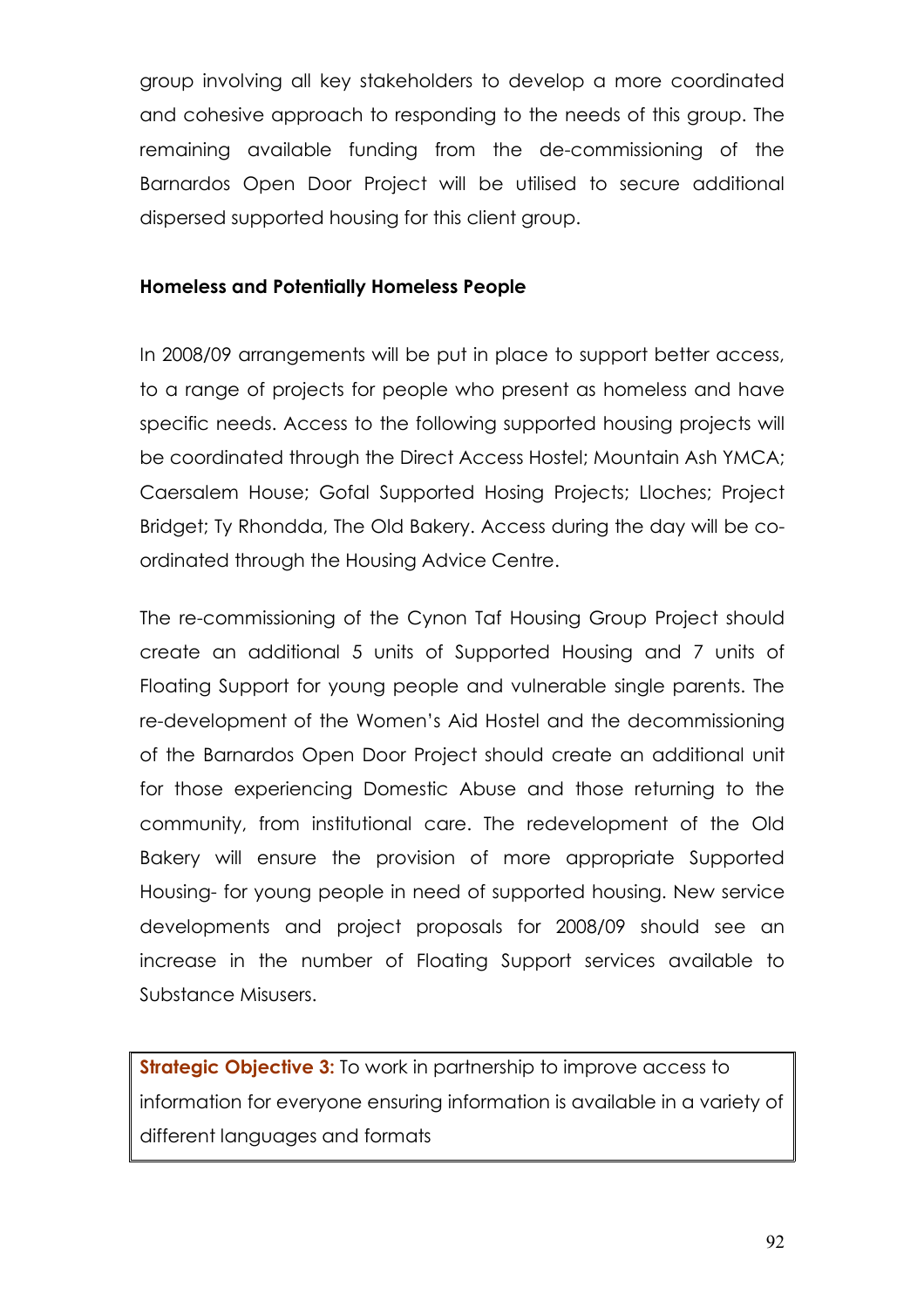group involving all key stakeholders to develop a more coordinated and cohesive approach to responding to the needs of this group. The remaining available funding from the de-commissioning of the Barnardos Open Door Project will be utilised to secure additional dispersed supported housing for this client group.

**Homeless and Potentially Homeless People**

In 2008/09 arrangements will be put in place to support better access, to a range of projects for people who present as homeless and have specific needs. Access to the following supported housing projects will be coordinated through the Direct Access Hostel; Mountain Ash YMCA; Caersalem House; Gofal Supported Hosing Projects; Lloches; Project Bridget; Ty Rhondda, The Old Bakery. Access during the day will be co-ordinated through the Housing Advice Centre.

The re-commissioning of the Cynon Taf Housing Group Project should create an additional 5 units of Supported Housing and 7 units of Floating Support for young people and vulnerable single parents. The re-development of the Women's Aid Hostel and the decommissioning of the Barnardos Open Door Project should create an additional unit for those experiencing Domestic Abuse and those returning to the community, from institutional care. The redevelopment of the Old Bakery will ensure the provision of more appropriate Supported Housing- for young people in need of supported housing. New service developments and project proposals for 2008/09 should see an increase in the number of Floating Support services available to Substance Misusers.

**Strategic Objective 3:** To work in partnership to improve access to information for everyone ensuring information is available in a variety of different languages and formats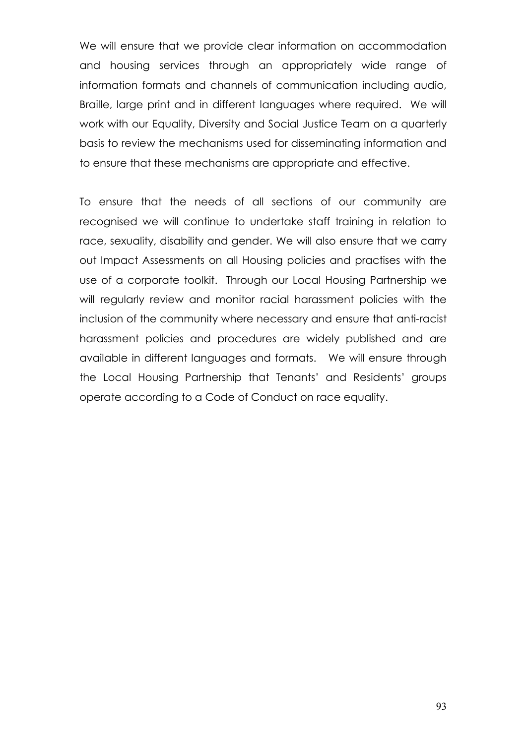We will ensure that we provide clear information on accommodation and housing services through an appropriately wide range of information formats and channels of communication including audio, Braille, large print and in different languages where required. We will work with our Equality, Diversity and Social Justice Team on a quarterly basis to review the mechanisms used for disseminating information and to ensure that these mechanisms are appropriate and effective.

To ensure that the needs of all sections of our community are recognised we will continue to undertake staff training in relation to race, sexuality, disability and gender. We will also ensure that we carry out Impact Assessments on all Housing policies and practises with the use of a corporate toolkit. Through our Local Housing Partnership we will regularly review and monitor racial harassment policies with the inclusion of the community where necessary and ensure that anti-racist harassment policies and procedures are widely published and are available in different languages and formats. We will ensure through the Local Housing Partnership that Tenants' and Residents' groups operate according to a Code of Conduct on race equality.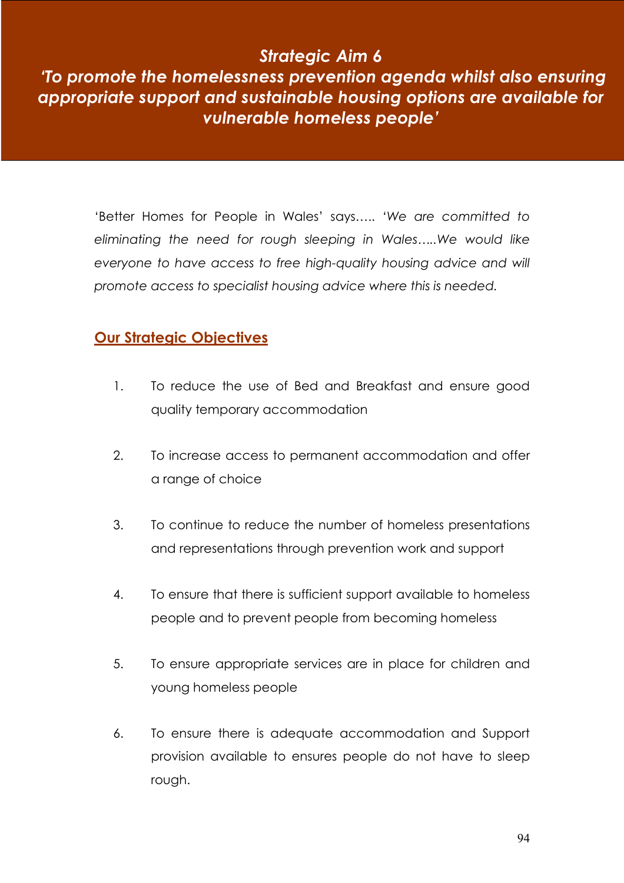# *Strategic Aim 6*
# *'To promote the homelessness prevention agenda whilst also ensuring appropriate support and sustainable housing options are available for vulnerable homeless people'*

'Better Homes for People in Wales' says….. *'We are committed to eliminating the need for rough sleeping in Wales…..We would like everyone to have access to free high-quality housing advice and will promote access to specialist housing advice where this is needed.*

## Our Strategic Objectives

1. To reduce the use of Bed and Breakfast and ensure good quality temporary accommodation

2. To increase access to permanent accommodation and offer a range of choice

3. To continue to reduce the number of homeless presentations and representations through prevention work and support

4. To ensure that there is sufficient support available to homeless people and to prevent people from becoming homeless

5. To ensure appropriate services are in place for children and young homeless people

6. To ensure there is adequate accommodation and Support provision available to ensures people do not have to sleep rough.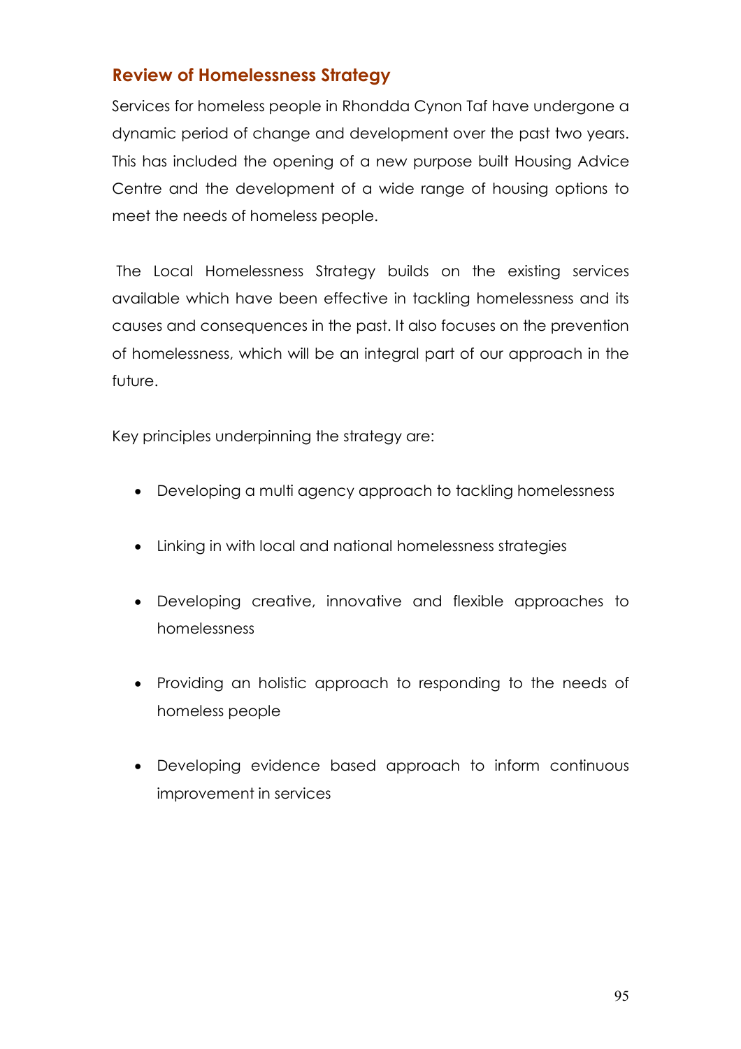## Review of Homelessness Strategy

Services for homeless people in Rhondda Cynon Taf have undergone a dynamic period of change and development over the past two years. This has included the opening of a new purpose built Housing Advice Centre and the development of a wide range of housing options to meet the needs of homeless people.

The Local Homelessness Strategy builds on the existing services available which have been effective in tackling homelessness and its causes and consequences in the past. It also focuses on the prevention of homelessness, which will be an integral part of our approach in the future.

Key principles underpinning the strategy are:

- Developing a multi agency approach to tackling homelessness
- Linking in with local and national homelessness strategies
- Developing creative, innovative and flexible approaches to homelessness
- Providing an holistic approach to responding to the needs of homeless people
- Developing evidence based approach to inform continuous improvement in services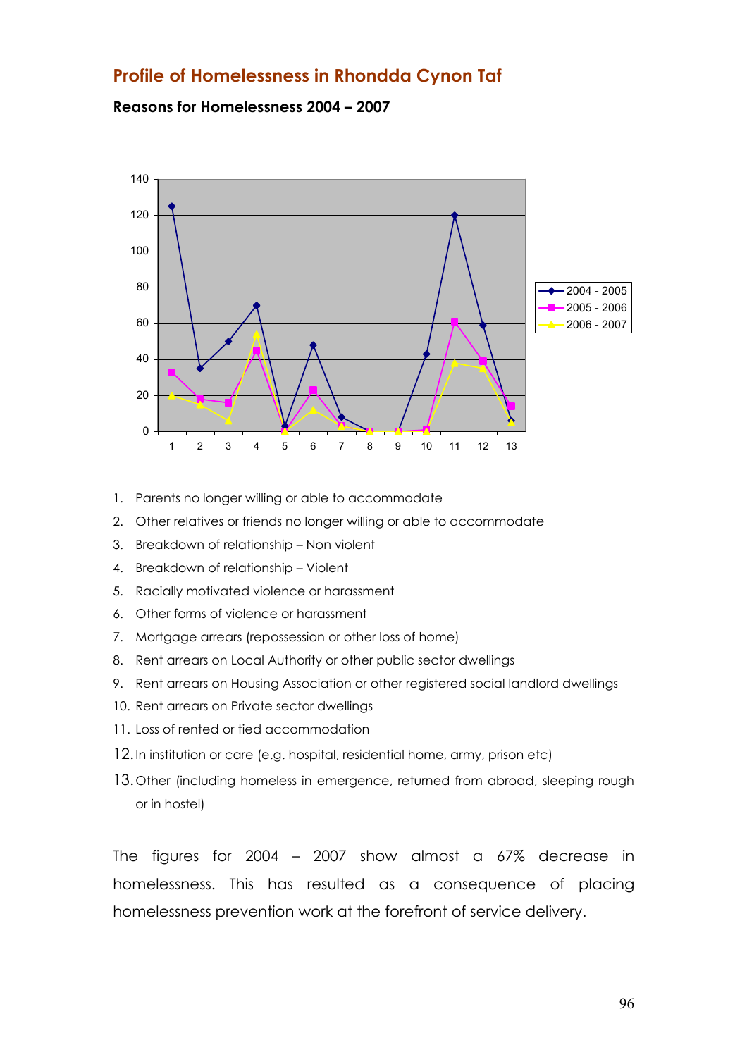## Profile of Homelessness in Rhondda Cynon Taf

**Reasons for Homelessness 2004 – 2007**

1. Parents no longer willing or able to accommodate
2. Other relatives or friends no longer willing or able to accommodate
3. Breakdown of relationship – Non violent
4. Breakdown of relationship – Violent
5. Racially motivated violence or harassment
6. Other forms of violence or harassment
7. Mortgage arrears (repossession or other loss of home)
8. Rent arrears on Local Authority or other public sector dwellings
9. Rent arrears on Housing Association or other registered social landlord dwellings
10. Rent arrears on Private sector dwellings
11. Loss of rented or tied accommodation
12. In institution or care (e.g. hospital, residential home, army, prison etc)
13. Other (including homeless in emergence, returned from abroad, sleeping rough or in hostel)

The figures for 2004 – 2007 show almost a 67% decrease in homelessness. This has resulted as a consequence of placing homelessness prevention work at the forefront of service delivery.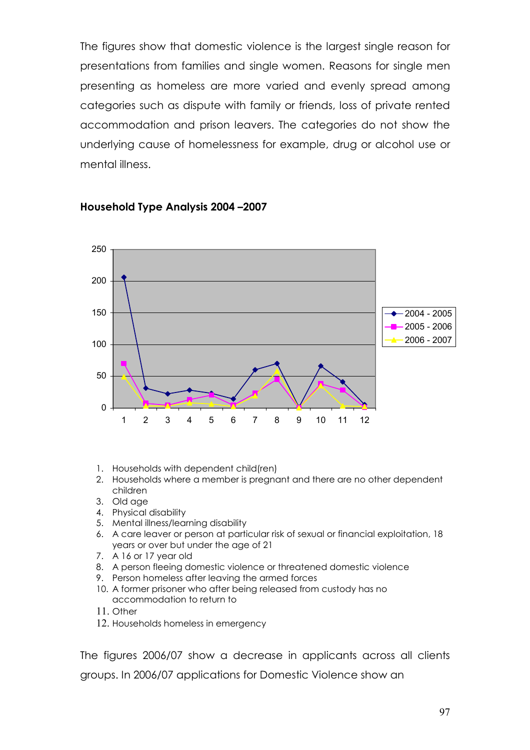The figures show that domestic violence is the largest single reason for presentations from families and single women. Reasons for single men presenting as homeless are more varied and evenly spread among categories such as dispute with family or friends, loss of private rented accommodation and prison leavers. The categories do not show the underlying cause of homelessness for example, drug or alcohol use or mental illness.

**Household Type Analysis 2004 –2007**

1. Households with dependent child(ren)
2. Households where a member is pregnant and there are no other dependent children
3. Old age
4. Physical disability
5. Mental illness/learning disability
6. A care leaver or person at particular risk of sexual or financial exploitation, 18 years or over but under the age of 21
7. A 16 or 17 year old
8. A person fleeing domestic violence or threatened domestic violence
9. Person homeless after leaving the armed forces
10. A former prisoner who after being released from custody has no accommodation to return to
11. Other
12. Households homeless in emergency

The figures 2006/07 show a decrease in applicants across all clients groups. In 2006/07 applications for Domestic Violence show an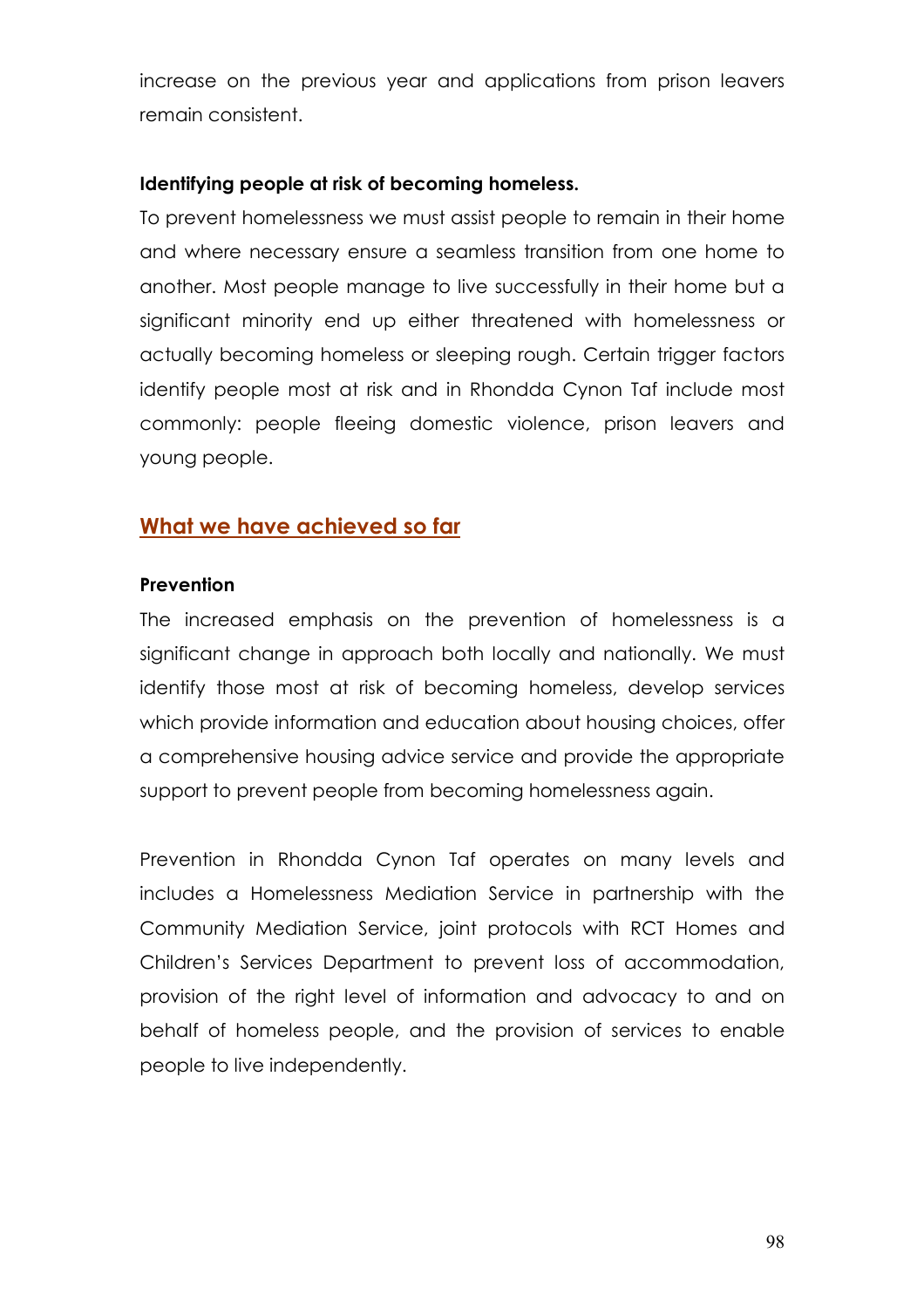increase on the previous year and applications from prison leavers remain consistent.

**Identifying people at risk of becoming homeless.**

To prevent homelessness we must assist people to remain in their home and where necessary ensure a seamless transition from one home to another. Most people manage to live successfully in their home but a significant minority end up either threatened with homelessness or actually becoming homeless or sleeping rough. Certain trigger factors identify people most at risk and in Rhondda Cynon Taf include most commonly: people fleeing domestic violence, prison leavers and young people.

## What we have achieved so far

**Prevention**

The increased emphasis on the prevention of homelessness is a significant change in approach both locally and nationally. We must identify those most at risk of becoming homeless, develop services which provide information and education about housing choices, offer a comprehensive housing advice service and provide the appropriate support to prevent people from becoming homelessness again.

Prevention in Rhondda Cynon Taf operates on many levels and includes a Homelessness Mediation Service in partnership with the Community Mediation Service, joint protocols with RCT Homes and Children's Services Department to prevent loss of accommodation, provision of the right level of information and advocacy to and on behalf of homeless people, and the provision of services to enable people to live independently.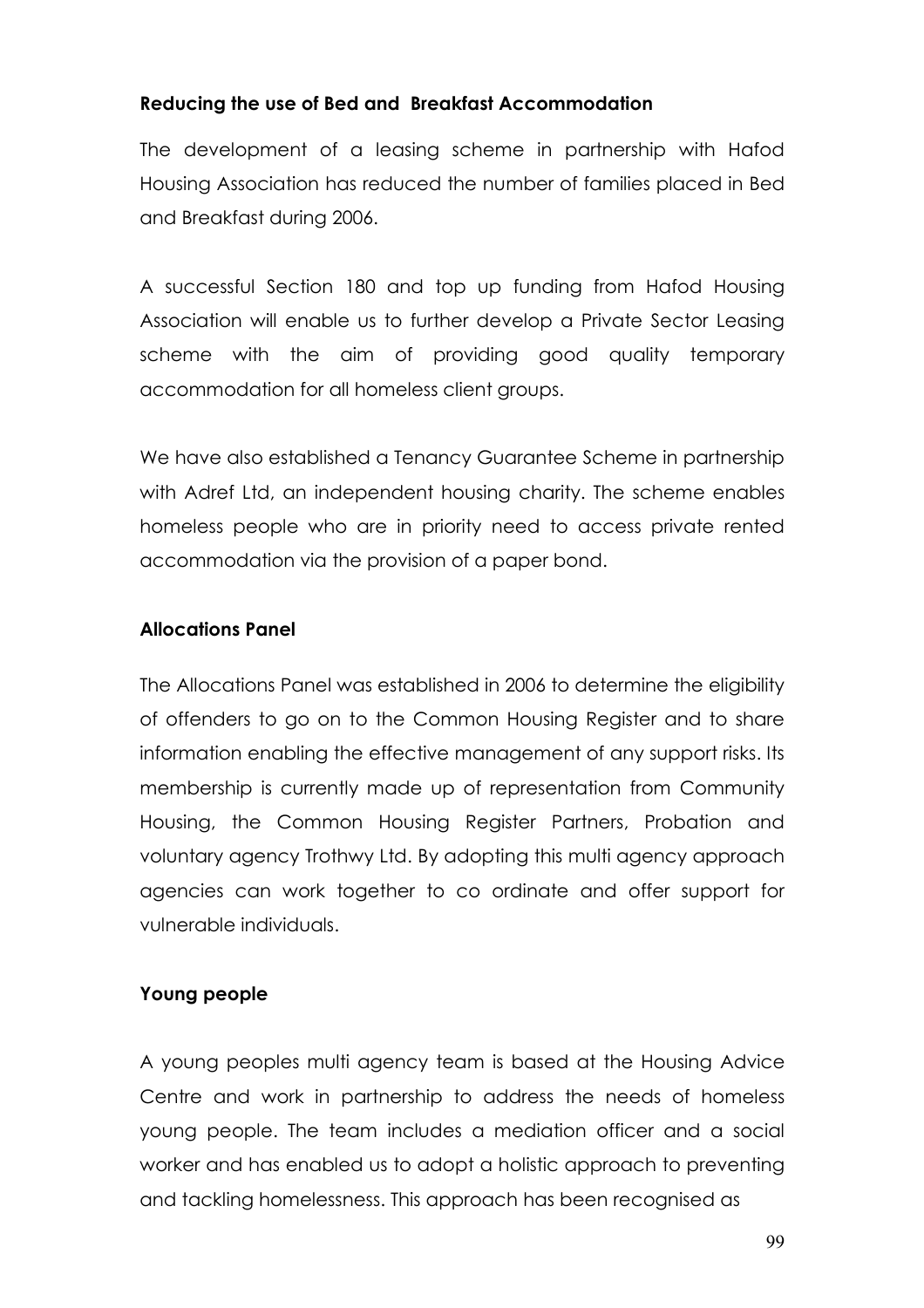**Reducing the use of Bed and Breakfast Accommodation**

The development of a leasing scheme in partnership with Hafod Housing Association has reduced the number of families placed in Bed and Breakfast during 2006.

A successful Section 180 and top up funding from Hafod Housing Association will enable us to further develop a Private Sector Leasing scheme with the aim of providing good quality temporary accommodation for all homeless client groups.

We have also established a Tenancy Guarantee Scheme in partnership with Adref Ltd, an independent housing charity. The scheme enables homeless people who are in priority need to access private rented accommodation via the provision of a paper bond.

**Allocations Panel**

The Allocations Panel was established in 2006 to determine the eligibility of offenders to go on to the Common Housing Register and to share information enabling the effective management of any support risks. Its membership is currently made up of representation from Community Housing, the Common Housing Register Partners, Probation and voluntary agency Trothwy Ltd. By adopting this multi agency approach agencies can work together to co ordinate and offer support for vulnerable individuals.

**Young people**

A young peoples multi agency team is based at the Housing Advice Centre and work in partnership to address the needs of homeless young people. The team includes a mediation officer and a social worker and has enabled us to adopt a holistic approach to preventing and tackling homelessness. This approach has been recognised as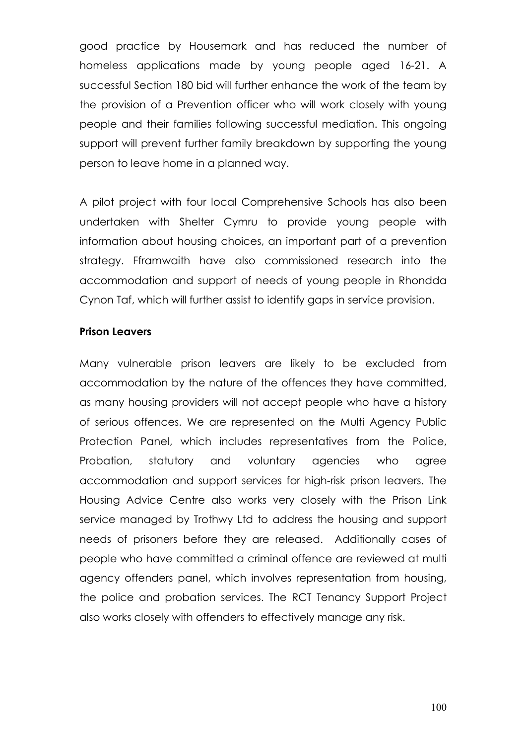good practice by Housemark and has reduced the number of homeless applications made by young people aged 16-21. A successful Section 180 bid will further enhance the work of the team by the provision of a Prevention officer who will work closely with young people and their families following successful mediation. This ongoing support will prevent further family breakdown by supporting the young person to leave home in a planned way.

A pilot project with four local Comprehensive Schools has also been undertaken with Shelter Cymru to provide young people with information about housing choices, an important part of a prevention strategy. Fframwaith have also commissioned research into the accommodation and support of needs of young people in Rhondda Cynon Taf, which will further assist to identify gaps in service provision.

**Prison Leavers**

Many vulnerable prison leavers are likely to be excluded from accommodation by the nature of the offences they have committed, as many housing providers will not accept people who have a history of serious offences. We are represented on the Multi Agency Public Protection Panel, which includes representatives from the Police, Probation, statutory and voluntary agencies who agree accommodation and support services for high-risk prison leavers. The Housing Advice Centre also works very closely with the Prison Link service managed by Trothwy Ltd to address the housing and support needs of prisoners before they are released. Additionally cases of people who have committed a criminal offence are reviewed at multi agency offenders panel, which involves representation from housing, the police and probation services. The RCT Tenancy Support Project also works closely with offenders to effectively manage any risk.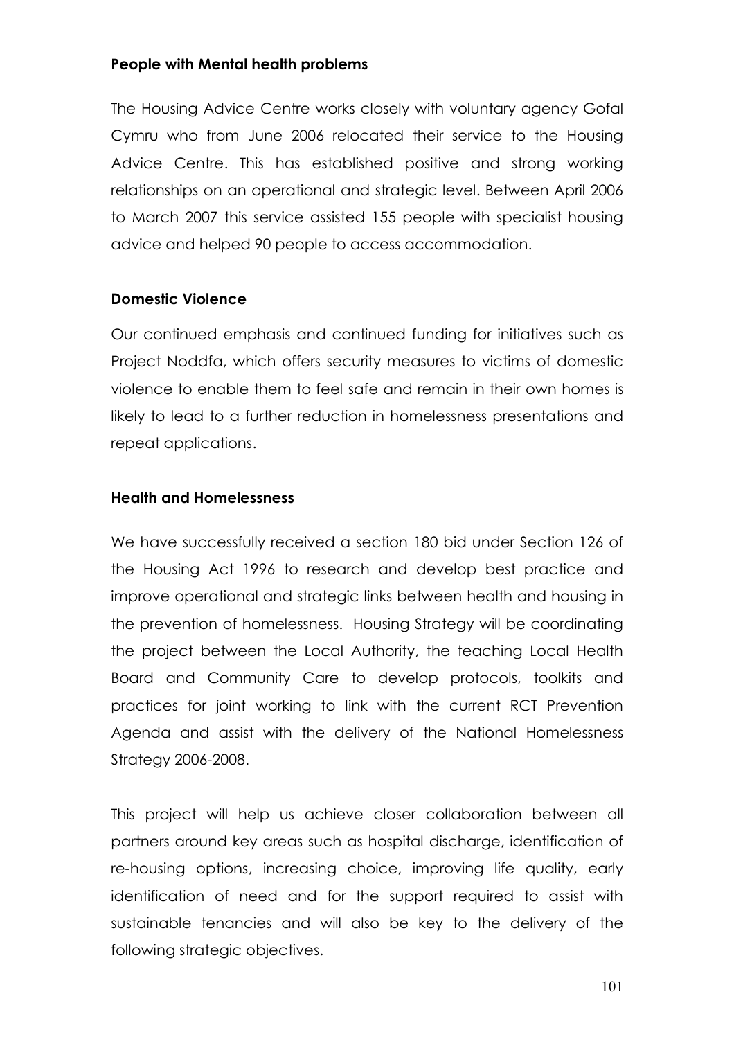**People with Mental health problems**

The Housing Advice Centre works closely with voluntary agency Gofal Cymru who from June 2006 relocated their service to the Housing Advice Centre. This has established positive and strong working relationships on an operational and strategic level. Between April 2006 to March 2007 this service assisted 155 people with specialist housing advice and helped 90 people to access accommodation.

**Domestic Violence**

Our continued emphasis and continued funding for initiatives such as Project Noddfa, which offers security measures to victims of domestic violence to enable them to feel safe and remain in their own homes is likely to lead to a further reduction in homelessness presentations and repeat applications.

**Health and Homelessness**

We have successfully received a section 180 bid under Section 126 of the Housing Act 1996 to research and develop best practice and improve operational and strategic links between health and housing in the prevention of homelessness. Housing Strategy will be coordinating the project between the Local Authority, the teaching Local Health Board and Community Care to develop protocols, toolkits and practices for joint working to link with the current RCT Prevention Agenda and assist with the delivery of the National Homelessness Strategy 2006-2008.

This project will help us achieve closer collaboration between all partners around key areas such as hospital discharge, identification of re-housing options, increasing choice, improving life quality, early identification of need and for the support required to assist with sustainable tenancies and will also be key to the delivery of the following strategic objectives.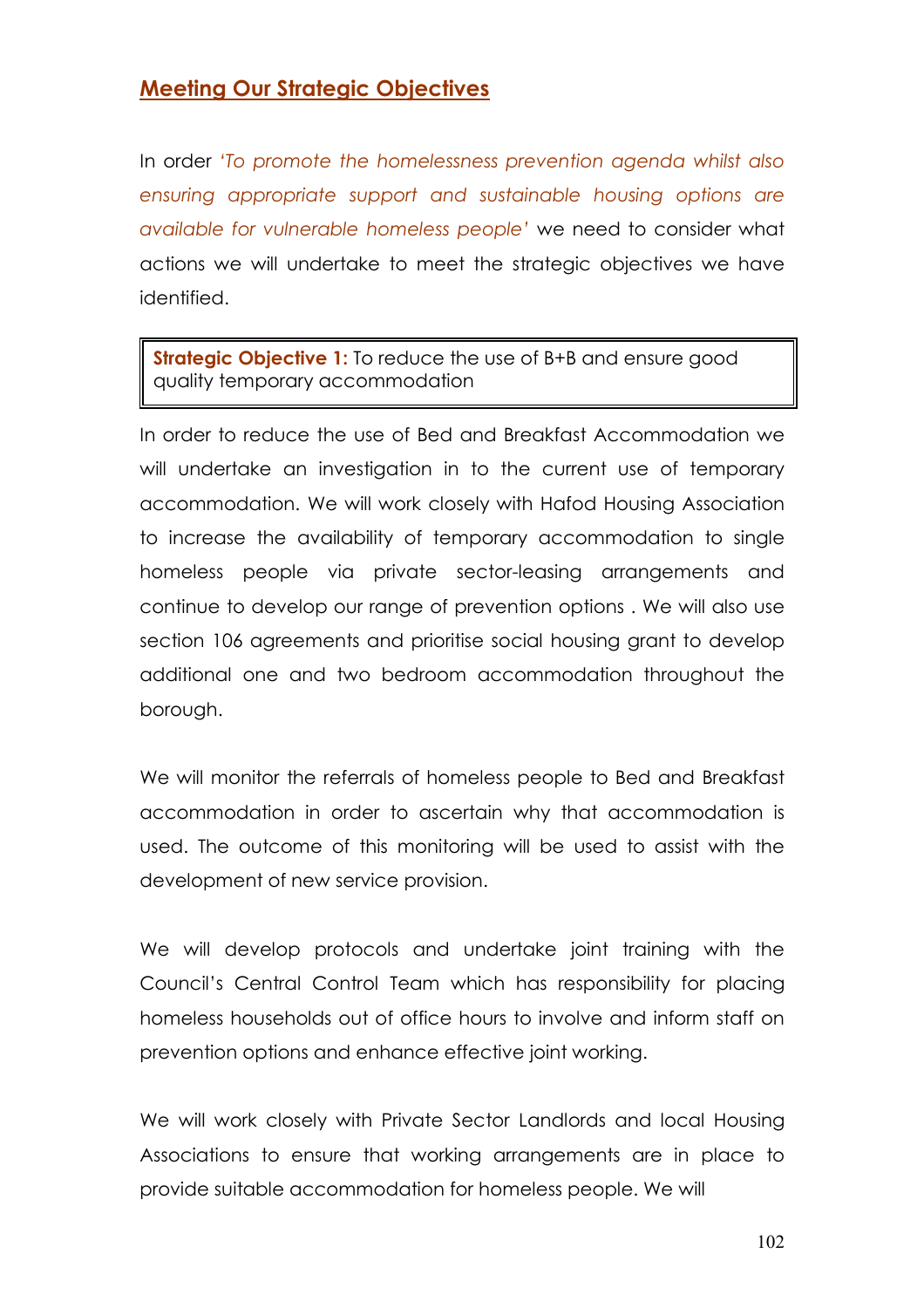## Meeting Our Strategic Objectives

In order *'To promote the homelessness prevention agenda whilst also ensuring appropriate support and sustainable housing options are available for vulnerable homeless people'* we need to consider what actions we will undertake to meet the strategic objectives we have identified.

> **Strategic Objective 1:** To reduce the use of B+B and ensure good quality temporary accommodation

In order to reduce the use of Bed and Breakfast Accommodation we will undertake an investigation in to the current use of temporary accommodation. We will work closely with Hafod Housing Association to increase the availability of temporary accommodation to single homeless people via private sector-leasing arrangements and continue to develop our range of prevention options . We will also use section 106 agreements and prioritise social housing grant to develop additional one and two bedroom accommodation throughout the borough.

We will monitor the referrals of homeless people to Bed and Breakfast accommodation in order to ascertain why that accommodation is used. The outcome of this monitoring will be used to assist with the development of new service provision.

We will develop protocols and undertake joint training with the Council's Central Control Team which has responsibility for placing homeless households out of office hours to involve and inform staff on prevention options and enhance effective joint working.

We will work closely with Private Sector Landlords and local Housing Associations to ensure that working arrangements are in place to provide suitable accommodation for homeless people. We will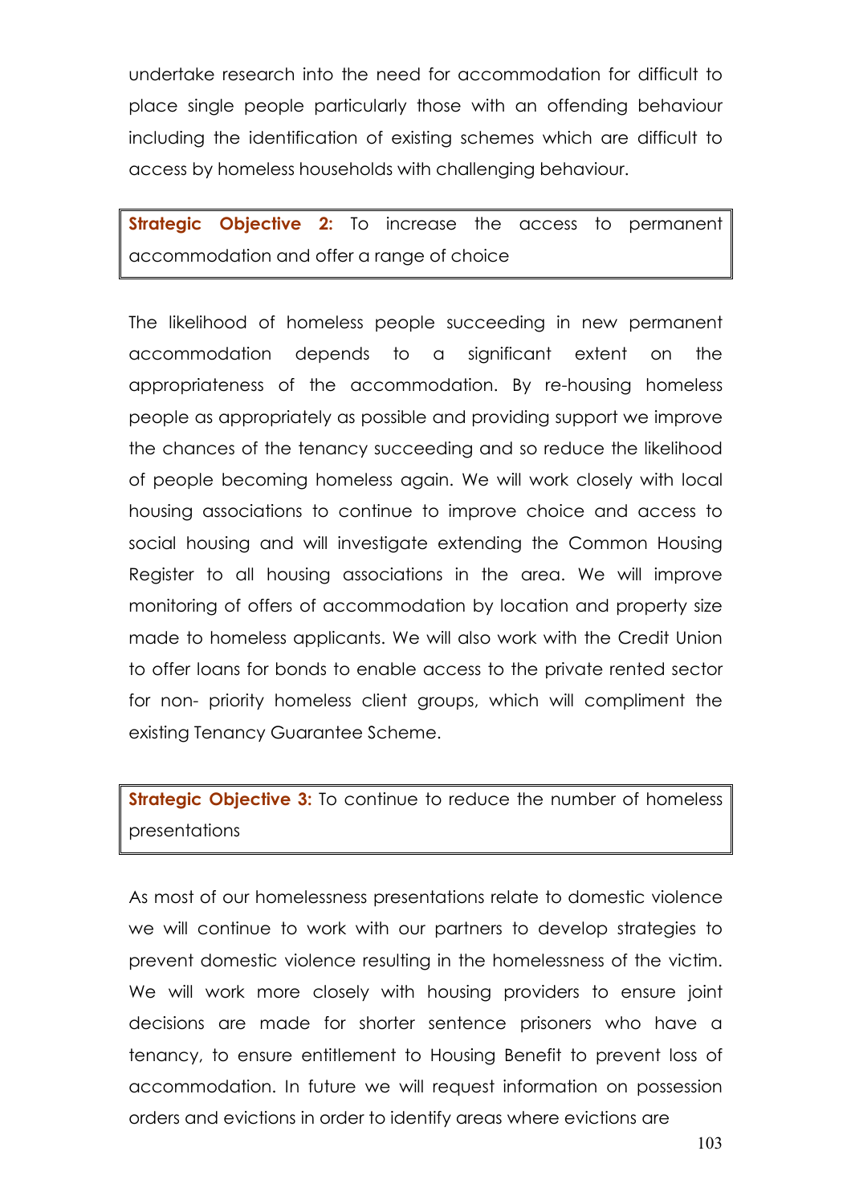undertake research into the need for accommodation for difficult to place single people particularly those with an offending behaviour including the identification of existing schemes which are difficult to access by homeless households with challenging behaviour.

**Strategic Objective 2:** To increase the access to permanent accommodation and offer a range of choice

The likelihood of homeless people succeeding in new permanent accommodation depends to a significant extent on the appropriateness of the accommodation. By re-housing homeless people as appropriately as possible and providing support we improve the chances of the tenancy succeeding and so reduce the likelihood of people becoming homeless again. We will work closely with local housing associations to continue to improve choice and access to social housing and will investigate extending the Common Housing Register to all housing associations in the area. We will improve monitoring of offers of accommodation by location and property size made to homeless applicants. We will also work with the Credit Union to offer loans for bonds to enable access to the private rented sector for non- priority homeless client groups, which will compliment the existing Tenancy Guarantee Scheme.

**Strategic Objective 3:** To continue to reduce the number of homeless presentations

As most of our homelessness presentations relate to domestic violence we will continue to work with our partners to develop strategies to prevent domestic violence resulting in the homelessness of the victim. We will work more closely with housing providers to ensure joint decisions are made for shorter sentence prisoners who have a tenancy, to ensure entitlement to Housing Benefit to prevent loss of accommodation. In future we will request information on possession orders and evictions in order to identify areas where evictions are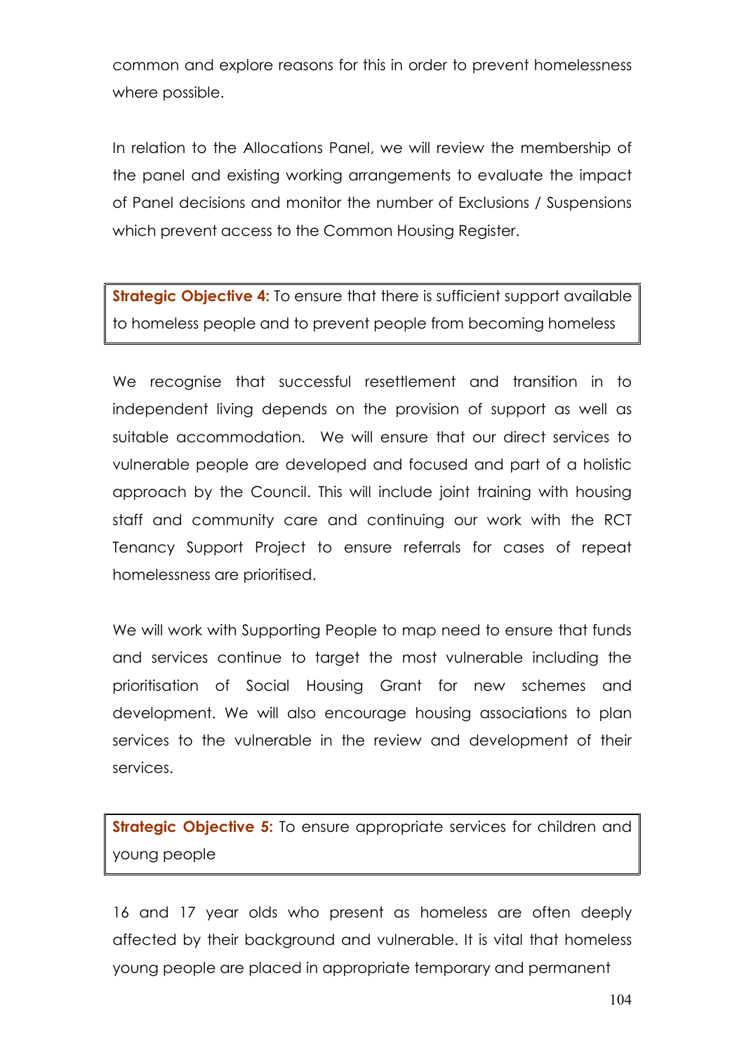common and explore reasons for this in order to prevent homelessness where possible.

In relation to the Allocations Panel, we will review the membership of the panel and existing working arrangements to evaluate the impact of Panel decisions and monitor the number of Exclusions / Suspensions which prevent access to the Common Housing Register.

**Strategic Objective 4:** To ensure that there is sufficient support available to homeless people and to prevent people from becoming homeless

We recognise that successful resettlement and transition in to independent living depends on the provision of support as well as suitable accommodation. We will ensure that our direct services to vulnerable people are developed and focused and part of a holistic approach by the Council. This will include joint training with housing staff and community care and continuing our work with the RCT Tenancy Support Project to ensure referrals for cases of repeat homelessness are prioritised.

We will work with Supporting People to map need to ensure that funds and services continue to target the most vulnerable including the prioritisation of Social Housing Grant for new schemes and development. We will also encourage housing associations to plan services to the vulnerable in the review and development of their services.

**Strategic Objective 5:** To ensure appropriate services for children and young people

16 and 17 year olds who present as homeless are often deeply affected by their background and vulnerable. It is vital that homeless young people are placed in appropriate temporary and permanent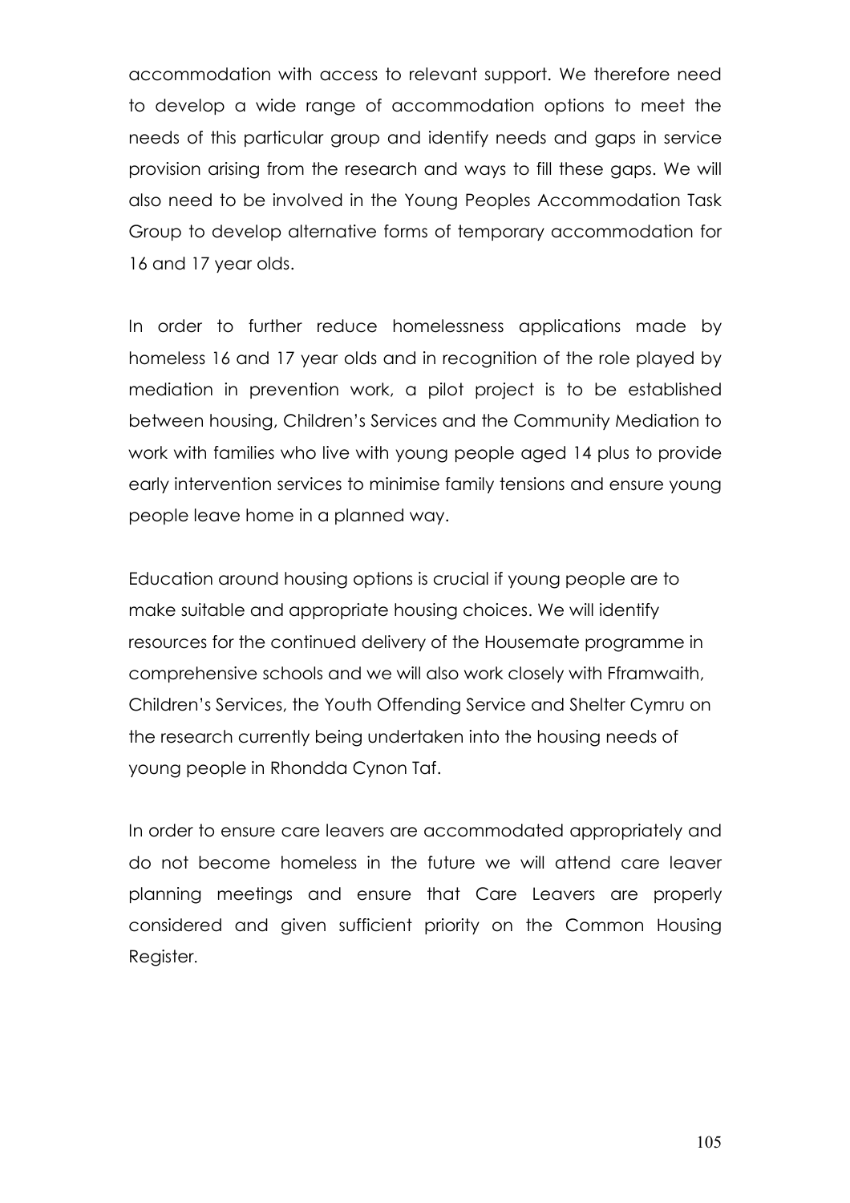accommodation with access to relevant support. We therefore need to develop a wide range of accommodation options to meet the needs of this particular group and identify needs and gaps in service provision arising from the research and ways to fill these gaps. We will also need to be involved in the Young Peoples Accommodation Task Group to develop alternative forms of temporary accommodation for 16 and 17 year olds.

In order to further reduce homelessness applications made by homeless 16 and 17 year olds and in recognition of the role played by mediation in prevention work, a pilot project is to be established between housing, Children's Services and the Community Mediation to work with families who live with young people aged 14 plus to provide early intervention services to minimise family tensions and ensure young people leave home in a planned way.

Education around housing options is crucial if young people are to make suitable and appropriate housing choices. We will identify resources for the continued delivery of the Housemate programme in comprehensive schools and we will also work closely with Fframwaith, Children's Services, the Youth Offending Service and Shelter Cymru on the research currently being undertaken into the housing needs of young people in Rhondda Cynon Taf.

In order to ensure care leavers are accommodated appropriately and do not become homeless in the future we will attend care leaver planning meetings and ensure that Care Leavers are properly considered and given sufficient priority on the Common Housing Register.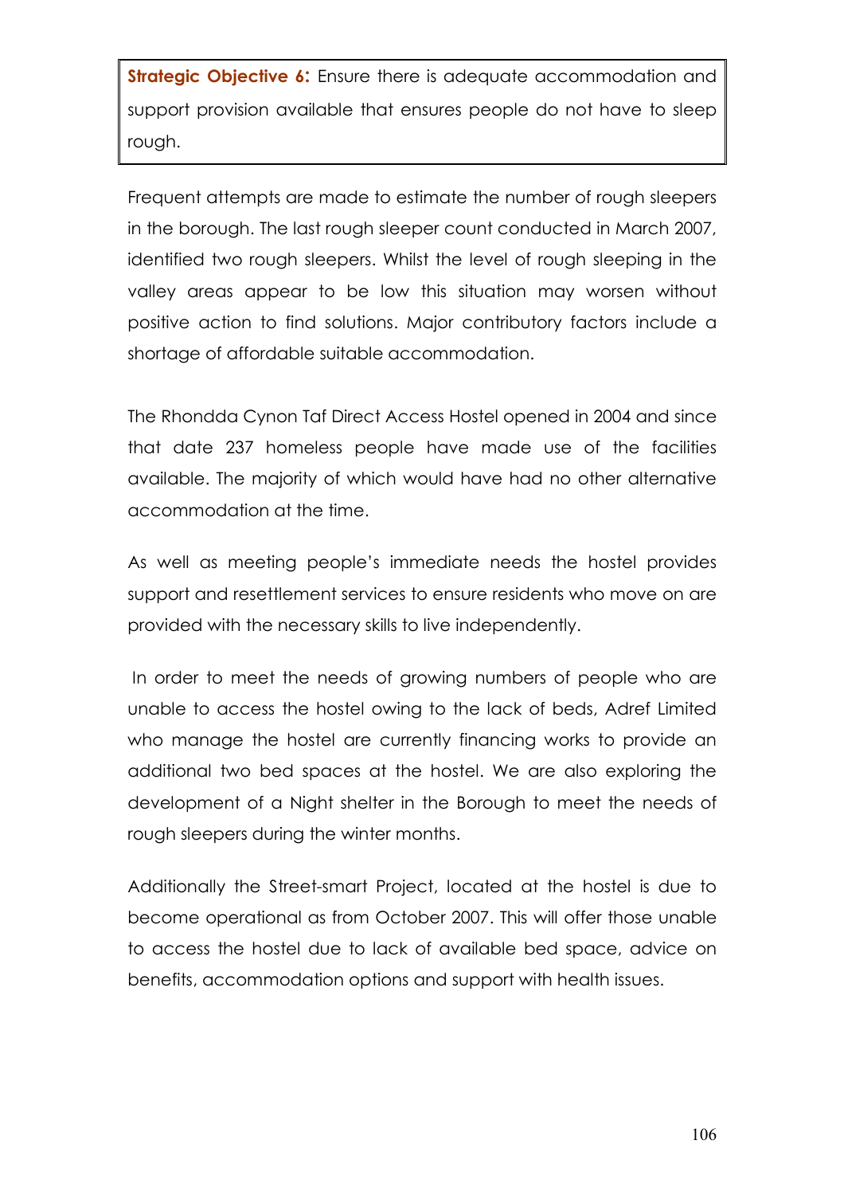**Strategic Objective 6:** Ensure there is adequate accommodation and support provision available that ensures people do not have to sleep rough.

Frequent attempts are made to estimate the number of rough sleepers in the borough. The last rough sleeper count conducted in March 2007, identified two rough sleepers. Whilst the level of rough sleeping in the valley areas appear to be low this situation may worsen without positive action to find solutions. Major contributory factors include a shortage of affordable suitable accommodation.

The Rhondda Cynon Taf Direct Access Hostel opened in 2004 and since that date 237 homeless people have made use of the facilities available. The majority of which would have had no other alternative accommodation at the time.

As well as meeting people's immediate needs the hostel provides support and resettlement services to ensure residents who move on are provided with the necessary skills to live independently.

In order to meet the needs of growing numbers of people who are unable to access the hostel owing to the lack of beds, Adref Limited who manage the hostel are currently financing works to provide an additional two bed spaces at the hostel. We are also exploring the development of a Night shelter in the Borough to meet the needs of rough sleepers during the winter months.

Additionally the Street-smart Project, located at the hostel is due to become operational as from October 2007. This will offer those unable to access the hostel due to lack of available bed space, advice on benefits, accommodation options and support with health issues.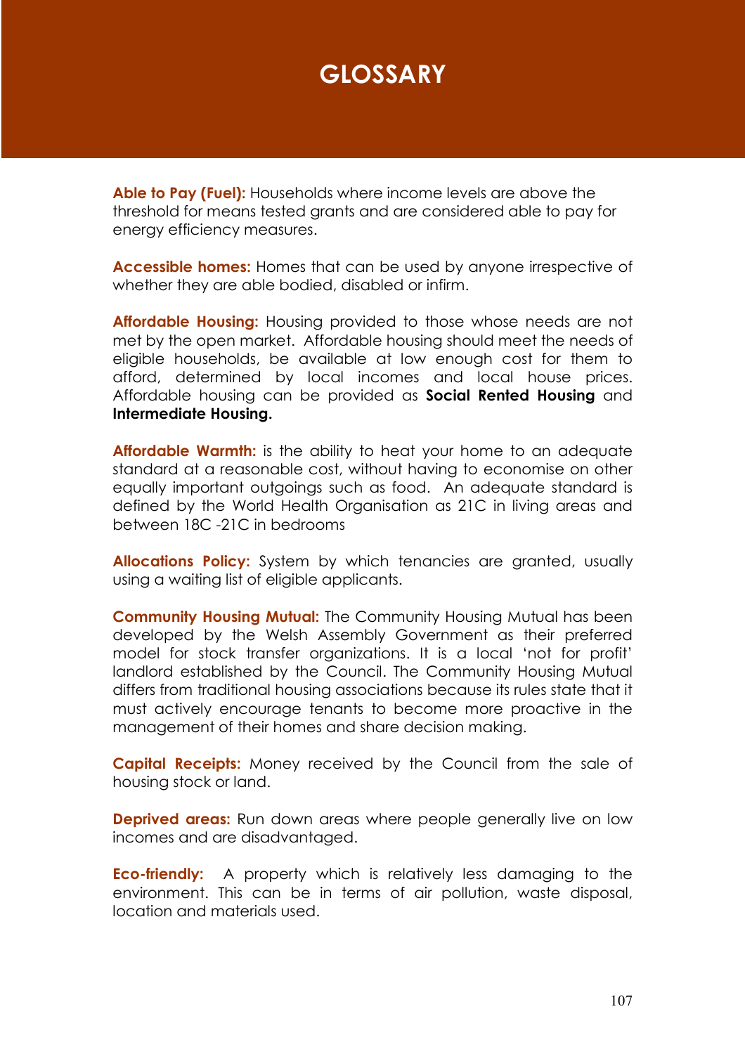# GLOSSARY

**Able to Pay (Fuel):** Households where income levels are above the threshold for means tested grants and are considered able to pay for energy efficiency measures.

**Accessible homes:** Homes that can be used by anyone irrespective of whether they are able bodied, disabled or infirm.

**Affordable Housing:** Housing provided to those whose needs are not met by the open market. Affordable housing should meet the needs of eligible households, be available at low enough cost for them to afford, determined by local incomes and local house prices. Affordable housing can be provided as **Social Rented Housing** and **Intermediate Housing.**

**Affordable Warmth:** is the ability to heat your home to an adequate standard at a reasonable cost, without having to economise on other equally important outgoings such as food. An adequate standard is defined by the World Health Organisation as 21C in living areas and between 18C -21C in bedrooms

**Allocations Policy:** System by which tenancies are granted, usually using a waiting list of eligible applicants.

**Community Housing Mutual:** The Community Housing Mutual has been developed by the Welsh Assembly Government as their preferred model for stock transfer organizations. It is a local 'not for profit' landlord established by the Council. The Community Housing Mutual differs from traditional housing associations because its rules state that it must actively encourage tenants to become more proactive in the management of their homes and share decision making.

**Capital Receipts:** Money received by the Council from the sale of housing stock or land.

**Deprived areas:** Run down areas where people generally live on low incomes and are disadvantaged.

**Eco-friendly:** A property which is relatively less damaging to the environment. This can be in terms of air pollution, waste disposal, location and materials used.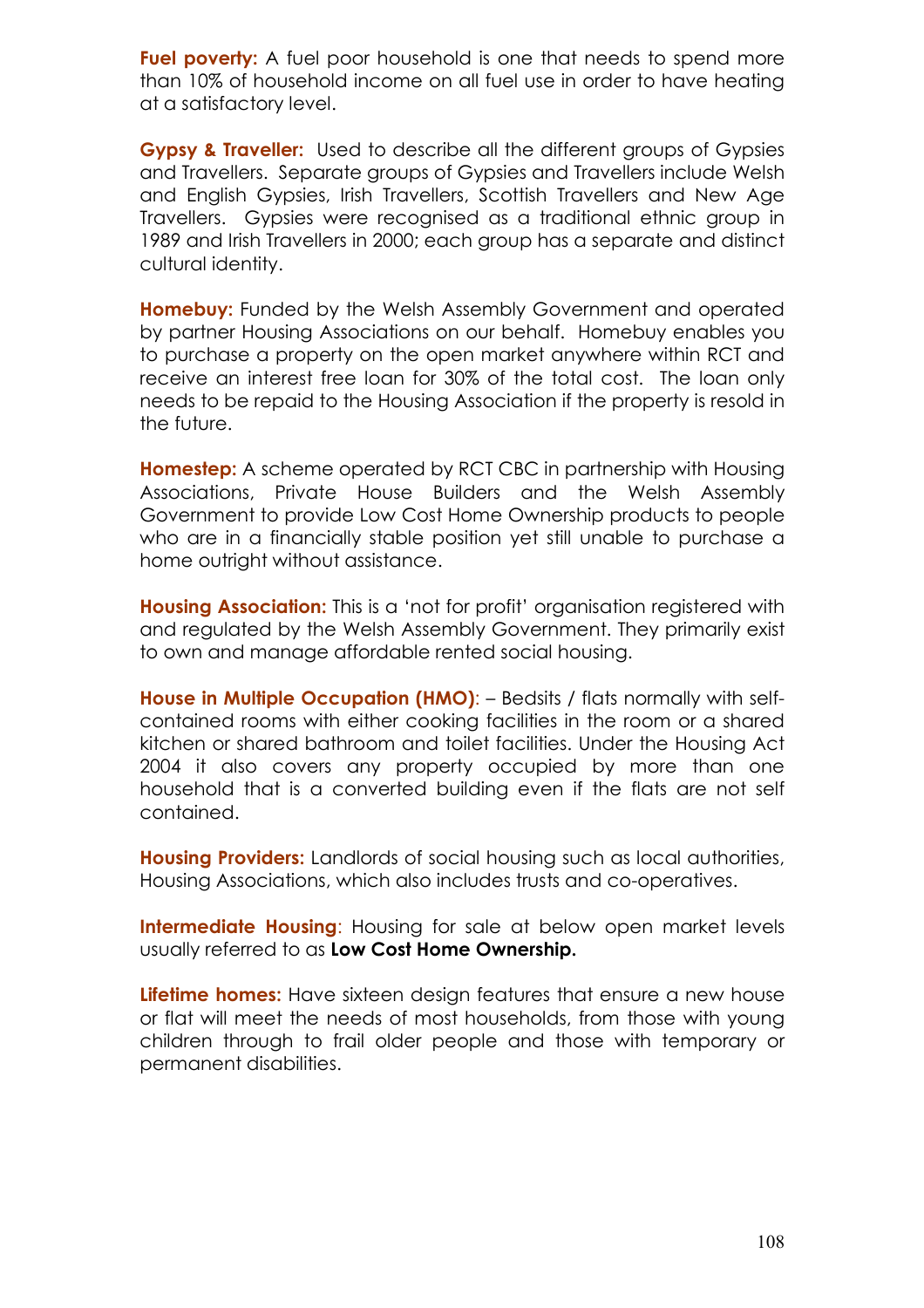**Fuel poverty:** A fuel poor household is one that needs to spend more than 10% of household income on all fuel use in order to have heating at a satisfactory level.

**Gypsy & Traveller:** Used to describe all the different groups of Gypsies and Travellers. Separate groups of Gypsies and Travellers include Welsh and English Gypsies, Irish Travellers, Scottish Travellers and New Age Travellers. Gypsies were recognised as a traditional ethnic group in 1989 and Irish Travellers in 2000; each group has a separate and distinct cultural identity.

**Homebuy:** Funded by the Welsh Assembly Government and operated by partner Housing Associations on our behalf. Homebuy enables you to purchase a property on the open market anywhere within RCT and receive an interest free loan for 30% of the total cost. The loan only needs to be repaid to the Housing Association if the property is resold in the future.

**Homestep:** A scheme operated by RCT CBC in partnership with Housing Associations, Private House Builders and the Welsh Assembly Government to provide Low Cost Home Ownership products to people who are in a financially stable position yet still unable to purchase a home outright without assistance.

**Housing Association:** This is a 'not for profit' organisation registered with and regulated by the Welsh Assembly Government. They primarily exist to own and manage affordable rented social housing.

**House in Multiple Occupation (HMO)**: – Bedsits / flats normally with self-contained rooms with either cooking facilities in the room or a shared kitchen or shared bathroom and toilet facilities. Under the Housing Act 2004 it also covers any property occupied by more than one household that is a converted building even if the flats are not self contained.

**Housing Providers:** Landlords of social housing such as local authorities, Housing Associations, which also includes trusts and co-operatives.

**Intermediate Housing**: Housing for sale at below open market levels usually referred to as **Low Cost Home Ownership.**

**Lifetime homes:** Have sixteen design features that ensure a new house or flat will meet the needs of most households, from those with young children through to frail older people and those with temporary or permanent disabilities.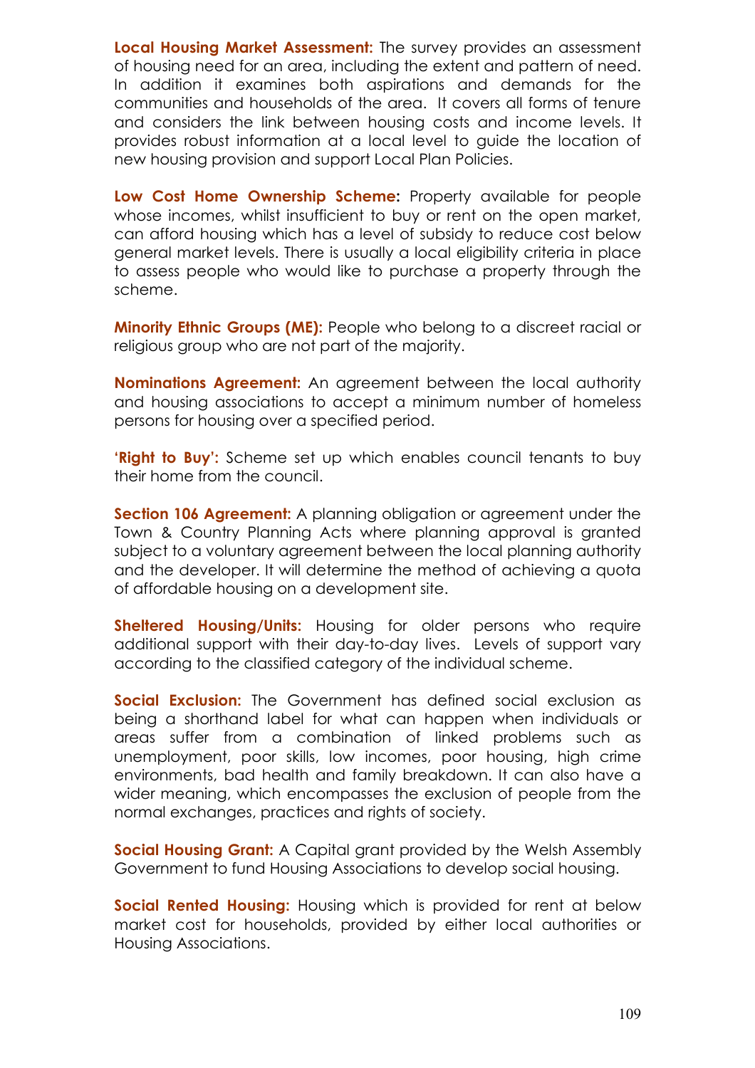**Local Housing Market Assessment:** The survey provides an assessment of housing need for an area, including the extent and pattern of need. In addition it examines both aspirations and demands for the communities and households of the area. It covers all forms of tenure and considers the link between housing costs and income levels. It provides robust information at a local level to guide the location of new housing provision and support Local Plan Policies.

**Low Cost Home Ownership Scheme:** Property available for people whose incomes, whilst insufficient to buy or rent on the open market, can afford housing which has a level of subsidy to reduce cost below general market levels. There is usually a local eligibility criteria in place to assess people who would like to purchase a property through the scheme.

**Minority Ethnic Groups (ME):** People who belong to a discreet racial or religious group who are not part of the majority.

**Nominations Agreement:** An agreement between the local authority and housing associations to accept a minimum number of homeless persons for housing over a specified period.

**'Right to Buy':** Scheme set up which enables council tenants to buy their home from the council.

**Section 106 Agreement:** A planning obligation or agreement under the Town & Country Planning Acts where planning approval is granted subject to a voluntary agreement between the local planning authority and the developer. It will determine the method of achieving a quota of affordable housing on a development site.

**Sheltered Housing/Units:** Housing for older persons who require additional support with their day-to-day lives. Levels of support vary according to the classified category of the individual scheme.

**Social Exclusion:** The Government has defined social exclusion as being a shorthand label for what can happen when individuals or areas suffer from a combination of linked problems such as unemployment, poor skills, low incomes, poor housing, high crime environments, bad health and family breakdown. It can also have a wider meaning, which encompasses the exclusion of people from the normal exchanges, practices and rights of society.

**Social Housing Grant:** A Capital grant provided by the Welsh Assembly Government to fund Housing Associations to develop social housing.

**Social Rented Housing:** Housing which is provided for rent at below market cost for households, provided by either local authorities or Housing Associations.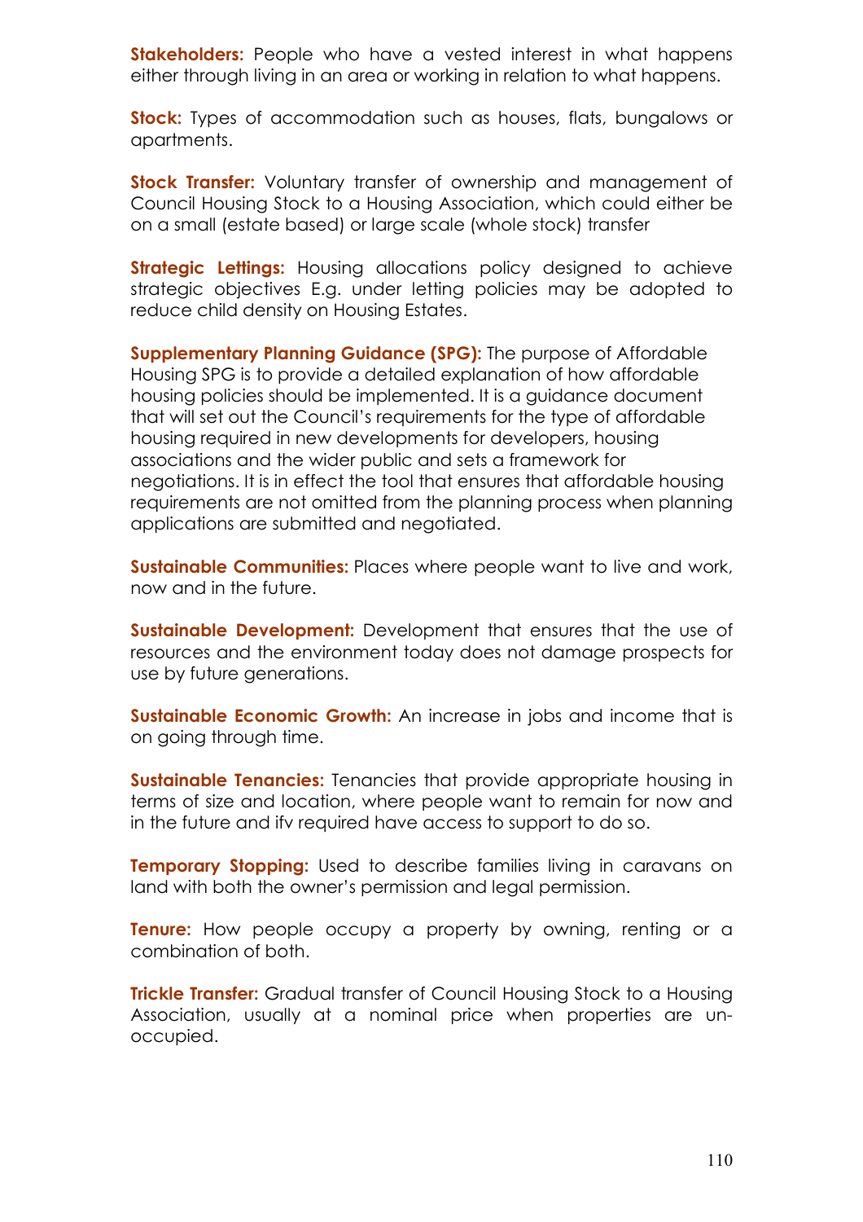**Stakeholders:** People who have a vested interest in what happens either through living in an area or working in relation to what happens.

**Stock:** Types of accommodation such as houses, flats, bungalows or apartments.

**Stock Transfer:** Voluntary transfer of ownership and management of Council Housing Stock to a Housing Association, which could either be on a small (estate based) or large scale (whole stock) transfer

**Strategic Lettings:** Housing allocations policy designed to achieve strategic objectives E.g. under letting policies may be adopted to reduce child density on Housing Estates.

**Supplementary Planning Guidance (SPG):** The purpose of Affordable Housing SPG is to provide a detailed explanation of how affordable housing policies should be implemented. It is a guidance document that will set out the Council's requirements for the type of affordable housing required in new developments for developers, housing associations and the wider public and sets a framework for negotiations. It is in effect the tool that ensures that affordable housing requirements are not omitted from the planning process when planning applications are submitted and negotiated.

**Sustainable Communities:** Places where people want to live and work, now and in the future.

**Sustainable Development:** Development that ensures that the use of resources and the environment today does not damage prospects for use by future generations.

**Sustainable Economic Growth:** An increase in jobs and income that is on going through time.

**Sustainable Tenancies:** Tenancies that provide appropriate housing in terms of size and location, where people want to remain for now and in the future and ifv required have access to support to do so.

**Temporary Stopping:** Used to describe families living in caravans on land with both the owner's permission and legal permission.

**Tenure:** How people occupy a property by owning, renting or a combination of both.

**Trickle Transfer:** Gradual transfer of Council Housing Stock to a Housing Association, usually at a nominal price when properties are un-occupied.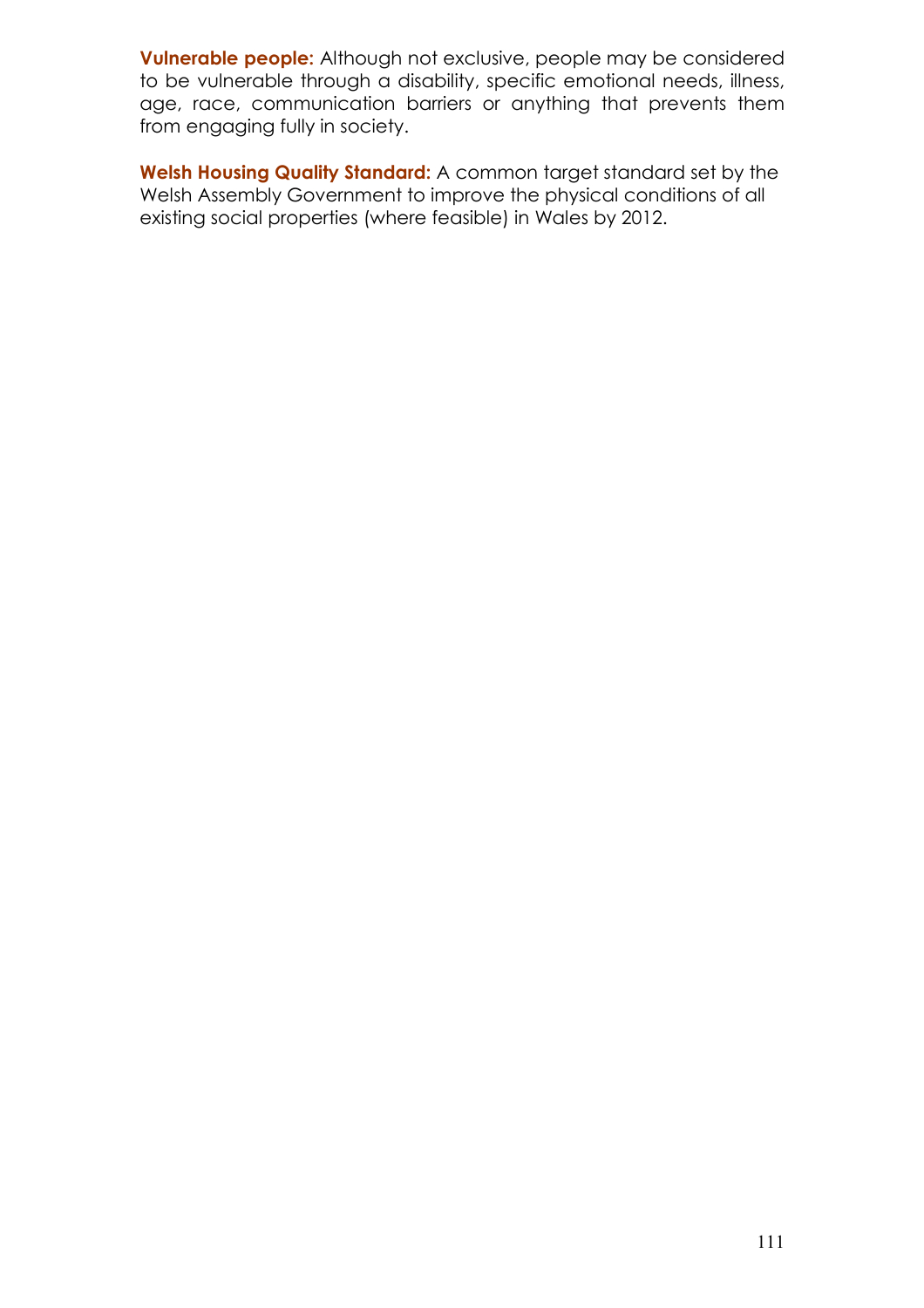**Vulnerable people:** Although not exclusive, people may be considered to be vulnerable through a disability, specific emotional needs, illness, age, race, communication barriers or anything that prevents them from engaging fully in society.

**Welsh Housing Quality Standard:** A common target standard set by the Welsh Assembly Government to improve the physical conditions of all existing social properties (where feasible) in Wales by 2012.